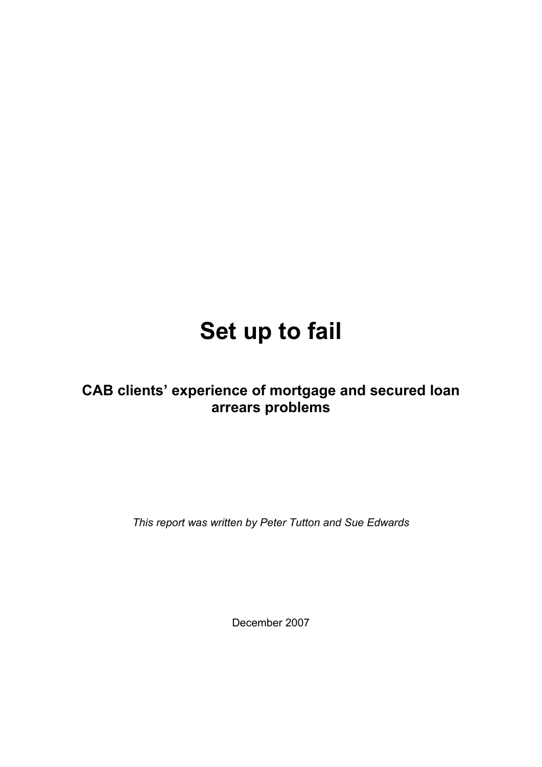# Set up to fail

## CAB clients' experience of mortgage and secured loan arrears problems

*This report was written by Peter Tutton and Sue Edwards*

December 2007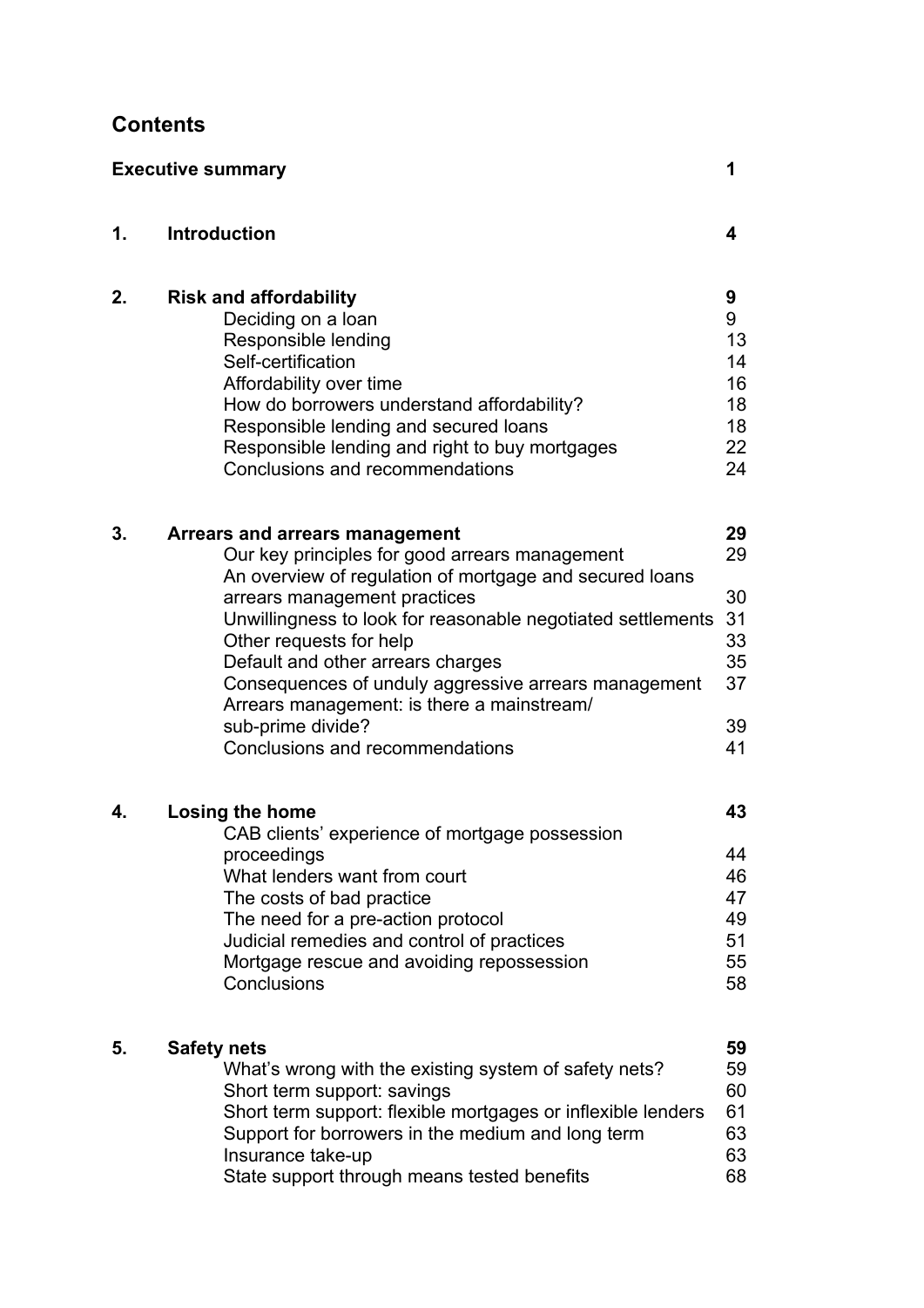## Contents

| | | |
|---|---|---|
| **Executive summary** | | **1** |
| **1.** | **Introduction** | **4** |
| **2.** | **Risk and affordability** | **9** |
| | Deciding on a loan | 9 |
| | Responsible lending | 13 |
| | Self-certification | 14 |
| | Affordability over time | 16 |
| | How do borrowers understand affordability? | 18 |
| | Responsible lending and secured loans | 18 |
| | Responsible lending and right to buy mortgages | 22 |
| | Conclusions and recommendations | 24 |
| **3.** | **Arrears and arrears management** | **29** |
| | Our key principles for good arrears management | 29 |
| | An overview of regulation of mortgage and secured loans arrears management practices | 30 |
| | Unwillingness to look for reasonable negotiated settlements | 31 |
| | Other requests for help | 33 |
| | Default and other arrears charges | 35 |
| | Consequences of unduly aggressive arrears management | 37 |
| | Arrears management: is there a mainstream/ sub-prime divide? | 39 |
| | Conclusions and recommendations | 41 |
| **4.** | **Losing the home** | **43** |
| | CAB clients' experience of mortgage possession proceedings | 44 |
| | What lenders want from court | 46 |
| | The costs of bad practice | 47 |
| | The need for a pre-action protocol | 49 |
| | Judicial remedies and control of practices | 51 |
| | Mortgage rescue and avoiding repossession | 55 |
| | Conclusions | 58 |
| **5.** | **Safety nets** | **59** |
| | What's wrong with the existing system of safety nets? | 59 |
| | Short term support: savings | 60 |
| | Short term support: flexible mortgages or inflexible lenders | 61 |
| | Support for borrowers in the medium and long term | 63 |
| | Insurance take-up | 63 |
| | State support through means tested benefits | 68 |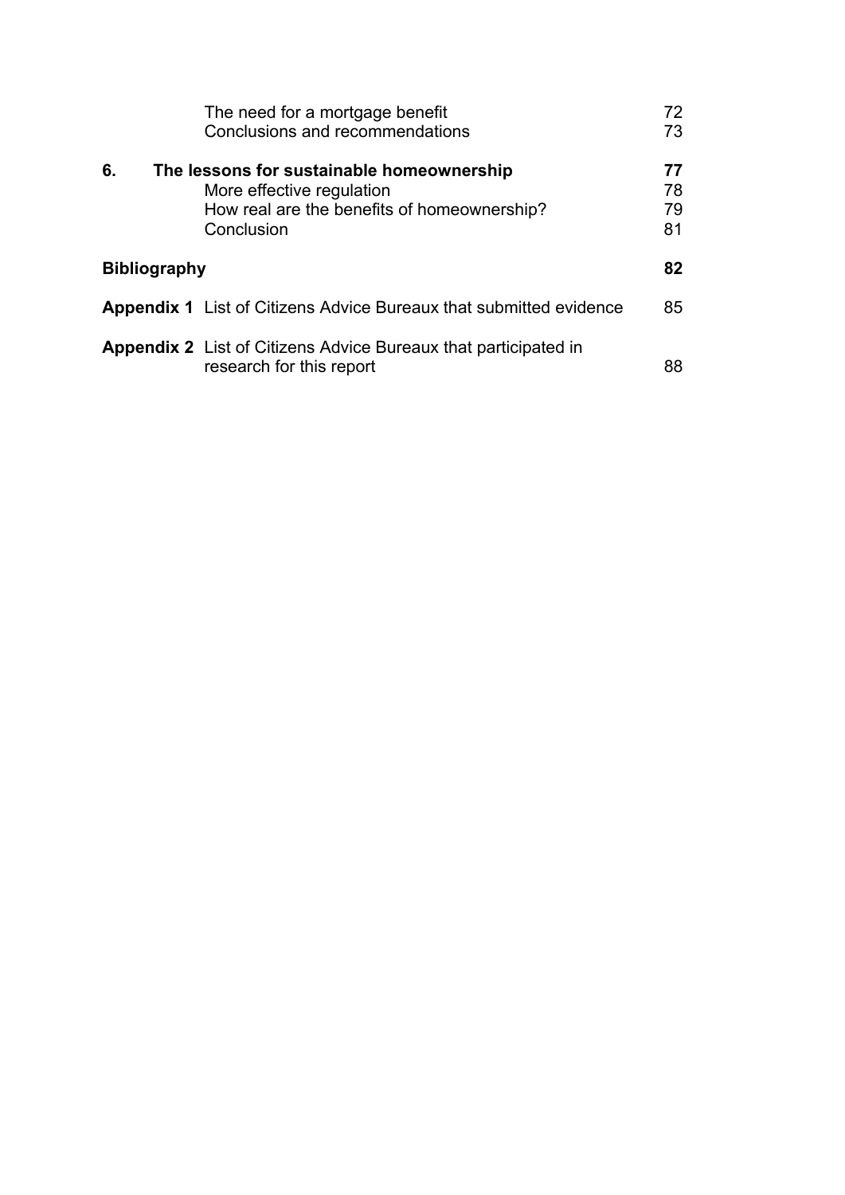| | | |
|---|---|---|
| | The need for a mortgage benefit | 72 |
| | Conclusions and recommendations | 73 |
| **6.** | **The lessons for sustainable homeownership** | **77** |
| | More effective regulation | 78 |
| | How real are the benefits of homeownership? | 79 |
| | Conclusion | 81 |
| **Bibliography** | | **82** |
| **Appendix 1** | List of Citizens Advice Bureaux that submitted evidence | 85 |
| **Appendix 2** | List of Citizens Advice Bureaux that participated in research for this report | 88 |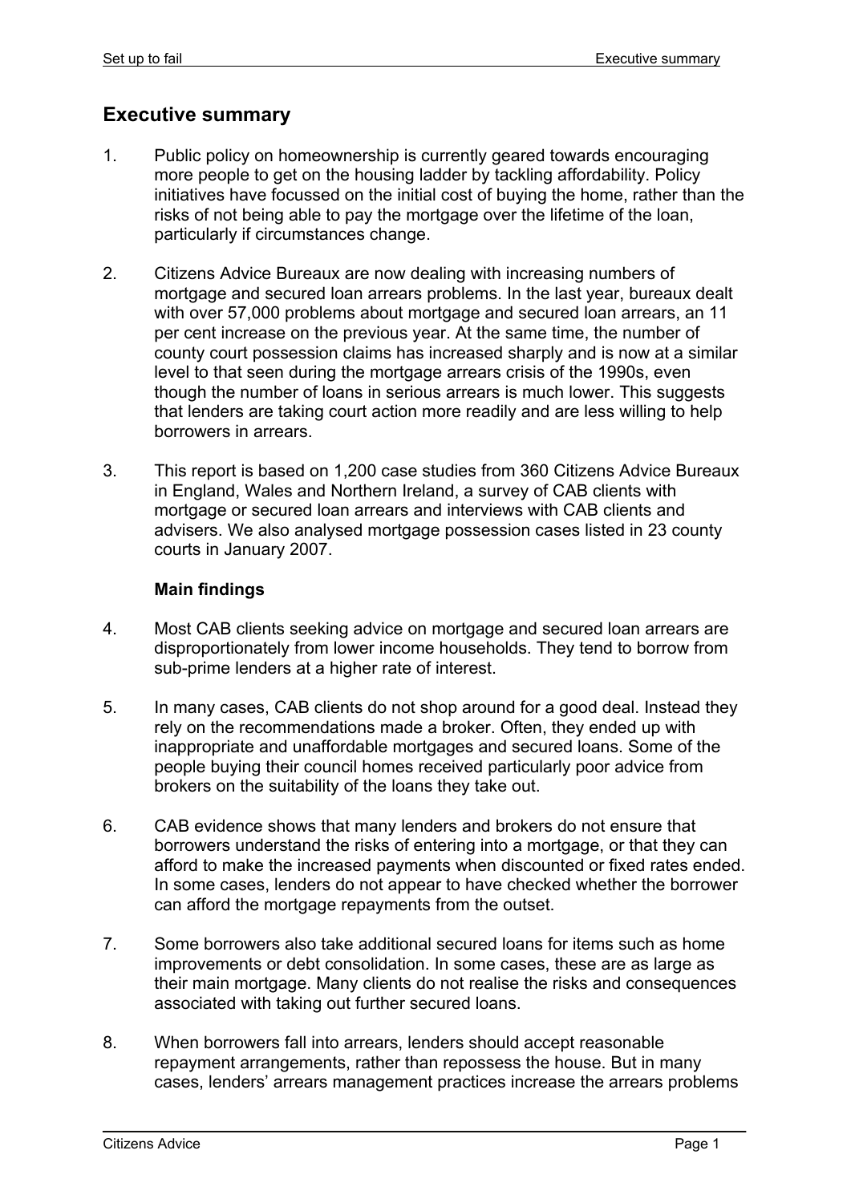## Executive summary

1. Public policy on homeownership is currently geared towards encouraging more people to get on the housing ladder by tackling affordability. Policy initiatives have focussed on the initial cost of buying the home, rather than the risks of not being able to pay the mortgage over the lifetime of the loan, particularly if circumstances change.

2. Citizens Advice Bureaux are now dealing with increasing numbers of mortgage and secured loan arrears problems. In the last year, bureaux dealt with over 57,000 problems about mortgage and secured loan arrears, an 11 per cent increase on the previous year. At the same time, the number of county court possession claims has increased sharply and is now at a similar level to that seen during the mortgage arrears crisis of the 1990s, even though the number of loans in serious arrears is much lower. This suggests that lenders are taking court action more readily and are less willing to help borrowers in arrears.

3. This report is based on 1,200 case studies from 360 Citizens Advice Bureaux in England, Wales and Northern Ireland, a survey of CAB clients with mortgage or secured loan arrears and interviews with CAB clients and advisers. We also analysed mortgage possession cases listed in 23 county courts in January 2007.

### Main findings

4. Most CAB clients seeking advice on mortgage and secured loan arrears are disproportionately from lower income households. They tend to borrow from sub-prime lenders at a higher rate of interest.

5. In many cases, CAB clients do not shop around for a good deal. Instead they rely on the recommendations made a broker. Often, they ended up with inappropriate and unaffordable mortgages and secured loans. Some of the people buying their council homes received particularly poor advice from brokers on the suitability of the loans they take out.

6. CAB evidence shows that many lenders and brokers do not ensure that borrowers understand the risks of entering into a mortgage, or that they can afford to make the increased payments when discounted or fixed rates ended. In some cases, lenders do not appear to have checked whether the borrower can afford the mortgage repayments from the outset.

7. Some borrowers also take additional secured loans for items such as home improvements or debt consolidation. In some cases, these are as large as their main mortgage. Many clients do not realise the risks and consequences associated with taking out further secured loans.

8. When borrowers fall into arrears, lenders should accept reasonable repayment arrangements, rather than repossess the house. But in many cases, lenders' arrears management practices increase the arrears problems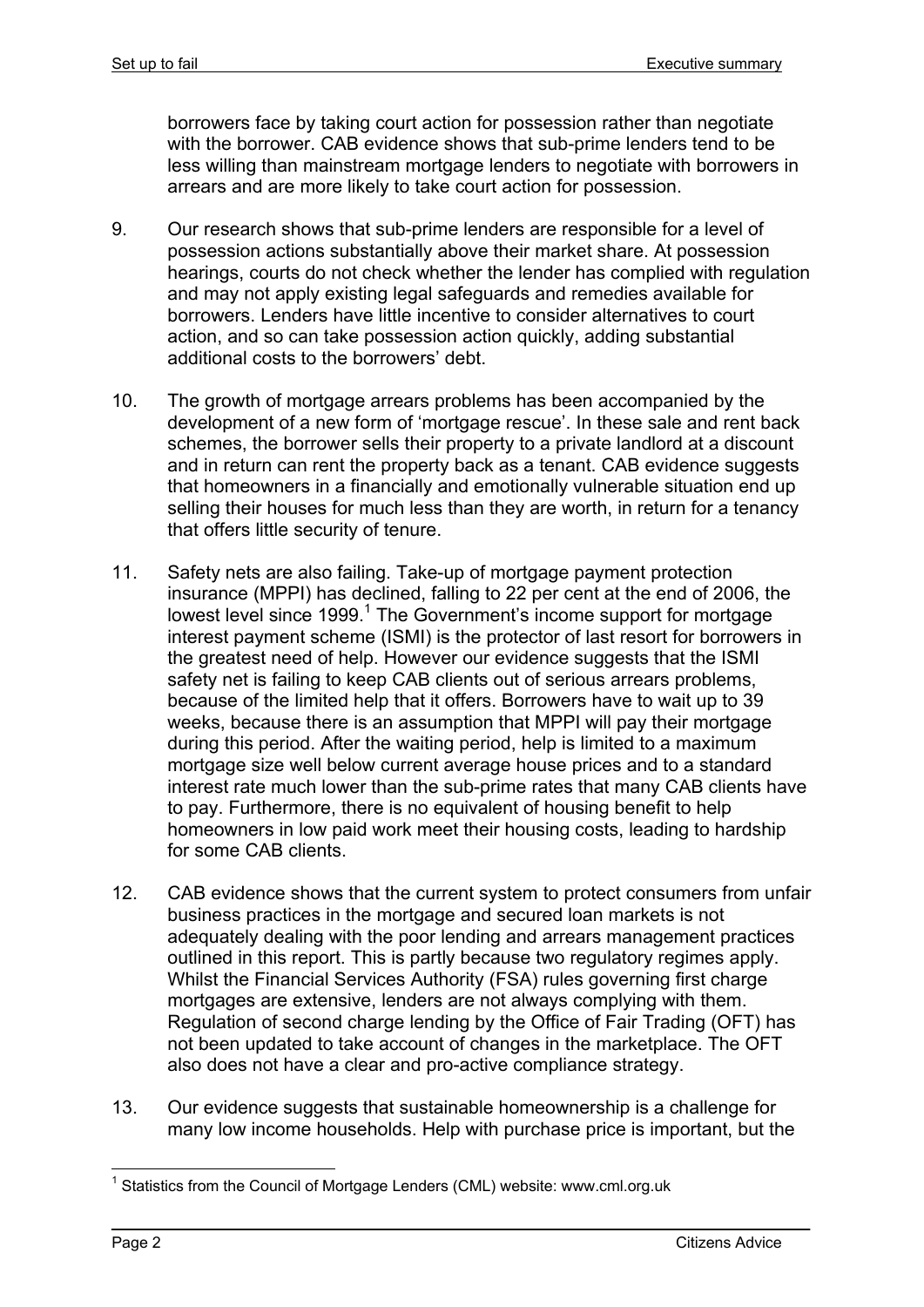borrowers face by taking court action for possession rather than negotiate with the borrower. CAB evidence shows that sub-prime lenders tend to be less willing than mainstream mortgage lenders to negotiate with borrowers in arrears and are more likely to take court action for possession.

9. Our research shows that sub-prime lenders are responsible for a level of possession actions substantially above their market share. At possession hearings, courts do not check whether the lender has complied with regulation and may not apply existing legal safeguards and remedies available for borrowers. Lenders have little incentive to consider alternatives to court action, and so can take possession action quickly, adding substantial additional costs to the borrowers' debt.

10. The growth of mortgage arrears problems has been accompanied by the development of a new form of 'mortgage rescue'. In these sale and rent back schemes, the borrower sells their property to a private landlord at a discount and in return can rent the property back as a tenant. CAB evidence suggests that homeowners in a financially and emotionally vulnerable situation end up selling their houses for much less than they are worth, in return for a tenancy that offers little security of tenure.

11. Safety nets are also failing. Take-up of mortgage payment protection insurance (MPPI) has declined, falling to 22 per cent at the end of 2006, the lowest level since 1999.[1] The Government's income support for mortgage interest payment scheme (ISMI) is the protector of last resort for borrowers in the greatest need of help. However our evidence suggests that the ISMI safety net is failing to keep CAB clients out of serious arrears problems, because of the limited help that it offers. Borrowers have to wait up to 39 weeks, because there is an assumption that MPPI will pay their mortgage during this period. After the waiting period, help is limited to a maximum mortgage size well below current average house prices and to a standard interest rate much lower than the sub-prime rates that many CAB clients have to pay. Furthermore, there is no equivalent of housing benefit to help homeowners in low paid work meet their housing costs, leading to hardship for some CAB clients.

12. CAB evidence shows that the current system to protect consumers from unfair business practices in the mortgage and secured loan markets is not adequately dealing with the poor lending and arrears management practices outlined in this report. This is partly because two regulatory regimes apply. Whilst the Financial Services Authority (FSA) rules governing first charge mortgages are extensive, lenders are not always complying with them. Regulation of second charge lending by the Office of Fair Trading (OFT) has not been updated to take account of changes in the marketplace. The OFT also does not have a clear and pro-active compliance strategy.

13. Our evidence suggests that sustainable homeownership is a challenge for many low income households. Help with purchase price is important, but the

---

[1] Statistics from the Council of Mortgage Lenders (CML) website: www.cml.org.uk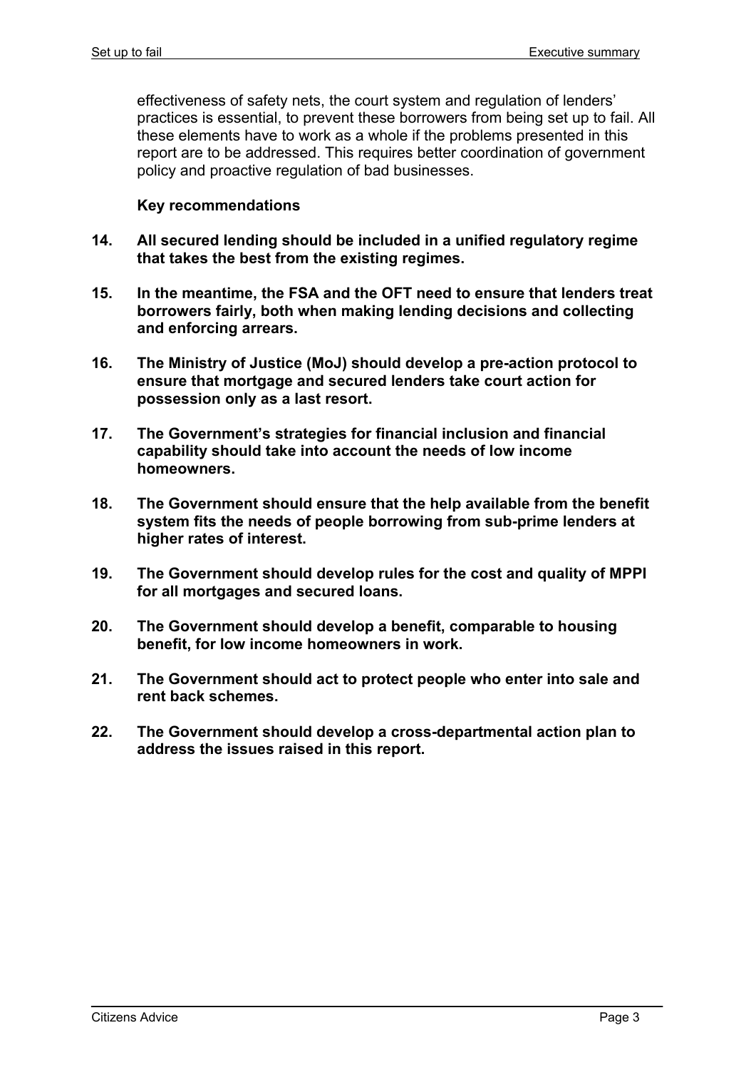effectiveness of safety nets, the court system and regulation of lenders' practices is essential, to prevent these borrowers from being set up to fail. All these elements have to work as a whole if the problems presented in this report are to be addressed. This requires better coordination of government policy and proactive regulation of bad businesses.

**Key recommendations**

14. **All secured lending should be included in a unified regulatory regime that takes the best from the existing regimes.**

15. **In the meantime, the FSA and the OFT need to ensure that lenders treat borrowers fairly, both when making lending decisions and collecting and enforcing arrears.**

16. **The Ministry of Justice (MoJ) should develop a pre-action protocol to ensure that mortgage and secured lenders take court action for possession only as a last resort.**

17. **The Government's strategies for financial inclusion and financial capability should take into account the needs of low income homeowners.**

18. **The Government should ensure that the help available from the benefit system fits the needs of people borrowing from sub-prime lenders at higher rates of interest.**

19. **The Government should develop rules for the cost and quality of MPPI for all mortgages and secured loans.**

20. **The Government should develop a benefit, comparable to housing benefit, for low income homeowners in work.**

21. **The Government should act to protect people who enter into sale and rent back schemes.**

22. **The Government should develop a cross-departmental action plan to address the issues raised in this report.**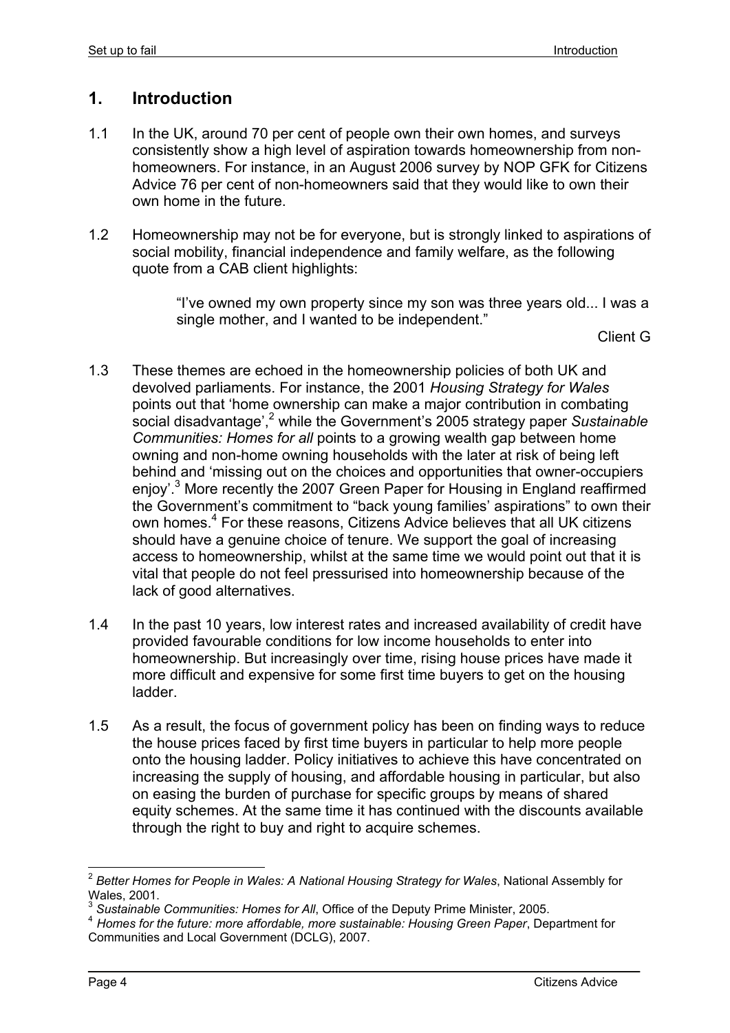# 1. Introduction

1.1 In the UK, around 70 per cent of people own their own homes, and surveys consistently show a high level of aspiration towards homeownership from non-homeowners. For instance, in an August 2006 survey by NOP GFK for Citizens Advice 76 per cent of non-homeowners said that they would like to own their own home in the future.

1.2 Homeownership may not be for everyone, but is strongly linked to aspirations of social mobility, financial independence and family welfare, as the following quote from a CAB client highlights:

> "I've owned my own property since my son was three years old... I was a single mother, and I wanted to be independent."
>
> Client G

1.3 These themes are echoed in the homeownership policies of both UK and devolved parliaments. For instance, the 2001 *Housing Strategy for Wales* points out that 'home ownership can make a major contribution in combating social disadvantage',[2] while the Government's 2005 strategy paper *Sustainable Communities: Homes for all* points to a growing wealth gap between home owning and non-home owning households with the later at risk of being left behind and 'missing out on the choices and opportunities that owner-occupiers enjoy'.[3] More recently the 2007 Green Paper for Housing in England reaffirmed the Government's commitment to "back young families' aspirations" to own their own homes.[4] For these reasons, Citizens Advice believes that all UK citizens should have a genuine choice of tenure. We support the goal of increasing access to homeownership, whilst at the same time we would point out that it is vital that people do not feel pressurised into homeownership because of the lack of good alternatives.

1.4 In the past 10 years, low interest rates and increased availability of credit have provided favourable conditions for low income households to enter into homeownership. But increasingly over time, rising house prices have made it more difficult and expensive for some first time buyers to get on the housing ladder.

1.5 As a result, the focus of government policy has been on finding ways to reduce the house prices faced by first time buyers in particular to help more people onto the housing ladder. Policy initiatives to achieve this have concentrated on increasing the supply of housing, and affordable housing in particular, but also on easing the burden of purchase for specific groups by means of shared equity schemes. At the same time it has continued with the discounts available through the right to buy and right to acquire schemes.

---

[2] *Better Homes for People in Wales: A National Housing Strategy for Wales*, National Assembly for Wales, 2001.

[3] *Sustainable Communities: Homes for All*, Office of the Deputy Prime Minister, 2005.

[4] *Homes for the future: more affordable, more sustainable: Housing Green Paper*, Department for Communities and Local Government (DCLG), 2007.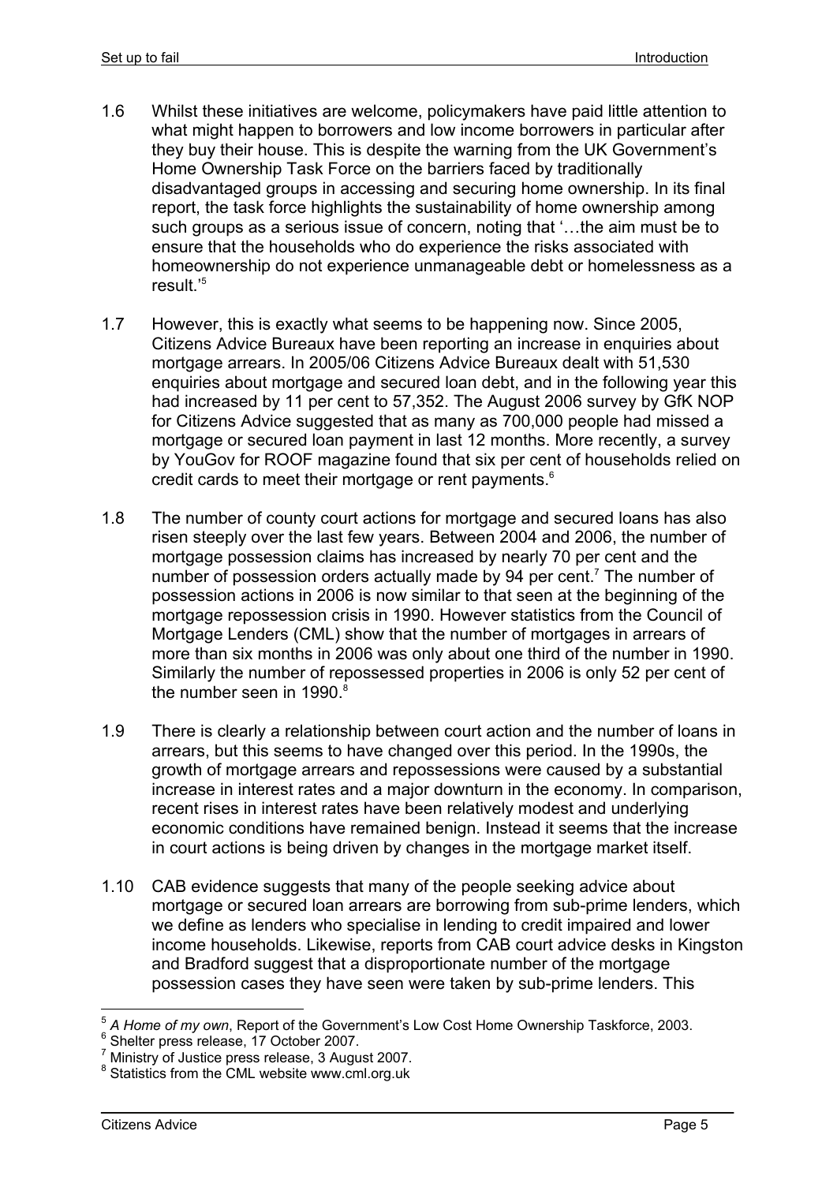1.6 Whilst these initiatives are welcome, policymakers have paid little attention to what might happen to borrowers and low income borrowers in particular after they buy their house. This is despite the warning from the UK Government's Home Ownership Task Force on the barriers faced by traditionally disadvantaged groups in accessing and securing home ownership. In its final report, the task force highlights the sustainability of home ownership among such groups as a serious issue of concern, noting that '…the aim must be to ensure that the households who do experience the risks associated with homeownership do not experience unmanageable debt or homelessness as a result.'[5]

1.7 However, this is exactly what seems to be happening now. Since 2005, Citizens Advice Bureaux have been reporting an increase in enquiries about mortgage arrears. In 2005/06 Citizens Advice Bureaux dealt with 51,530 enquiries about mortgage and secured loan debt, and in the following year this had increased by 11 per cent to 57,352. The August 2006 survey by GfK NOP for Citizens Advice suggested that as many as 700,000 people had missed a mortgage or secured loan payment in last 12 months. More recently, a survey by YouGov for ROOF magazine found that six per cent of households relied on credit cards to meet their mortgage or rent payments.[6]

1.8 The number of county court actions for mortgage and secured loans has also risen steeply over the last few years. Between 2004 and 2006, the number of mortgage possession claims has increased by nearly 70 per cent and the number of possession orders actually made by 94 per cent.[7] The number of possession actions in 2006 is now similar to that seen at the beginning of the mortgage repossession crisis in 1990. However statistics from the Council of Mortgage Lenders (CML) show that the number of mortgages in arrears of more than six months in 2006 was only about one third of the number in 1990. Similarly the number of repossessed properties in 2006 is only 52 per cent of the number seen in 1990.[8]

1.9 There is clearly a relationship between court action and the number of loans in arrears, but this seems to have changed over this period. In the 1990s, the growth of mortgage arrears and repossessions were caused by a substantial increase in interest rates and a major downturn in the economy. In comparison, recent rises in interest rates have been relatively modest and underlying economic conditions have remained benign. Instead it seems that the increase in court actions is being driven by changes in the mortgage market itself.

1.10 CAB evidence suggests that many of the people seeking advice about mortgage or secured loan arrears are borrowing from sub-prime lenders, which we define as lenders who specialise in lending to credit impaired and lower income households. Likewise, reports from CAB court advice desks in Kingston and Bradford suggest that a disproportionate number of the mortgage possession cases they have seen were taken by sub-prime lenders. This

---

[5] *A Home of my own*, Report of the Government's Low Cost Home Ownership Taskforce, 2003.

[6] Shelter press release, 17 October 2007.

[7] Ministry of Justice press release, 3 August 2007.

[8] Statistics from the CML website www.cml.org.uk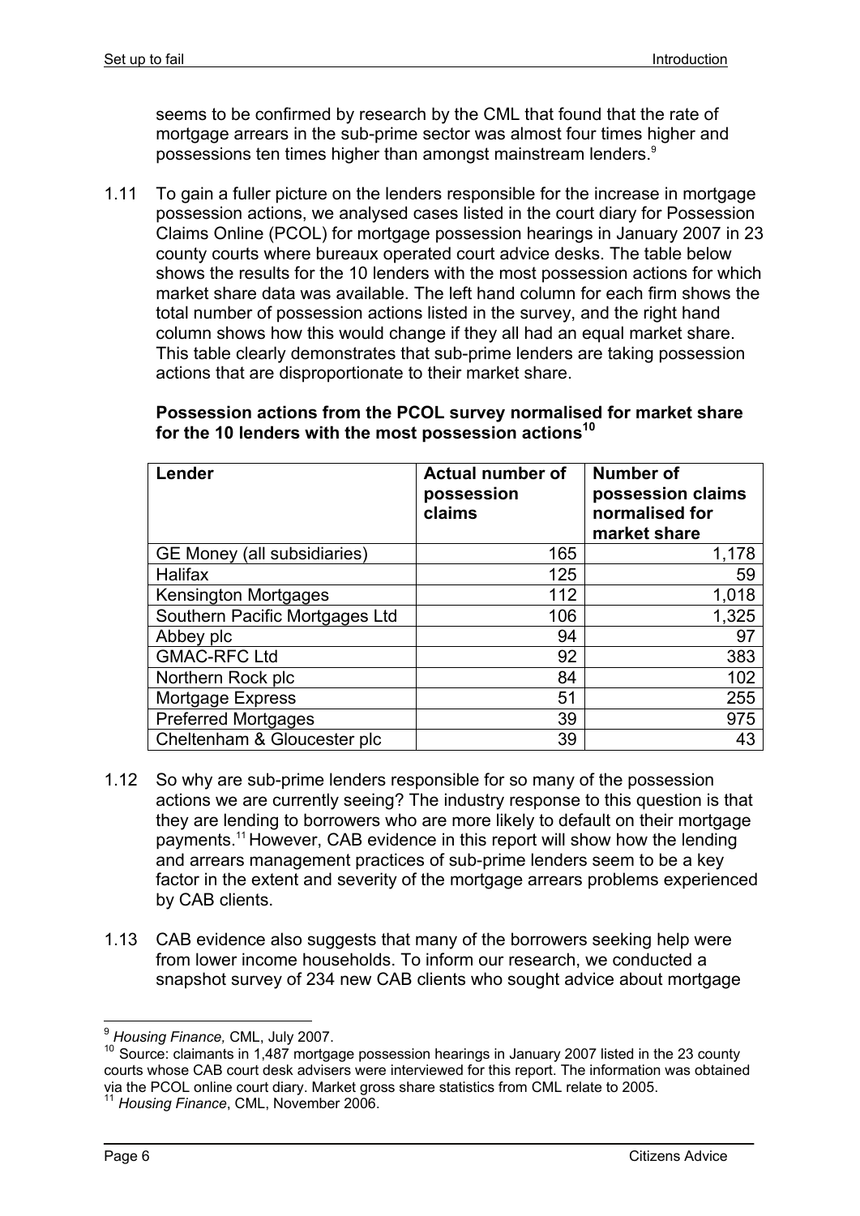seems to be confirmed by research by the CML that found that the rate of mortgage arrears in the sub-prime sector was almost four times higher and possessions ten times higher than amongst mainstream lenders.[9]

1.11 To gain a fuller picture on the lenders responsible for the increase in mortgage possession actions, we analysed cases listed in the court diary for Possession Claims Online (PCOL) for mortgage possession hearings in January 2007 in 23 county courts where bureaux operated court advice desks. The table below shows the results for the 10 lenders with the most possession actions for which market share data was available. The left hand column for each firm shows the total number of possession actions listed in the survey, and the right hand column shows how this would change if they all had an equal market share. This table clearly demonstrates that sub-prime lenders are taking possession actions that are disproportionate to their market share.

**Possession actions from the PCOL survey normalised for market share for the 10 lenders with the most possession actions[10]**

| Lender | Actual number of possession claims | Number of possession claims normalised for market share |
|---|---|---|
| GE Money (all subsidiaries) | 165 | 1,178 |
| Halifax | 125 | 59 |
| Kensington Mortgages | 112 | 1,018 |
| Southern Pacific Mortgages Ltd | 106 | 1,325 |
| Abbey plc | 94 | 97 |
| GMAC-RFC Ltd | 92 | 383 |
| Northern Rock plc | 84 | 102 |
| Mortgage Express | 51 | 255 |
| Preferred Mortgages | 39 | 975 |
| Cheltenham & Gloucester plc | 39 | 43 |

1.12 So why are sub-prime lenders responsible for so many of the possession actions we are currently seeing? The industry response to this question is that they are lending to borrowers who are more likely to default on their mortgage payments.[11] However, CAB evidence in this report will show how the lending and arrears management practices of sub-prime lenders seem to be a key factor in the extent and severity of the mortgage arrears problems experienced by CAB clients.

1.13 CAB evidence also suggests that many of the borrowers seeking help were from lower income households. To inform our research, we conducted a snapshot survey of 234 new CAB clients who sought advice about mortgage

---

[9] *Housing Finance,* CML, July 2007.

[10] Source: claimants in 1,487 mortgage possession hearings in January 2007 listed in the 23 county courts whose CAB court desk advisers were interviewed for this report. The information was obtained via the PCOL online court diary. Market gross share statistics from CML relate to 2005.

[11] *Housing Finance*, CML, November 2006.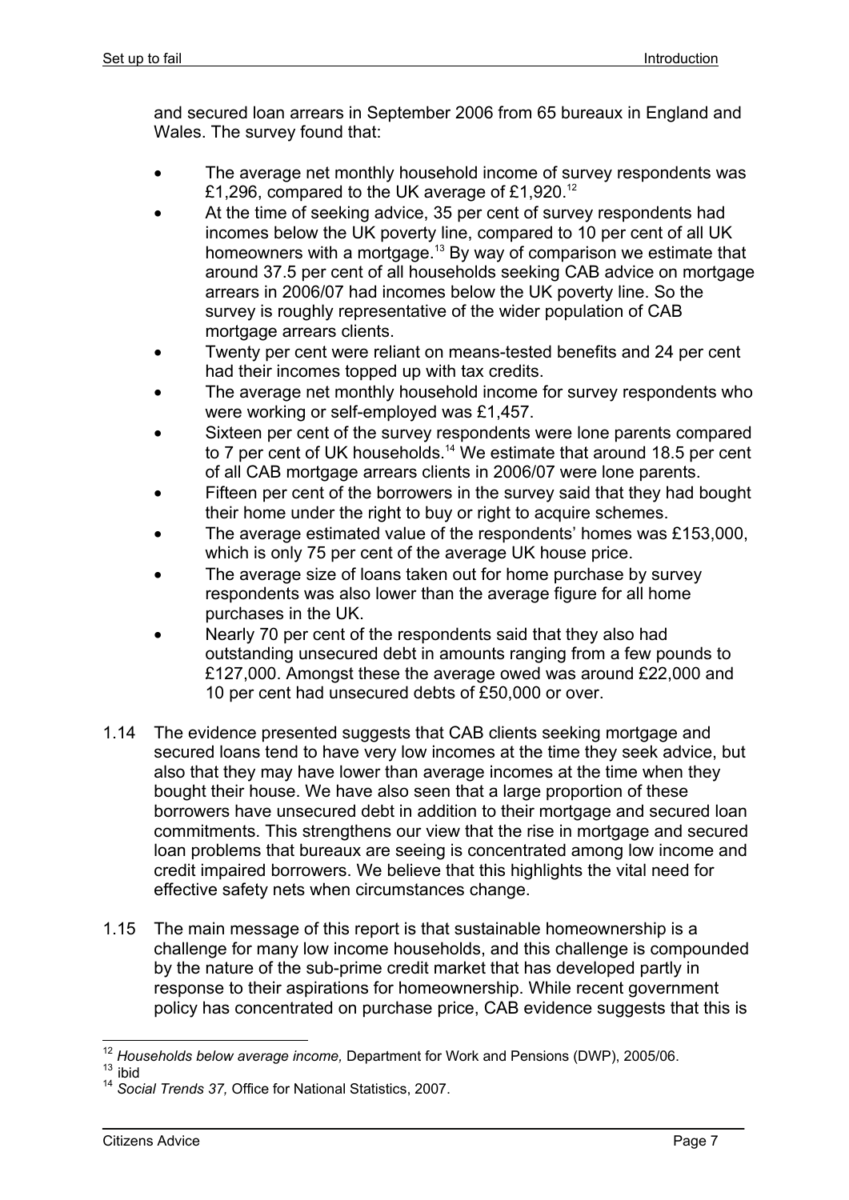and secured loan arrears in September 2006 from 65 bureaux in England and Wales. The survey found that:

- The average net monthly household income of survey respondents was £1,296, compared to the UK average of £1,920.[12]
- At the time of seeking advice, 35 per cent of survey respondents had incomes below the UK poverty line, compared to 10 per cent of all UK homeowners with a mortgage.[13] By way of comparison we estimate that around 37.5 per cent of all households seeking CAB advice on mortgage arrears in 2006/07 had incomes below the UK poverty line. So the survey is roughly representative of the wider population of CAB mortgage arrears clients.
- Twenty per cent were reliant on means-tested benefits and 24 per cent had their incomes topped up with tax credits.
- The average net monthly household income for survey respondents who were working or self-employed was £1,457.
- Sixteen per cent of the survey respondents were lone parents compared to 7 per cent of UK households.[14] We estimate that around 18.5 per cent of all CAB mortgage arrears clients in 2006/07 were lone parents.
- Fifteen per cent of the borrowers in the survey said that they had bought their home under the right to buy or right to acquire schemes.
- The average estimated value of the respondents' homes was £153,000, which is only 75 per cent of the average UK house price.
- The average size of loans taken out for home purchase by survey respondents was also lower than the average figure for all home purchases in the UK.
- Nearly 70 per cent of the respondents said that they also had outstanding unsecured debt in amounts ranging from a few pounds to £127,000. Amongst these the average owed was around £22,000 and 10 per cent had unsecured debts of £50,000 or over.

1.14 The evidence presented suggests that CAB clients seeking mortgage and secured loans tend to have very low incomes at the time they seek advice, but also that they may have lower than average incomes at the time when they bought their house. We have also seen that a large proportion of these borrowers have unsecured debt in addition to their mortgage and secured loan commitments. This strengthens our view that the rise in mortgage and secured loan problems that bureaux are seeing is concentrated among low income and credit impaired borrowers. We believe that this highlights the vital need for effective safety nets when circumstances change.

1.15 The main message of this report is that sustainable homeownership is a challenge for many low income households, and this challenge is compounded by the nature of the sub-prime credit market that has developed partly in response to their aspirations for homeownership. While recent government policy has concentrated on purchase price, CAB evidence suggests that this is

---

[12] *Households below average income,* Department for Work and Pensions (DWP), 2005/06.

[13] ibid

[14] *Social Trends 37,* Office for National Statistics, 2007.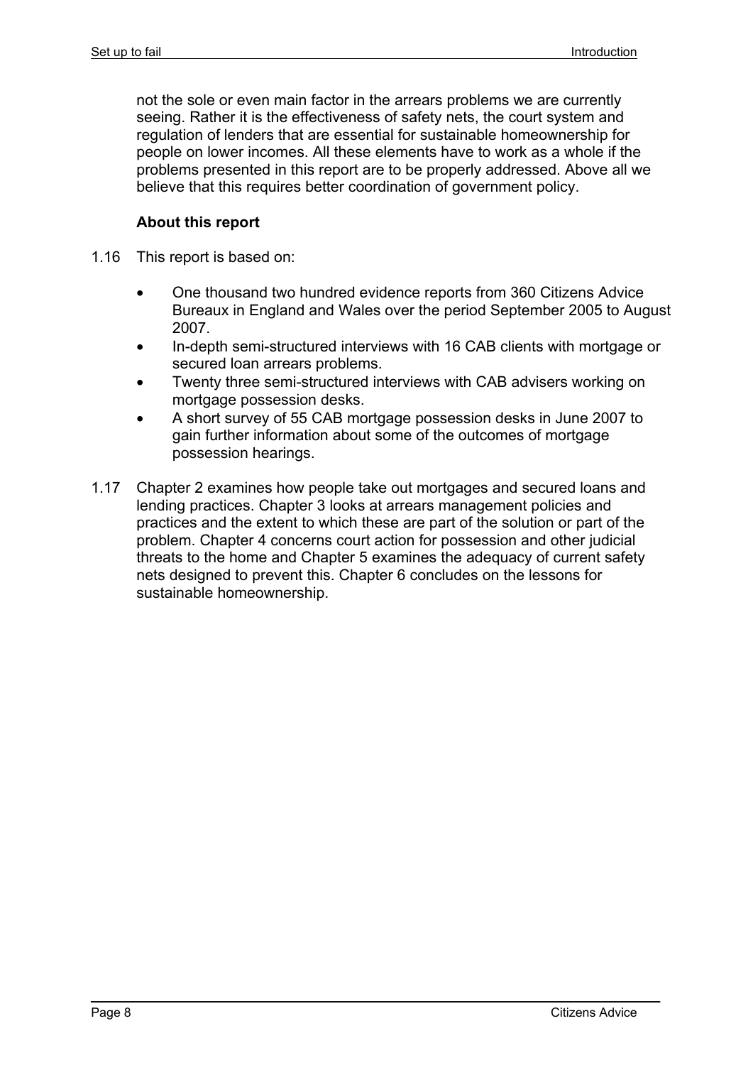not the sole or even main factor in the arrears problems we are currently seeing. Rather it is the effectiveness of safety nets, the court system and regulation of lenders that are essential for sustainable homeownership for people on lower incomes. All these elements have to work as a whole if the problems presented in this report are to be properly addressed. Above all we believe that this requires better coordination of government policy.

### About this report

1.16 This report is based on:

- One thousand two hundred evidence reports from 360 Citizens Advice Bureaux in England and Wales over the period September 2005 to August 2007.
- In-depth semi-structured interviews with 16 CAB clients with mortgage or secured loan arrears problems.
- Twenty three semi-structured interviews with CAB advisers working on mortgage possession desks.
- A short survey of 55 CAB mortgage possession desks in June 2007 to gain further information about some of the outcomes of mortgage possession hearings.

1.17 Chapter 2 examines how people take out mortgages and secured loans and lending practices. Chapter 3 looks at arrears management policies and practices and the extent to which these are part of the solution or part of the problem. Chapter 4 concerns court action for possession and other judicial threats to the home and Chapter 5 examines the adequacy of current safety nets designed to prevent this. Chapter 6 concludes on the lessons for sustainable homeownership.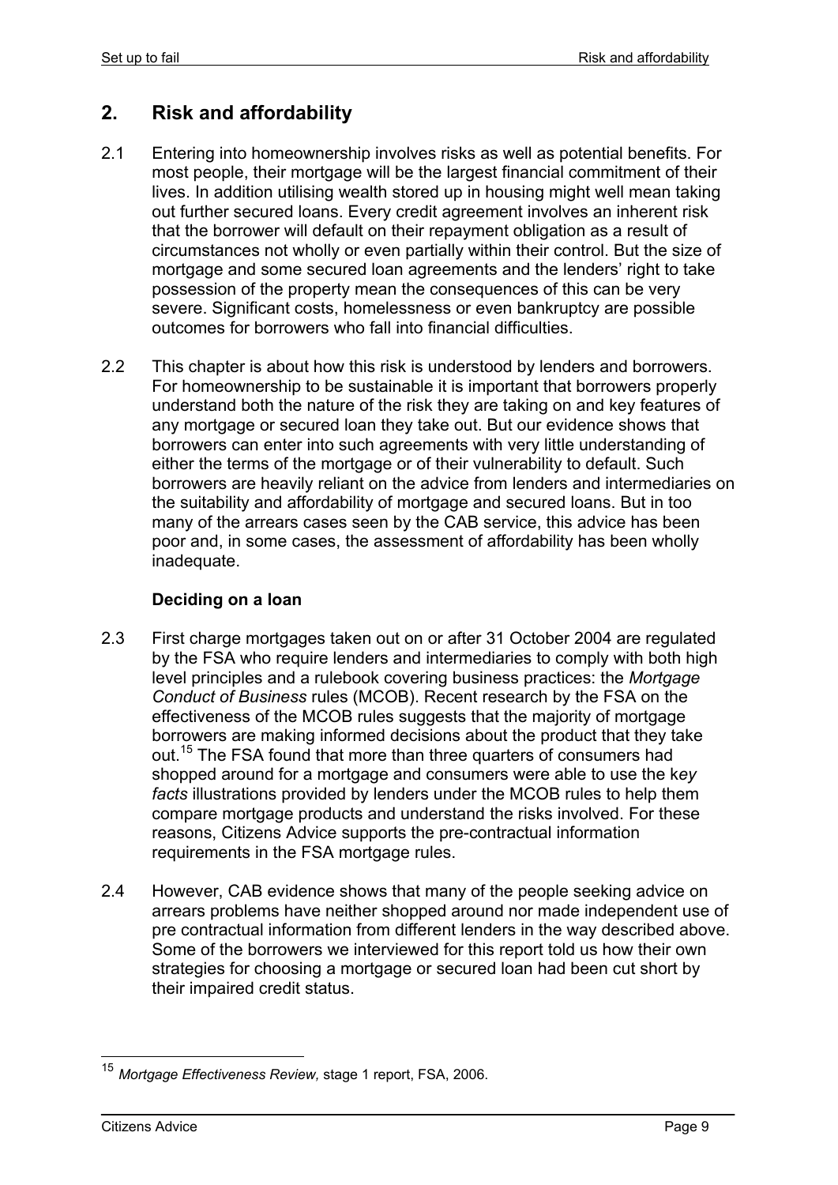## 2. Risk and affordability

2.1 Entering into homeownership involves risks as well as potential benefits. For most people, their mortgage will be the largest financial commitment of their lives. In addition utilising wealth stored up in housing might well mean taking out further secured loans. Every credit agreement involves an inherent risk that the borrower will default on their repayment obligation as a result of circumstances not wholly or even partially within their control. But the size of mortgage and some secured loan agreements and the lenders' right to take possession of the property mean the consequences of this can be very severe. Significant costs, homelessness or even bankruptcy are possible outcomes for borrowers who fall into financial difficulties.

2.2 This chapter is about how this risk is understood by lenders and borrowers. For homeownership to be sustainable it is important that borrowers properly understand both the nature of the risk they are taking on and key features of any mortgage or secured loan they take out. But our evidence shows that borrowers can enter into such agreements with very little understanding of either the terms of the mortgage or of their vulnerability to default. Such borrowers are heavily reliant on the advice from lenders and intermediaries on the suitability and affordability of mortgage and secured loans. But in too many of the arrears cases seen by the CAB service, this advice has been poor and, in some cases, the assessment of affordability has been wholly inadequate.

### Deciding on a loan

2.3 First charge mortgages taken out on or after 31 October 2004 are regulated by the FSA who require lenders and intermediaries to comply with both high level principles and a rulebook covering business practices: the *Mortgage Conduct of Business* rules (MCOB). Recent research by the FSA on the effectiveness of the MCOB rules suggests that the majority of mortgage borrowers are making informed decisions about the product that they take out.[15] The FSA found that more than three quarters of consumers had shopped around for a mortgage and consumers were able to use the k*ey facts* illustrations provided by lenders under the MCOB rules to help them compare mortgage products and understand the risks involved. For these reasons, Citizens Advice supports the pre-contractual information requirements in the FSA mortgage rules.

2.4 However, CAB evidence shows that many of the people seeking advice on arrears problems have neither shopped around nor made independent use of pre contractual information from different lenders in the way described above. Some of the borrowers we interviewed for this report told us how their own strategies for choosing a mortgage or secured loan had been cut short by their impaired credit status.

---

[15] *Mortgage Effectiveness Review,* stage 1 report, FSA, 2006.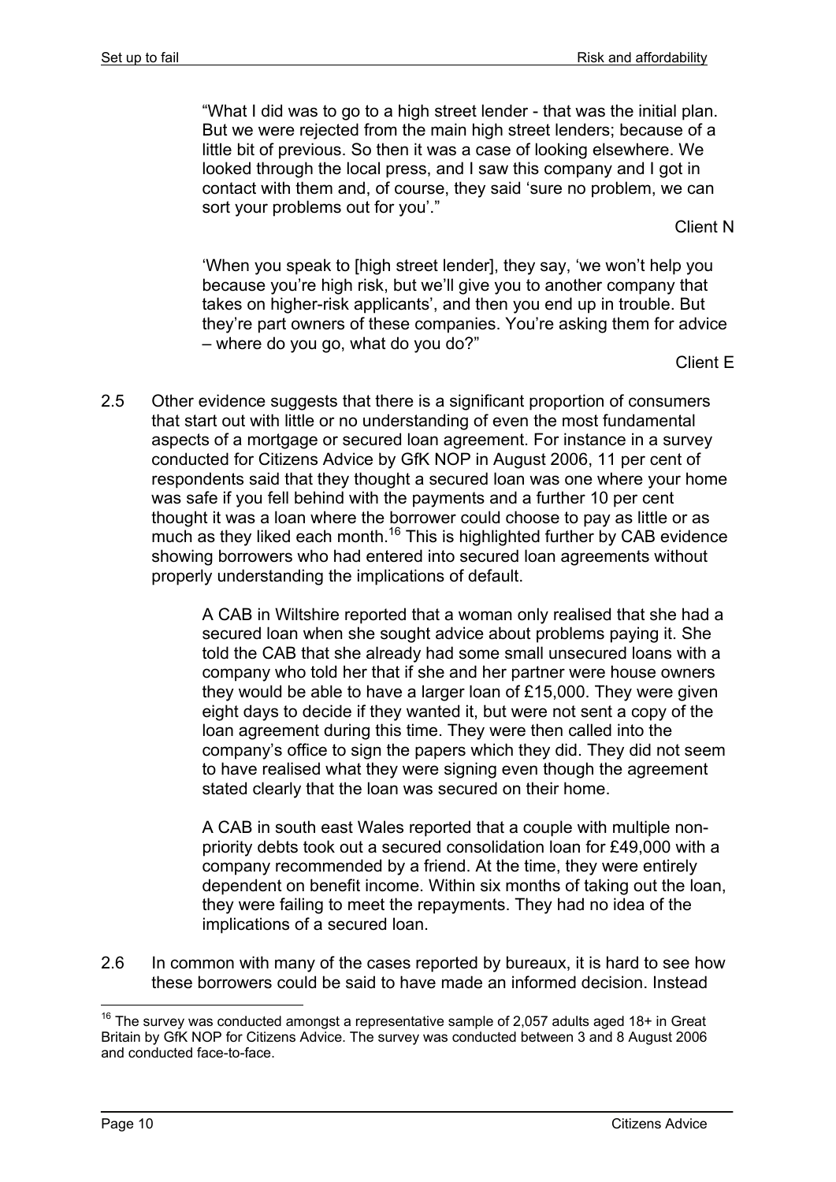> "What I did was to go to a high street lender - that was the initial plan. But we were rejected from the main high street lenders; because of a little bit of previous. So then it was a case of looking elsewhere. We looked through the local press, and I saw this company and I got in contact with them and, of course, they said 'sure no problem, we can sort your problems out for you'."
>
> Client N

> 'When you speak to [high street lender], they say, 'we won't help you because you're high risk, but we'll give you to another company that takes on higher-risk applicants', and then you end up in trouble. But they're part owners of these companies. You're asking them for advice – where do you go, what do you do?"
>
> Client E

2.5 Other evidence suggests that there is a significant proportion of consumers that start out with little or no understanding of even the most fundamental aspects of a mortgage or secured loan agreement. For instance in a survey conducted for Citizens Advice by GfK NOP in August 2006, 11 per cent of respondents said that they thought a secured loan was one where your home was safe if you fell behind with the payments and a further 10 per cent thought it was a loan where the borrower could choose to pay as little or as much as they liked each month.[16] This is highlighted further by CAB evidence showing borrowers who had entered into secured loan agreements without properly understanding the implications of default.

> A CAB in Wiltshire reported that a woman only realised that she had a secured loan when she sought advice about problems paying it. She told the CAB that she already had some small unsecured loans with a company who told her that if she and her partner were house owners they would be able to have a larger loan of £15,000. They were given eight days to decide if they wanted it, but were not sent a copy of the loan agreement during this time. They were then called into the company's office to sign the papers which they did. They did not seem to have realised what they were signing even though the agreement stated clearly that the loan was secured on their home.

> A CAB in south east Wales reported that a couple with multiple non-priority debts took out a secured consolidation loan for £49,000 with a company recommended by a friend. At the time, they were entirely dependent on benefit income. Within six months of taking out the loan, they were failing to meet the repayments. They had no idea of the implications of a secured loan.

2.6 In common with many of the cases reported by bureaux, it is hard to see how these borrowers could be said to have made an informed decision. Instead

[16] The survey was conducted amongst a representative sample of 2,057 adults aged 18+ in Great Britain by GfK NOP for Citizens Advice. The survey was conducted between 3 and 8 August 2006 and conducted face-to-face.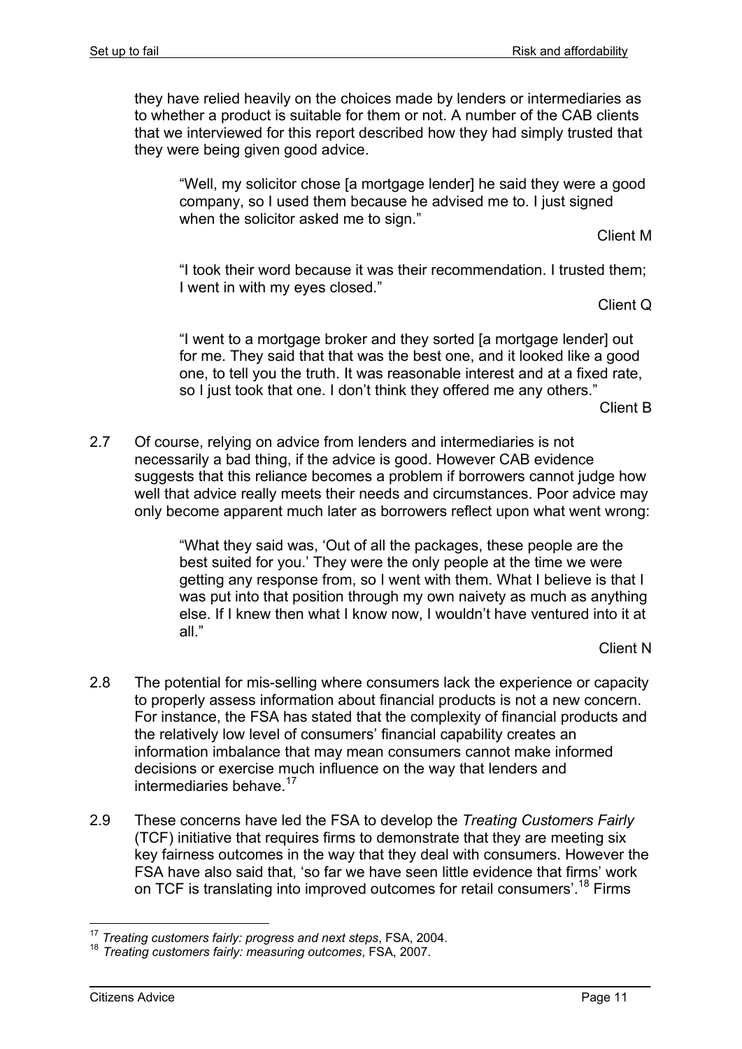they have relied heavily on the choices made by lenders or intermediaries as to whether a product is suitable for them or not. A number of the CAB clients that we interviewed for this report described how they had simply trusted that they were being given good advice.

> "Well, my solicitor chose [a mortgage lender] he said they were a good company, so I used them because he advised me to. I just signed when the solicitor asked me to sign."
>
> Client M

> "I took their word because it was their recommendation. I trusted them; I went in with my eyes closed."
>
> Client Q

> "I went to a mortgage broker and they sorted [a mortgage lender] out for me. They said that that was the best one, and it looked like a good one, to tell you the truth. It was reasonable interest and at a fixed rate, so I just took that one. I don't think they offered me any others."
>
> Client B

2.7 Of course, relying on advice from lenders and intermediaries is not necessarily a bad thing, if the advice is good. However CAB evidence suggests that this reliance becomes a problem if borrowers cannot judge how well that advice really meets their needs and circumstances. Poor advice may only become apparent much later as borrowers reflect upon what went wrong:

> "What they said was, 'Out of all the packages, these people are the best suited for you.' They were the only people at the time we were getting any response from, so I went with them. What I believe is that I was put into that position through my own naivety as much as anything else. If I knew then what I know now, I wouldn't have ventured into it at all."
>
> Client N

2.8 The potential for mis-selling where consumers lack the experience or capacity to properly assess information about financial products is not a new concern. For instance, the FSA has stated that the complexity of financial products and the relatively low level of consumers' financial capability creates an information imbalance that may mean consumers cannot make informed decisions or exercise much influence on the way that lenders and intermediaries behave.[17]

2.9 These concerns have led the FSA to develop the *Treating Customers Fairly* (TCF) initiative that requires firms to demonstrate that they are meeting six key fairness outcomes in the way that they deal with consumers. However the FSA have also said that, 'so far we have seen little evidence that firms' work on TCF is translating into improved outcomes for retail consumers'.[18] Firms

---

[17] *Treating customers fairly: progress and next steps*, FSA, 2004.

[18] *Treating customers fairly: measuring outcomes*, FSA, 2007.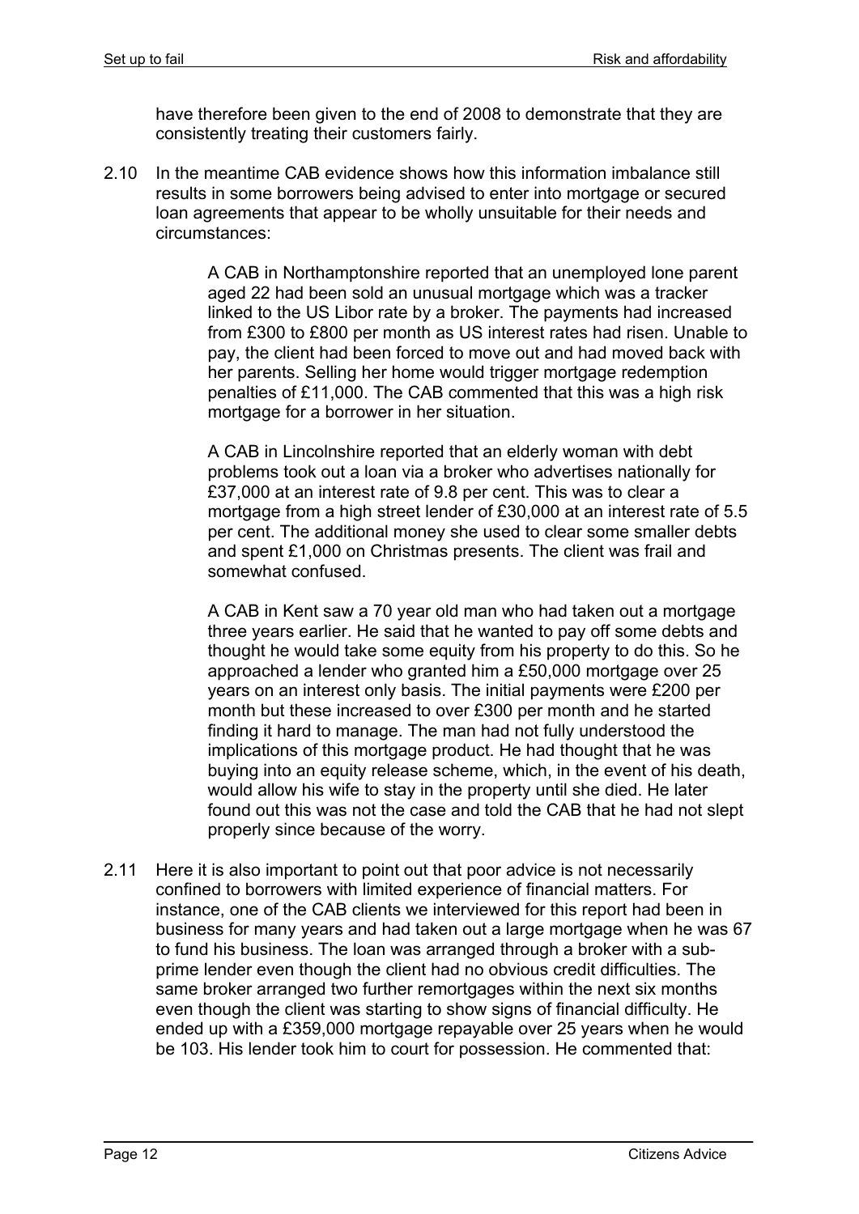have therefore been given to the end of 2008 to demonstrate that they are consistently treating their customers fairly.

2.10 In the meantime CAB evidence shows how this information imbalance still results in some borrowers being advised to enter into mortgage or secured loan agreements that appear to be wholly unsuitable for their needs and circumstances:

> A CAB in Northamptonshire reported that an unemployed lone parent aged 22 had been sold an unusual mortgage which was a tracker linked to the US Libor rate by a broker. The payments had increased from £300 to £800 per month as US interest rates had risen. Unable to pay, the client had been forced to move out and had moved back with her parents. Selling her home would trigger mortgage redemption penalties of £11,000. The CAB commented that this was a high risk mortgage for a borrower in her situation.
>
> A CAB in Lincolnshire reported that an elderly woman with debt problems took out a loan via a broker who advertises nationally for £37,000 at an interest rate of 9.8 per cent. This was to clear a mortgage from a high street lender of £30,000 at an interest rate of 5.5 per cent. The additional money she used to clear some smaller debts and spent £1,000 on Christmas presents. The client was frail and somewhat confused.
>
> A CAB in Kent saw a 70 year old man who had taken out a mortgage three years earlier. He said that he wanted to pay off some debts and thought he would take some equity from his property to do this. So he approached a lender who granted him a £50,000 mortgage over 25 years on an interest only basis. The initial payments were £200 per month but these increased to over £300 per month and he started finding it hard to manage. The man had not fully understood the implications of this mortgage product. He had thought that he was buying into an equity release scheme, which, in the event of his death, would allow his wife to stay in the property until she died. He later found out this was not the case and told the CAB that he had not slept properly since because of the worry.

2.11 Here it is also important to point out that poor advice is not necessarily confined to borrowers with limited experience of financial matters. For instance, one of the CAB clients we interviewed for this report had been in business for many years and had taken out a large mortgage when he was 67 to fund his business. The loan was arranged through a broker with a sub-prime lender even though the client had no obvious credit difficulties. The same broker arranged two further remortgages within the next six months even though the client was starting to show signs of financial difficulty. He ended up with a £359,000 mortgage repayable over 25 years when he would be 103. His lender took him to court for possession. He commented that: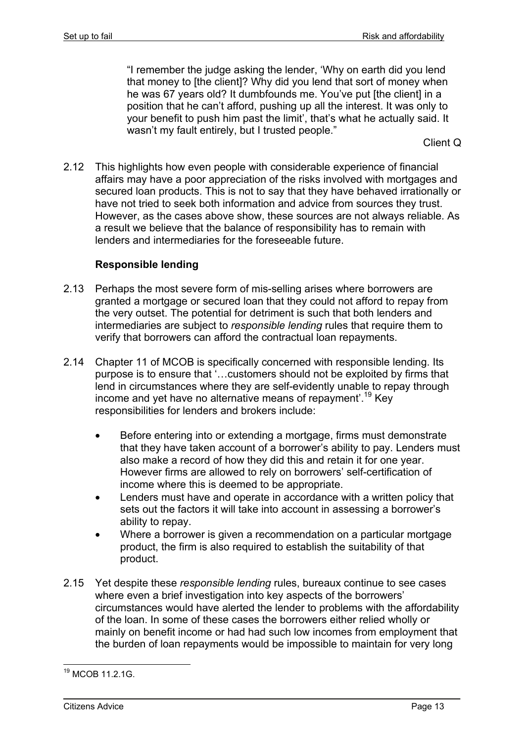"I remember the judge asking the lender, 'Why on earth did you lend that money to [the client]? Why did you lend that sort of money when he was 67 years old? It dumbfounds me. You've put [the client] in a position that he can't afford, pushing up all the interest. It was only to your benefit to push him past the limit', that's what he actually said. It wasn't my fault entirely, but I trusted people."

Client Q

2.12 This highlights how even people with considerable experience of financial affairs may have a poor appreciation of the risks involved with mortgages and secured loan products. This is not to say that they have behaved irrationally or have not tried to seek both information and advice from sources they trust. However, as the cases above show, these sources are not always reliable. As a result we believe that the balance of responsibility has to remain with lenders and intermediaries for the foreseeable future.

**Responsible lending**

2.13 Perhaps the most severe form of mis-selling arises where borrowers are granted a mortgage or secured loan that they could not afford to repay from the very outset. The potential for detriment is such that both lenders and intermediaries are subject to *responsible lending* rules that require them to verify that borrowers can afford the contractual loan repayments.

2.14 Chapter 11 of MCOB is specifically concerned with responsible lending. Its purpose is to ensure that '…customers should not be exploited by firms that lend in circumstances where they are self-evidently unable to repay through income and yet have no alternative means of repayment'.[19] Key responsibilities for lenders and brokers include:

- Before entering into or extending a mortgage, firms must demonstrate that they have taken account of a borrower's ability to pay. Lenders must also make a record of how they did this and retain it for one year. However firms are allowed to rely on borrowers' self-certification of income where this is deemed to be appropriate.
- Lenders must have and operate in accordance with a written policy that sets out the factors it will take into account in assessing a borrower's ability to repay.
- Where a borrower is given a recommendation on a particular mortgage product, the firm is also required to establish the suitability of that product.

2.15 Yet despite these *responsible lending* rules, bureaux continue to see cases where even a brief investigation into key aspects of the borrowers' circumstances would have alerted the lender to problems with the affordability of the loan. In some of these cases the borrowers either relied wholly or mainly on benefit income or had had such low incomes from employment that the burden of loan repayments would be impossible to maintain for very long

[19] MCOB 11.2.1G.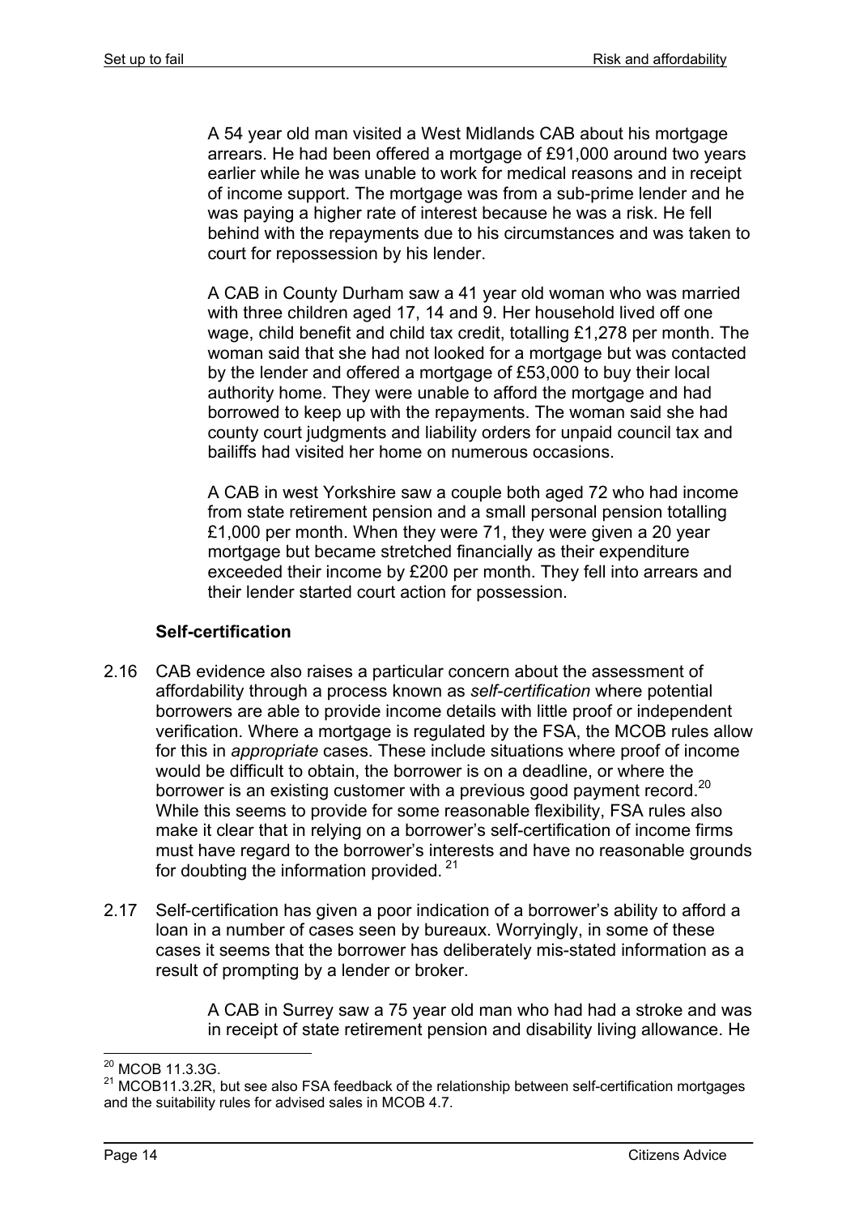A 54 year old man visited a West Midlands CAB about his mortgage arrears. He had been offered a mortgage of £91,000 around two years earlier while he was unable to work for medical reasons and in receipt of income support. The mortgage was from a sub-prime lender and he was paying a higher rate of interest because he was a risk. He fell behind with the repayments due to his circumstances and was taken to court for repossession by his lender.

A CAB in County Durham saw a 41 year old woman who was married with three children aged 17, 14 and 9. Her household lived off one wage, child benefit and child tax credit, totalling £1,278 per month. The woman said that she had not looked for a mortgage but was contacted by the lender and offered a mortgage of £53,000 to buy their local authority home. They were unable to afford the mortgage and had borrowed to keep up with the repayments. The woman said she had county court judgments and liability orders for unpaid council tax and bailiffs had visited her home on numerous occasions.

A CAB in west Yorkshire saw a couple both aged 72 who had income from state retirement pension and a small personal pension totalling £1,000 per month. When they were 71, they were given a 20 year mortgage but became stretched financially as their expenditure exceeded their income by £200 per month. They fell into arrears and their lender started court action for possession.

### Self-certification

2.16 CAB evidence also raises a particular concern about the assessment of affordability through a process known as *self-certification* where potential borrowers are able to provide income details with little proof or independent verification. Where a mortgage is regulated by the FSA, the MCOB rules allow for this in *appropriate* cases. These include situations where proof of income would be difficult to obtain, the borrower is on a deadline, or where the borrower is an existing customer with a previous good payment record.[20] While this seems to provide for some reasonable flexibility, FSA rules also make it clear that in relying on a borrower's self-certification of income firms must have regard to the borrower's interests and have no reasonable grounds for doubting the information provided.[21]

2.17 Self-certification has given a poor indication of a borrower's ability to afford a loan in a number of cases seen by bureaux. Worryingly, in some of these cases it seems that the borrower has deliberately mis-stated information as a result of prompting by a lender or broker.

A CAB in Surrey saw a 75 year old man who had had a stroke and was in receipt of state retirement pension and disability living allowance. He

[20] MCOB 11.3.3G.

[21] MCOB11.3.2R, but see also FSA feedback of the relationship between self-certification mortgages and the suitability rules for advised sales in MCOB 4.7.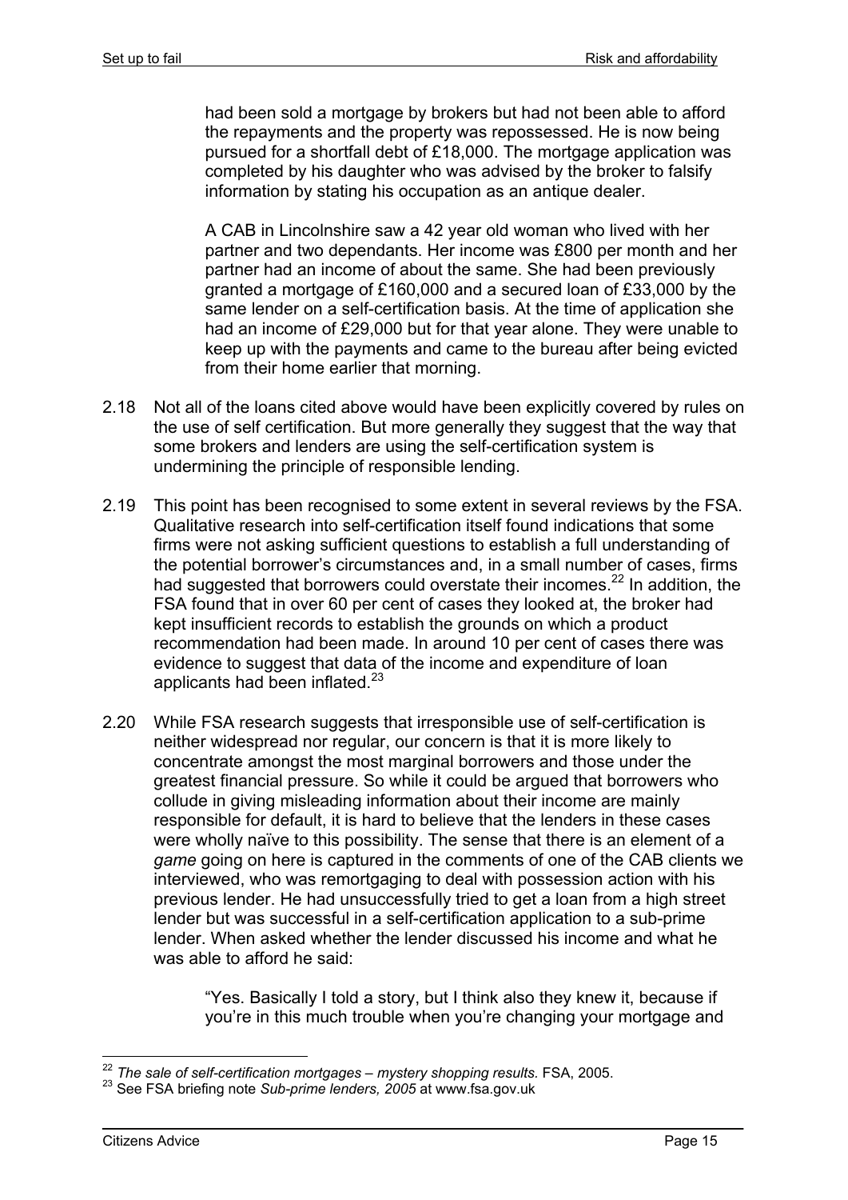had been sold a mortgage by brokers but had not been able to afford the repayments and the property was repossessed. He is now being pursued for a shortfall debt of £18,000. The mortgage application was completed by his daughter who was advised by the broker to falsify information by stating his occupation as an antique dealer.

> A CAB in Lincolnshire saw a 42 year old woman who lived with her partner and two dependants. Her income was £800 per month and her partner had an income of about the same. She had been previously granted a mortgage of £160,000 and a secured loan of £33,000 by the same lender on a self-certification basis. At the time of application she had an income of £29,000 but for that year alone. They were unable to keep up with the payments and came to the bureau after being evicted from their home earlier that morning.

2.18 Not all of the loans cited above would have been explicitly covered by rules on the use of self certification. But more generally they suggest that the way that some brokers and lenders are using the self-certification system is undermining the principle of responsible lending.

2.19 This point has been recognised to some extent in several reviews by the FSA. Qualitative research into self-certification itself found indications that some firms were not asking sufficient questions to establish a full understanding of the potential borrower's circumstances and, in a small number of cases, firms had suggested that borrowers could overstate their incomes.[22] In addition, the FSA found that in over 60 per cent of cases they looked at, the broker had kept insufficient records to establish the grounds on which a product recommendation had been made. In around 10 per cent of cases there was evidence to suggest that data of the income and expenditure of loan applicants had been inflated.[23]

2.20 While FSA research suggests that irresponsible use of self-certification is neither widespread nor regular, our concern is that it is more likely to concentrate amongst the most marginal borrowers and those under the greatest financial pressure. So while it could be argued that borrowers who collude in giving misleading information about their income are mainly responsible for default, it is hard to believe that the lenders in these cases were wholly naïve to this possibility. The sense that there is an element of a *game* going on here is captured in the comments of one of the CAB clients we interviewed, who was remortgaging to deal with possession action with his previous lender. He had unsuccessfully tried to get a loan from a high street lender but was successful in a self-certification application to a sub-prime lender. When asked whether the lender discussed his income and what he was able to afford he said:

> "Yes. Basically I told a story, but I think also they knew it, because if you're in this much trouble when you're changing your mortgage and

---

[22] *The sale of self-certification mortgages – mystery shopping results.* FSA, 2005.

[23] See FSA briefing note *Sub-prime lenders, 2005* at www.fsa.gov.uk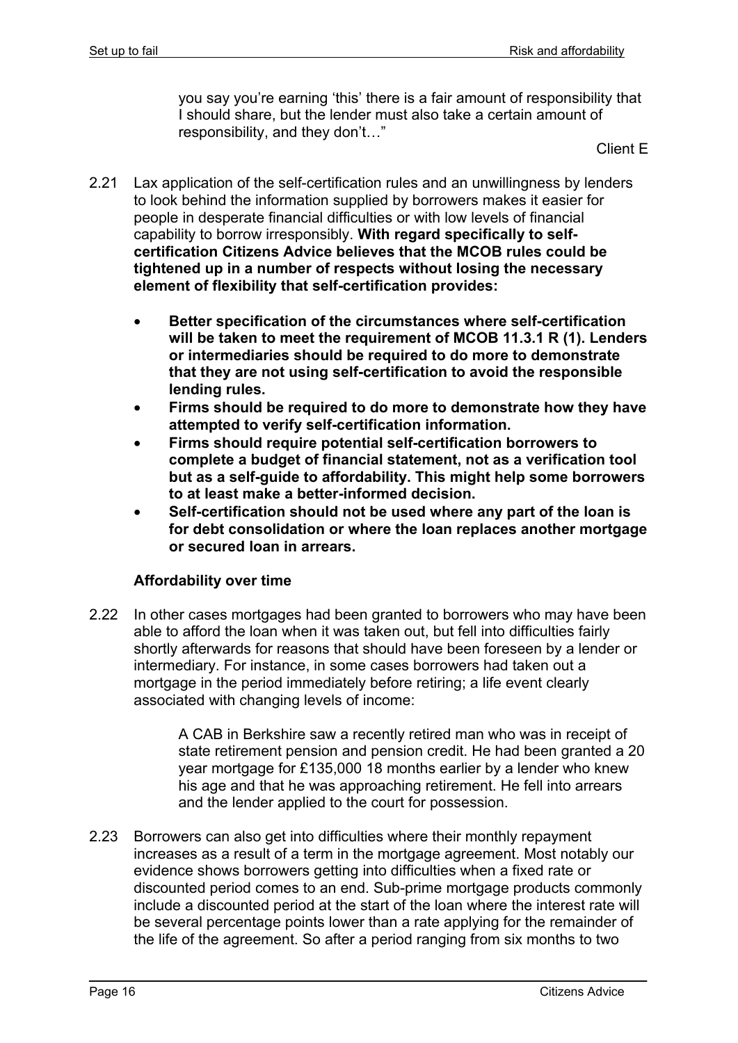> you say you're earning 'this' there is a fair amount of responsibility that I should share, but the lender must also take a certain amount of responsibility, and they don't…"
>
> Client E

2.21 Lax application of the self-certification rules and an unwillingness by lenders to look behind the information supplied by borrowers makes it easier for people in desperate financial difficulties or with low levels of financial capability to borrow irresponsibly. **With regard specifically to self-certification Citizens Advice believes that the MCOB rules could be tightened up in a number of respects without losing the necessary element of flexibility that self-certification provides:**

- **Better specification of the circumstances where self-certification will be taken to meet the requirement of MCOB 11.3.1 R (1). Lenders or intermediaries should be required to do more to demonstrate that they are not using self-certification to avoid the responsible lending rules.**
- **Firms should be required to do more to demonstrate how they have attempted to verify self-certification information.**
- **Firms should require potential self-certification borrowers to complete a budget of financial statement, not as a verification tool but as a self-guide to affordability. This might help some borrowers to at least make a better-informed decision.**
- **Self-certification should not be used where any part of the loan is for debt consolidation or where the loan replaces another mortgage or secured loan in arrears.**

### Affordability over time

2.22 In other cases mortgages had been granted to borrowers who may have been able to afford the loan when it was taken out, but fell into difficulties fairly shortly afterwards for reasons that should have been foreseen by a lender or intermediary. For instance, in some cases borrowers had taken out a mortgage in the period immediately before retiring; a life event clearly associated with changing levels of income:

> A CAB in Berkshire saw a recently retired man who was in receipt of state retirement pension and pension credit. He had been granted a 20 year mortgage for £135,000 18 months earlier by a lender who knew his age and that he was approaching retirement. He fell into arrears and the lender applied to the court for possession.

2.23 Borrowers can also get into difficulties where their monthly repayment increases as a result of a term in the mortgage agreement. Most notably our evidence shows borrowers getting into difficulties when a fixed rate or discounted period comes to an end. Sub-prime mortgage products commonly include a discounted period at the start of the loan where the interest rate will be several percentage points lower than a rate applying for the remainder of the life of the agreement. So after a period ranging from six months to two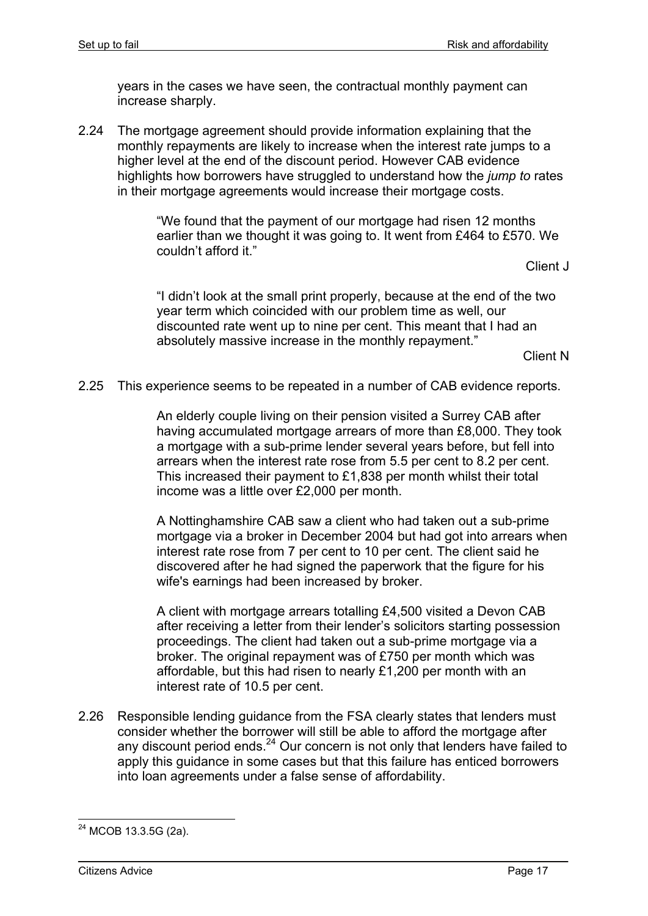years in the cases we have seen, the contractual monthly payment can increase sharply.

2.24 The mortgage agreement should provide information explaining that the monthly repayments are likely to increase when the interest rate jumps to a higher level at the end of the discount period. However CAB evidence highlights how borrowers have struggled to understand how the *jump to* rates in their mortgage agreements would increase their mortgage costs.

> "We found that the payment of our mortgage had risen 12 months earlier than we thought it was going to. It went from £464 to £570. We couldn't afford it."
>
> Client J

> "I didn't look at the small print properly, because at the end of the two year term which coincided with our problem time as well, our discounted rate went up to nine per cent. This meant that I had an absolutely massive increase in the monthly repayment."
>
> Client N

2.25 This experience seems to be repeated in a number of CAB evidence reports.

> An elderly couple living on their pension visited a Surrey CAB after having accumulated mortgage arrears of more than £8,000. They took a mortgage with a sub-prime lender several years before, but fell into arrears when the interest rate rose from 5.5 per cent to 8.2 per cent. This increased their payment to £1,838 per month whilst their total income was a little over £2,000 per month.

> A Nottinghamshire CAB saw a client who had taken out a sub-prime mortgage via a broker in December 2004 but had got into arrears when interest rate rose from 7 per cent to 10 per cent. The client said he discovered after he had signed the paperwork that the figure for his wife's earnings had been increased by broker.

> A client with mortgage arrears totalling £4,500 visited a Devon CAB after receiving a letter from their lender's solicitors starting possession proceedings. The client had taken out a sub-prime mortgage via a broker. The original repayment was of £750 per month which was affordable, but this had risen to nearly £1,200 per month with an interest rate of 10.5 per cent.

2.26 Responsible lending guidance from the FSA clearly states that lenders must consider whether the borrower will still be able to afford the mortgage after any discount period ends.[24] Our concern is not only that lenders have failed to apply this guidance in some cases but that this failure has enticed borrowers into loan agreements under a false sense of affordability.

---

[24] MCOB 13.3.5G (2a).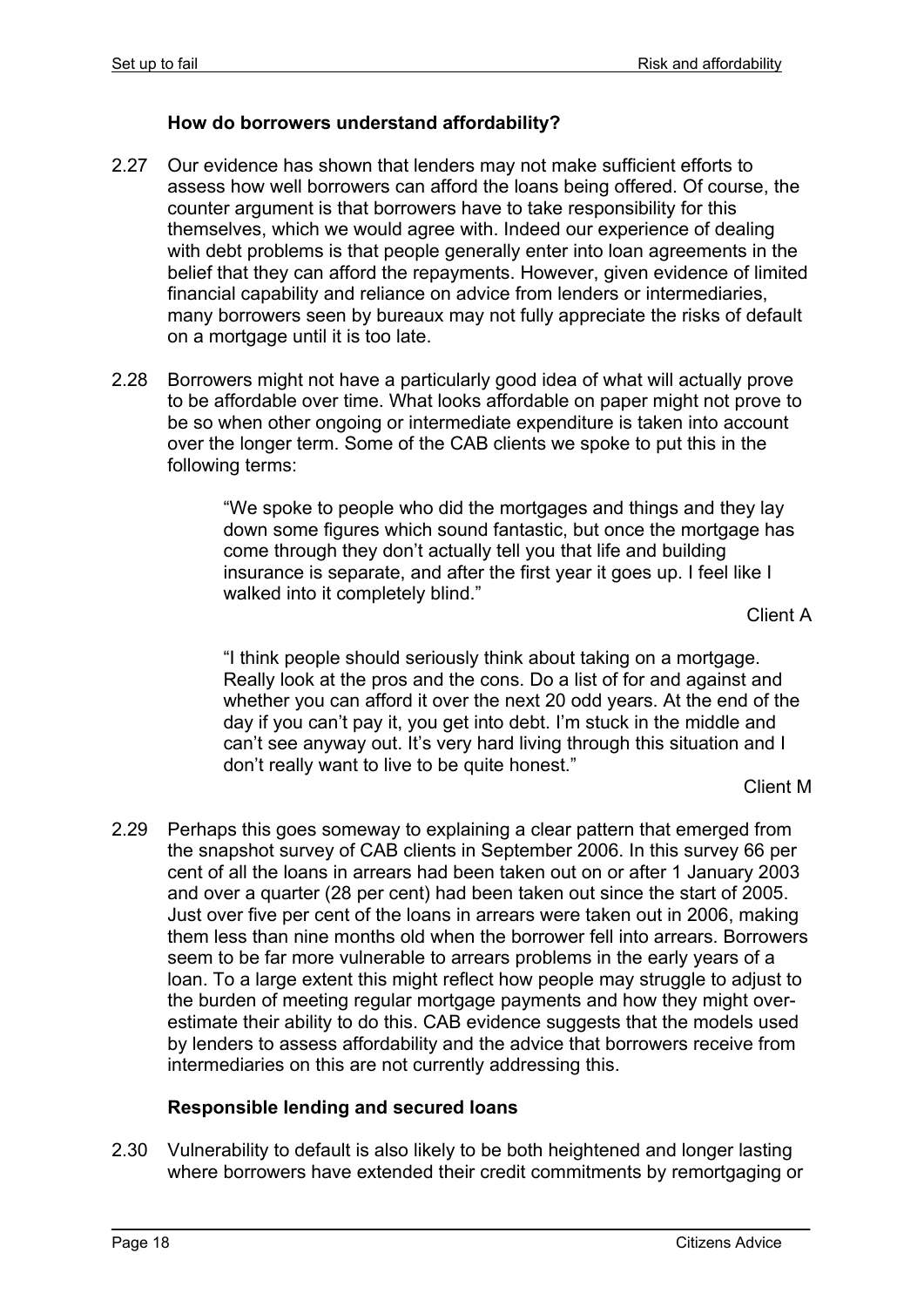### How do borrowers understand affordability?

2.27 Our evidence has shown that lenders may not make sufficient efforts to assess how well borrowers can afford the loans being offered. Of course, the counter argument is that borrowers have to take responsibility for this themselves, which we would agree with. Indeed our experience of dealing with debt problems is that people generally enter into loan agreements in the belief that they can afford the repayments. However, given evidence of limited financial capability and reliance on advice from lenders or intermediaries, many borrowers seen by bureaux may not fully appreciate the risks of default on a mortgage until it is too late.

2.28 Borrowers might not have a particularly good idea of what will actually prove to be affordable over time. What looks affordable on paper might not prove to be so when other ongoing or intermediate expenditure is taken into account over the longer term. Some of the CAB clients we spoke to put this in the following terms:

> "We spoke to people who did the mortgages and things and they lay down some figures which sound fantastic, but once the mortgage has come through they don't actually tell you that life and building insurance is separate, and after the first year it goes up. I feel like I walked into it completely blind."
>
> Client A

> "I think people should seriously think about taking on a mortgage. Really look at the pros and the cons. Do a list of for and against and whether you can afford it over the next 20 odd years. At the end of the day if you can't pay it, you get into debt. I'm stuck in the middle and can't see anyway out. It's very hard living through this situation and I don't really want to live to be quite honest."
>
> Client M

2.29 Perhaps this goes someway to explaining a clear pattern that emerged from the snapshot survey of CAB clients in September 2006. In this survey 66 per cent of all the loans in arrears had been taken out on or after 1 January 2003 and over a quarter (28 per cent) had been taken out since the start of 2005. Just over five per cent of the loans in arrears were taken out in 2006, making them less than nine months old when the borrower fell into arrears. Borrowers seem to be far more vulnerable to arrears problems in the early years of a loan. To a large extent this might reflect how people may struggle to adjust to the burden of meeting regular mortgage payments and how they might over-estimate their ability to do this. CAB evidence suggests that the models used by lenders to assess affordability and the advice that borrowers receive from intermediaries on this are not currently addressing this.

### Responsible lending and secured loans

2.30 Vulnerability to default is also likely to be both heightened and longer lasting where borrowers have extended their credit commitments by remortgaging or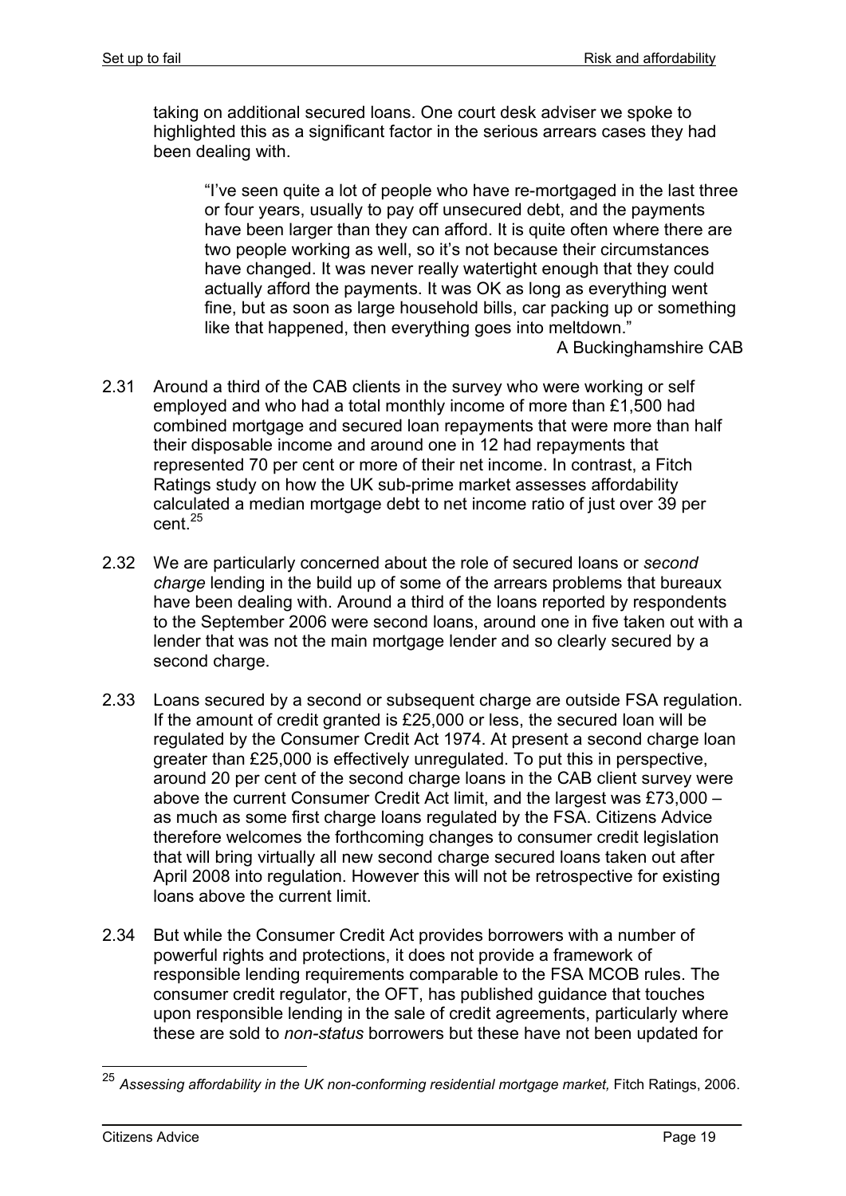taking on additional secured loans. One court desk adviser we spoke to highlighted this as a significant factor in the serious arrears cases they had been dealing with.

> "I've seen quite a lot of people who have re-mortgaged in the last three or four years, usually to pay off unsecured debt, and the payments have been larger than they can afford. It is quite often where there are two people working as well, so it's not because their circumstances have changed. It was never really watertight enough that they could actually afford the payments. It was OK as long as everything went fine, but as soon as large household bills, car packing up or something like that happened, then everything goes into meltdown."
>
> A Buckinghamshire CAB

2.31 Around a third of the CAB clients in the survey who were working or self employed and who had a total monthly income of more than £1,500 had combined mortgage and secured loan repayments that were more than half their disposable income and around one in 12 had repayments that represented 70 per cent or more of their net income. In contrast, a Fitch Ratings study on how the UK sub-prime market assesses affordability calculated a median mortgage debt to net income ratio of just over 39 per cent.[25]

2.32 We are particularly concerned about the role of secured loans or *second charge* lending in the build up of some of the arrears problems that bureaux have been dealing with. Around a third of the loans reported by respondents to the September 2006 were second loans, around one in five taken out with a lender that was not the main mortgage lender and so clearly secured by a second charge.

2.33 Loans secured by a second or subsequent charge are outside FSA regulation. If the amount of credit granted is £25,000 or less, the secured loan will be regulated by the Consumer Credit Act 1974. At present a second charge loan greater than £25,000 is effectively unregulated. To put this in perspective, around 20 per cent of the second charge loans in the CAB client survey were above the current Consumer Credit Act limit, and the largest was £73,000 – as much as some first charge loans regulated by the FSA. Citizens Advice therefore welcomes the forthcoming changes to consumer credit legislation that will bring virtually all new second charge secured loans taken out after April 2008 into regulation. However this will not be retrospective for existing loans above the current limit.

2.34 But while the Consumer Credit Act provides borrowers with a number of powerful rights and protections, it does not provide a framework of responsible lending requirements comparable to the FSA MCOB rules. The consumer credit regulator, the OFT, has published guidance that touches upon responsible lending in the sale of credit agreements, particularly where these are sold to *non-status* borrowers but these have not been updated for

---

[25] *Assessing affordability in the UK non-conforming residential mortgage market,* Fitch Ratings, 2006.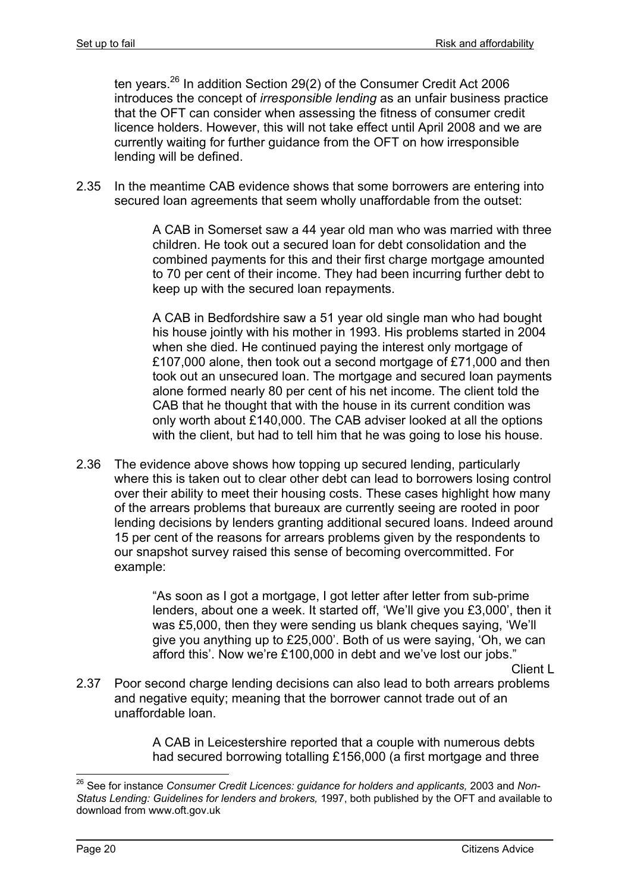ten years.[26] In addition Section 29(2) of the Consumer Credit Act 2006 introduces the concept of *irresponsible lending* as an unfair business practice that the OFT can consider when assessing the fitness of consumer credit licence holders. However, this will not take effect until April 2008 and we are currently waiting for further guidance from the OFT on how irresponsible lending will be defined.

2.35 In the meantime CAB evidence shows that some borrowers are entering into secured loan agreements that seem wholly unaffordable from the outset:

> A CAB in Somerset saw a 44 year old man who was married with three children. He took out a secured loan for debt consolidation and the combined payments for this and their first charge mortgage amounted to 70 per cent of their income. They had been incurring further debt to keep up with the secured loan repayments.

> A CAB in Bedfordshire saw a 51 year old single man who had bought his house jointly with his mother in 1993. His problems started in 2004 when she died. He continued paying the interest only mortgage of £107,000 alone, then took out a second mortgage of £71,000 and then took out an unsecured loan. The mortgage and secured loan payments alone formed nearly 80 per cent of his net income. The client told the CAB that he thought that with the house in its current condition was only worth about £140,000. The CAB adviser looked at all the options with the client, but had to tell him that he was going to lose his house.

2.36 The evidence above shows how topping up secured lending, particularly where this is taken out to clear other debt can lead to borrowers losing control over their ability to meet their housing costs. These cases highlight how many of the arrears problems that bureaux are currently seeing are rooted in poor lending decisions by lenders granting additional secured loans. Indeed around 15 per cent of the reasons for arrears problems given by the respondents to our snapshot survey raised this sense of becoming overcommitted. For example:

> "As soon as I got a mortgage, I got letter after letter from sub-prime lenders, about one a week. It started off, 'We'll give you £3,000', then it was £5,000, then they were sending us blank cheques saying, 'We'll give you anything up to £25,000'. Both of us were saying, 'Oh, we can afford this'. Now we're £100,000 in debt and we've lost our jobs."
>
> Client L

2.37 Poor second charge lending decisions can also lead to both arrears problems and negative equity; meaning that the borrower cannot trade out of an unaffordable loan.

> A CAB in Leicestershire reported that a couple with numerous debts had secured borrowing totalling £156,000 (a first mortgage and three

---

[26] See for instance *Consumer Credit Licences: guidance for holders and applicants,* 2003 and *Non-Status Lending: Guidelines for lenders and brokers,* 1997, both published by the OFT and available to download from www.oft.gov.uk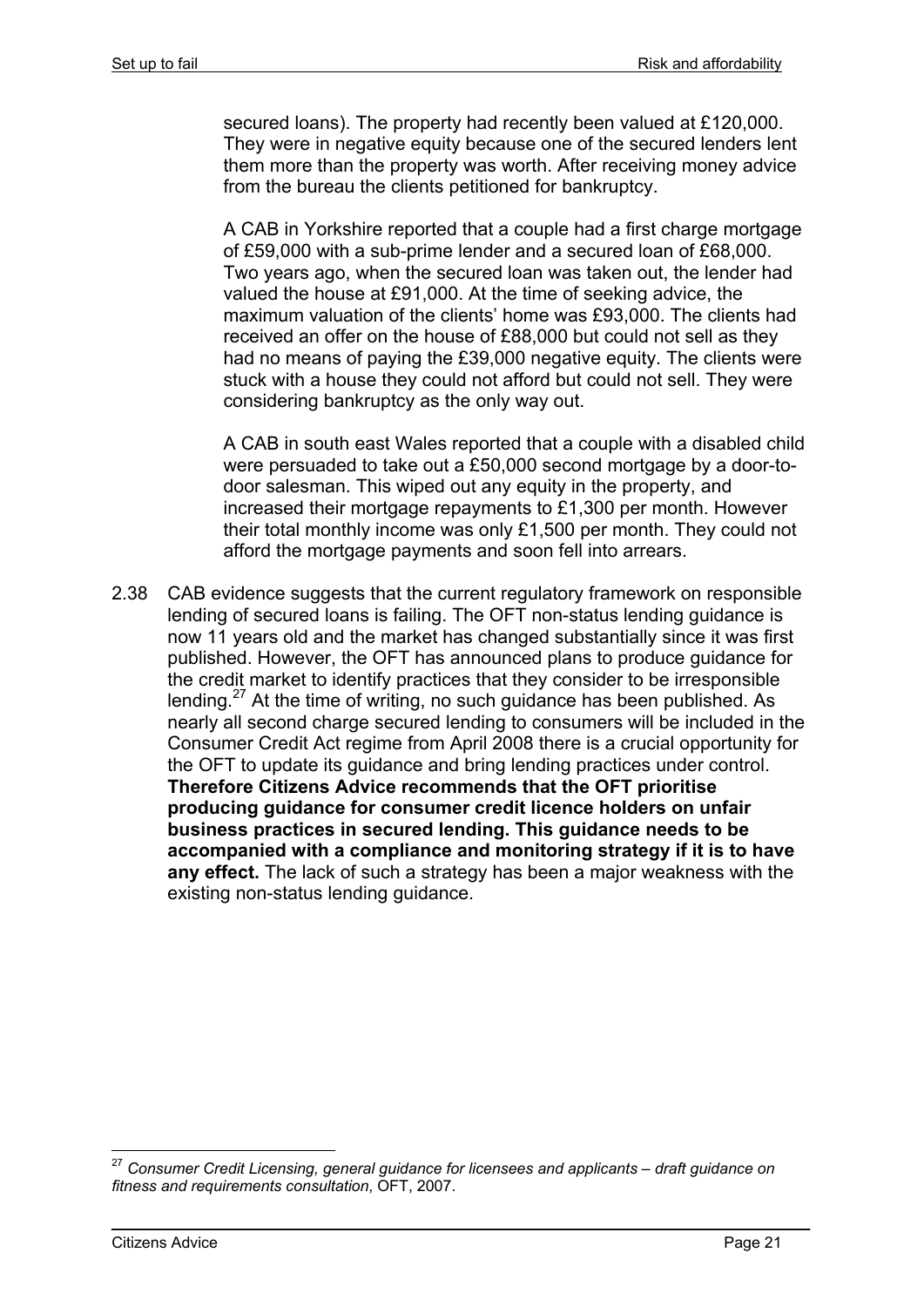secured loans). The property had recently been valued at £120,000. They were in negative equity because one of the secured lenders lent them more than the property was worth. After receiving money advice from the bureau the clients petitioned for bankruptcy.

A CAB in Yorkshire reported that a couple had a first charge mortgage of £59,000 with a sub-prime lender and a secured loan of £68,000. Two years ago, when the secured loan was taken out, the lender had valued the house at £91,000. At the time of seeking advice, the maximum valuation of the clients' home was £93,000. The clients had received an offer on the house of £88,000 but could not sell as they had no means of paying the £39,000 negative equity. The clients were stuck with a house they could not afford but could not sell. They were considering bankruptcy as the only way out.

A CAB in south east Wales reported that a couple with a disabled child were persuaded to take out a £50,000 second mortgage by a door-to-door salesman. This wiped out any equity in the property, and increased their mortgage repayments to £1,300 per month. However their total monthly income was only £1,500 per month. They could not afford the mortgage payments and soon fell into arrears.

2.38 CAB evidence suggests that the current regulatory framework on responsible lending of secured loans is failing. The OFT non-status lending guidance is now 11 years old and the market has changed substantially since it was first published. However, the OFT has announced plans to produce guidance for the credit market to identify practices that they consider to be irresponsible lending.[27] At the time of writing, no such guidance has been published. As nearly all second charge secured lending to consumers will be included in the Consumer Credit Act regime from April 2008 there is a crucial opportunity for the OFT to update its guidance and bring lending practices under control. **Therefore Citizens Advice recommends that the OFT prioritise producing guidance for consumer credit licence holders on unfair business practices in secured lending. This guidance needs to be accompanied with a compliance and monitoring strategy if it is to have any effect.** The lack of such a strategy has been a major weakness with the existing non-status lending guidance.

---

[27] *Consumer Credit Licensing, general guidance for licensees and applicants – draft guidance on fitness and requirements consultation*, OFT, 2007.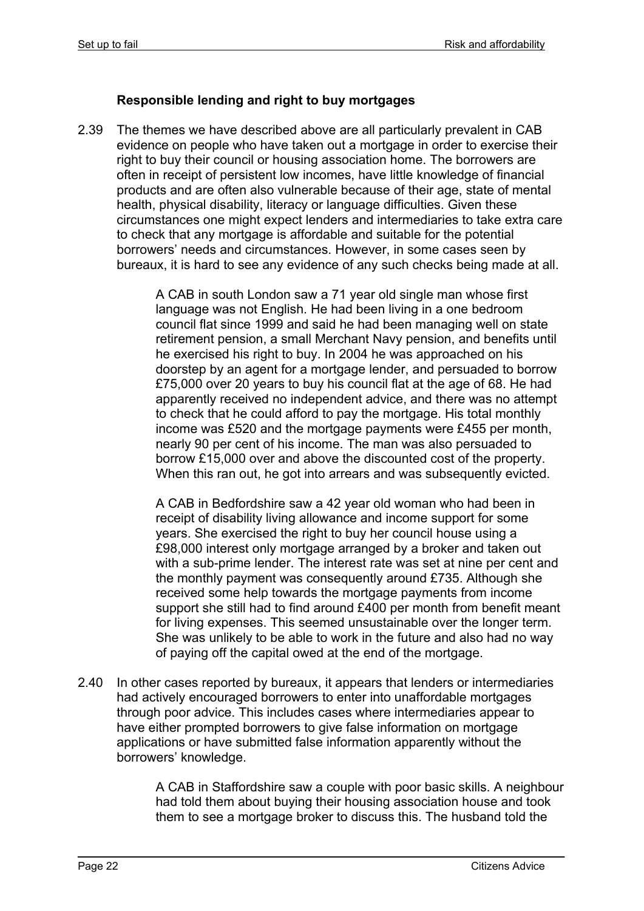### Responsible lending and right to buy mortgages

2.39 The themes we have described above are all particularly prevalent in CAB evidence on people who have taken out a mortgage in order to exercise their right to buy their council or housing association home. The borrowers are often in receipt of persistent low incomes, have little knowledge of financial products and are often also vulnerable because of their age, state of mental health, physical disability, literacy or language difficulties. Given these circumstances one might expect lenders and intermediaries to take extra care to check that any mortgage is affordable and suitable for the potential borrowers' needs and circumstances. However, in some cases seen by bureaux, it is hard to see any evidence of any such checks being made at all.

> A CAB in south London saw a 71 year old single man whose first language was not English. He had been living in a one bedroom council flat since 1999 and said he had been managing well on state retirement pension, a small Merchant Navy pension, and benefits until he exercised his right to buy. In 2004 he was approached on his doorstep by an agent for a mortgage lender, and persuaded to borrow £75,000 over 20 years to buy his council flat at the age of 68. He had apparently received no independent advice, and there was no attempt to check that he could afford to pay the mortgage. His total monthly income was £520 and the mortgage payments were £455 per month, nearly 90 per cent of his income. The man was also persuaded to borrow £15,000 over and above the discounted cost of the property. When this ran out, he got into arrears and was subsequently evicted.

> A CAB in Bedfordshire saw a 42 year old woman who had been in receipt of disability living allowance and income support for some years. She exercised the right to buy her council house using a £98,000 interest only mortgage arranged by a broker and taken out with a sub-prime lender. The interest rate was set at nine per cent and the monthly payment was consequently around £735. Although she received some help towards the mortgage payments from income support she still had to find around £400 per month from benefit meant for living expenses. This seemed unsustainable over the longer term. She was unlikely to be able to work in the future and also had no way of paying off the capital owed at the end of the mortgage.

2.40 In other cases reported by bureaux, it appears that lenders or intermediaries had actively encouraged borrowers to enter into unaffordable mortgages through poor advice. This includes cases where intermediaries appear to have either prompted borrowers to give false information on mortgage applications or have submitted false information apparently without the borrowers' knowledge.

> A CAB in Staffordshire saw a couple with poor basic skills. A neighbour had told them about buying their housing association house and took them to see a mortgage broker to discuss this. The husband told the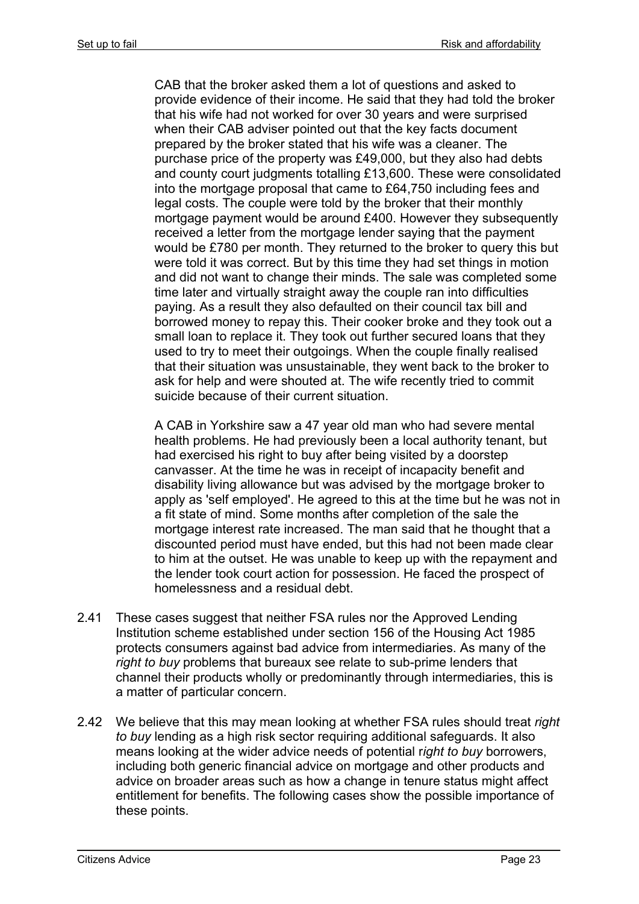CAB that the broker asked them a lot of questions and asked to provide evidence of their income. He said that they had told the broker that his wife had not worked for over 30 years and were surprised when their CAB adviser pointed out that the key facts document prepared by the broker stated that his wife was a cleaner. The purchase price of the property was £49,000, but they also had debts and county court judgments totalling £13,600. These were consolidated into the mortgage proposal that came to £64,750 including fees and legal costs. The couple were told by the broker that their monthly mortgage payment would be around £400. However they subsequently received a letter from the mortgage lender saying that the payment would be £780 per month. They returned to the broker to query this but were told it was correct. But by this time they had set things in motion and did not want to change their minds. The sale was completed some time later and virtually straight away the couple ran into difficulties paying. As a result they also defaulted on their council tax bill and borrowed money to repay this. Their cooker broke and they took out a small loan to replace it. They took out further secured loans that they used to try to meet their outgoings. When the couple finally realised that their situation was unsustainable, they went back to the broker to ask for help and were shouted at. The wife recently tried to commit suicide because of their current situation.

A CAB in Yorkshire saw a 47 year old man who had severe mental health problems. He had previously been a local authority tenant, but had exercised his right to buy after being visited by a doorstep canvasser. At the time he was in receipt of incapacity benefit and disability living allowance but was advised by the mortgage broker to apply as 'self employed'. He agreed to this at the time but he was not in a fit state of mind. Some months after completion of the sale the mortgage interest rate increased. The man said that he thought that a discounted period must have ended, but this had not been made clear to him at the outset. He was unable to keep up with the repayment and the lender took court action for possession. He faced the prospect of homelessness and a residual debt.

2.41 These cases suggest that neither FSA rules nor the Approved Lending Institution scheme established under section 156 of the Housing Act 1985 protects consumers against bad advice from intermediaries. As many of the *right to buy* problems that bureaux see relate to sub-prime lenders that channel their products wholly or predominantly through intermediaries, this is a matter of particular concern.

2.42 We believe that this may mean looking at whether FSA rules should treat *right to buy* lending as a high risk sector requiring additional safeguards. It also means looking at the wider advice needs of potential r*ight to buy* borrowers, including both generic financial advice on mortgage and other products and advice on broader areas such as how a change in tenure status might affect entitlement for benefits. The following cases show the possible importance of these points.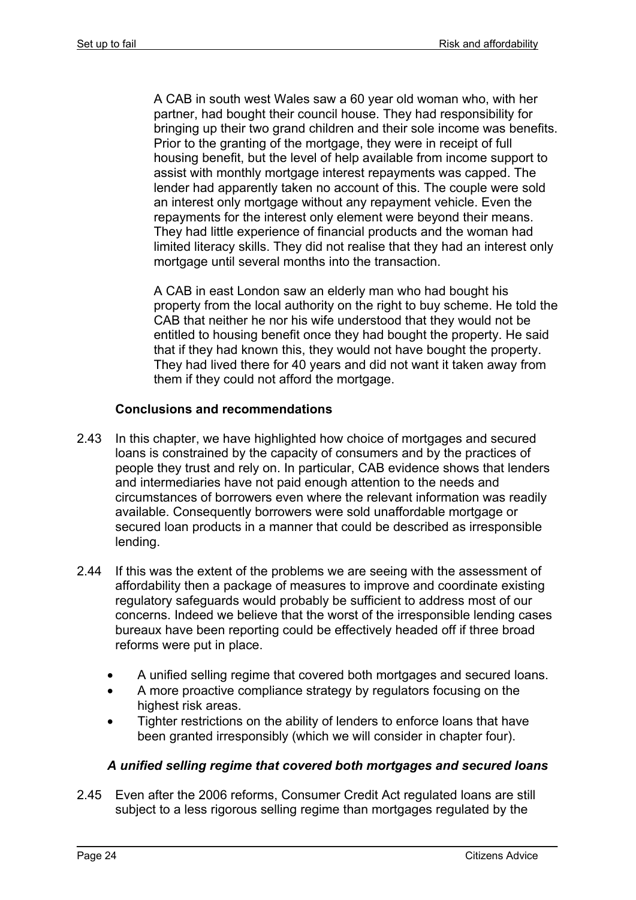A CAB in south west Wales saw a 60 year old woman who, with her partner, had bought their council house. They had responsibility for bringing up their two grand children and their sole income was benefits. Prior to the granting of the mortgage, they were in receipt of full housing benefit, but the level of help available from income support to assist with monthly mortgage interest repayments was capped. The lender had apparently taken no account of this. The couple were sold an interest only mortgage without any repayment vehicle. Even the repayments for the interest only element were beyond their means. They had little experience of financial products and the woman had limited literacy skills. They did not realise that they had an interest only mortgage until several months into the transaction.

A CAB in east London saw an elderly man who had bought his property from the local authority on the right to buy scheme. He told the CAB that neither he nor his wife understood that they would not be entitled to housing benefit once they had bought the property. He said that if they had known this, they would not have bought the property. They had lived there for 40 years and did not want it taken away from them if they could not afford the mortgage.

**Conclusions and recommendations**

2.43 In this chapter, we have highlighted how choice of mortgages and secured loans is constrained by the capacity of consumers and by the practices of people they trust and rely on. In particular, CAB evidence shows that lenders and intermediaries have not paid enough attention to the needs and circumstances of borrowers even where the relevant information was readily available. Consequently borrowers were sold unaffordable mortgage or secured loan products in a manner that could be described as irresponsible lending.

2.44 If this was the extent of the problems we are seeing with the assessment of affordability then a package of measures to improve and coordinate existing regulatory safeguards would probably be sufficient to address most of our concerns. Indeed we believe that the worst of the irresponsible lending cases bureaux have been reporting could be effectively headed off if three broad reforms were put in place.

- A unified selling regime that covered both mortgages and secured loans.
- A more proactive compliance strategy by regulators focusing on the highest risk areas.
- Tighter restrictions on the ability of lenders to enforce loans that have been granted irresponsibly (which we will consider in chapter four).

***A unified selling regime that covered both mortgages and secured loans***

2.45 Even after the 2006 reforms, Consumer Credit Act regulated loans are still subject to a less rigorous selling regime than mortgages regulated by the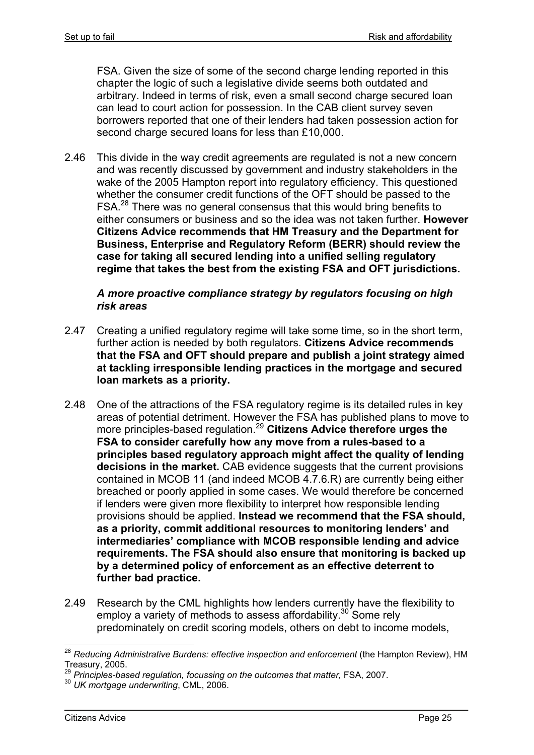FSA. Given the size of some of the second charge lending reported in this chapter the logic of such a legislative divide seems both outdated and arbitrary. Indeed in terms of risk, even a small second charge secured loan can lead to court action for possession. In the CAB client survey seven borrowers reported that one of their lenders had taken possession action for second charge secured loans for less than £10,000.

2.46 This divide in the way credit agreements are regulated is not a new concern and was recently discussed by government and industry stakeholders in the wake of the 2005 Hampton report into regulatory efficiency. This questioned whether the consumer credit functions of the OFT should be passed to the FSA.[28] There was no general consensus that this would bring benefits to either consumers or business and so the idea was not taken further. **However Citizens Advice recommends that HM Treasury and the Department for Business, Enterprise and Regulatory Reform (BERR) should review the case for taking all secured lending into a unified selling regulatory regime that takes the best from the existing FSA and OFT jurisdictions.**

***A more proactive compliance strategy by regulators focusing on high risk areas***

2.47 Creating a unified regulatory regime will take some time, so in the short term, further action is needed by both regulators. **Citizens Advice recommends that the FSA and OFT should prepare and publish a joint strategy aimed at tackling irresponsible lending practices in the mortgage and secured loan markets as a priority.**

2.48 One of the attractions of the FSA regulatory regime is its detailed rules in key areas of potential detriment. However the FSA has published plans to move to more principles-based regulation.[29] **Citizens Advice therefore urges the FSA to consider carefully how any move from a rules-based to a principles based regulatory approach might affect the quality of lending decisions in the market.** CAB evidence suggests that the current provisions contained in MCOB 11 (and indeed MCOB 4.7.6.R) are currently being either breached or poorly applied in some cases. We would therefore be concerned if lenders were given more flexibility to interpret how responsible lending provisions should be applied. **Instead we recommend that the FSA should, as a priority, commit additional resources to monitoring lenders' and intermediaries' compliance with MCOB responsible lending and advice requirements. The FSA should also ensure that monitoring is backed up by a determined policy of enforcement as an effective deterrent to further bad practice.**

2.49 Research by the CML highlights how lenders currently have the flexibility to employ a variety of methods to assess affordability.[30] Some rely predominately on credit scoring models, others on debt to income models,

---

[28] *Reducing Administrative Burdens: effective inspection and enforcement* (the Hampton Review), HM Treasury, 2005.

[29] *Principles-based regulation, focussing on the outcomes that matter,* FSA, 2007.

[30] *UK mortgage underwriting*, CML, 2006.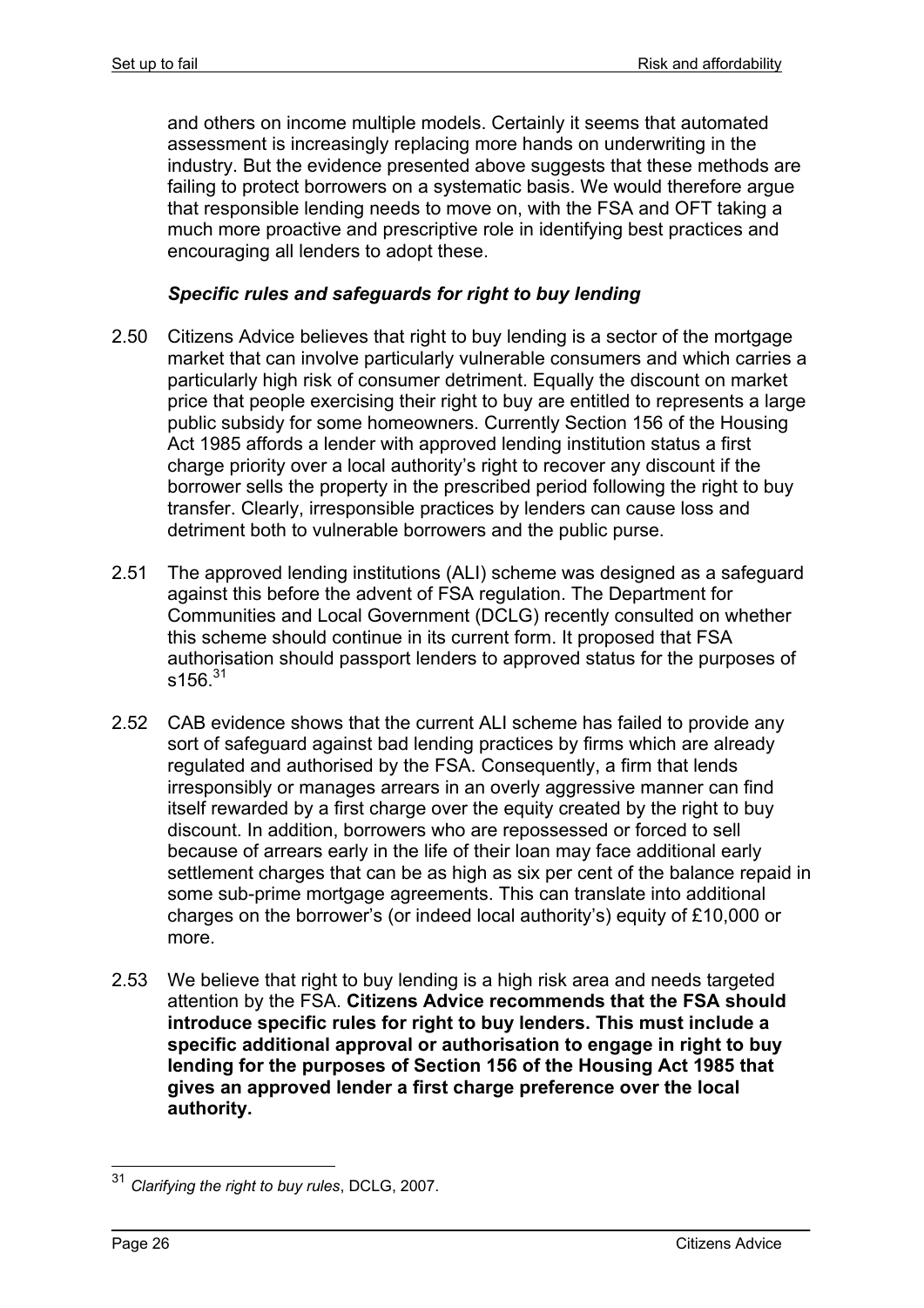and others on income multiple models. Certainly it seems that automated assessment is increasingly replacing more hands on underwriting in the industry. But the evidence presented above suggests that these methods are failing to protect borrowers on a systematic basis. We would therefore argue that responsible lending needs to move on, with the FSA and OFT taking a much more proactive and prescriptive role in identifying best practices and encouraging all lenders to adopt these.

### *Specific rules and safeguards for right to buy lending*

2.50 Citizens Advice believes that right to buy lending is a sector of the mortgage market that can involve particularly vulnerable consumers and which carries a particularly high risk of consumer detriment. Equally the discount on market price that people exercising their right to buy are entitled to represents a large public subsidy for some homeowners. Currently Section 156 of the Housing Act 1985 affords a lender with approved lending institution status a first charge priority over a local authority's right to recover any discount if the borrower sells the property in the prescribed period following the right to buy transfer. Clearly, irresponsible practices by lenders can cause loss and detriment both to vulnerable borrowers and the public purse.

2.51 The approved lending institutions (ALI) scheme was designed as a safeguard against this before the advent of FSA regulation. The Department for Communities and Local Government (DCLG) recently consulted on whether this scheme should continue in its current form. It proposed that FSA authorisation should passport lenders to approved status for the purposes of s156.[31]

2.52 CAB evidence shows that the current ALI scheme has failed to provide any sort of safeguard against bad lending practices by firms which are already regulated and authorised by the FSA. Consequently, a firm that lends irresponsibly or manages arrears in an overly aggressive manner can find itself rewarded by a first charge over the equity created by the right to buy discount. In addition, borrowers who are repossessed or forced to sell because of arrears early in the life of their loan may face additional early settlement charges that can be as high as six per cent of the balance repaid in some sub-prime mortgage agreements. This can translate into additional charges on the borrower's (or indeed local authority's) equity of £10,000 or more.

2.53 We believe that right to buy lending is a high risk area and needs targeted attention by the FSA. **Citizens Advice recommends that the FSA should introduce specific rules for right to buy lenders. This must include a specific additional approval or authorisation to engage in right to buy lending for the purposes of Section 156 of the Housing Act 1985 that gives an approved lender a first charge preference over the local authority.**

---

[31] *Clarifying the right to buy rules*, DCLG, 2007.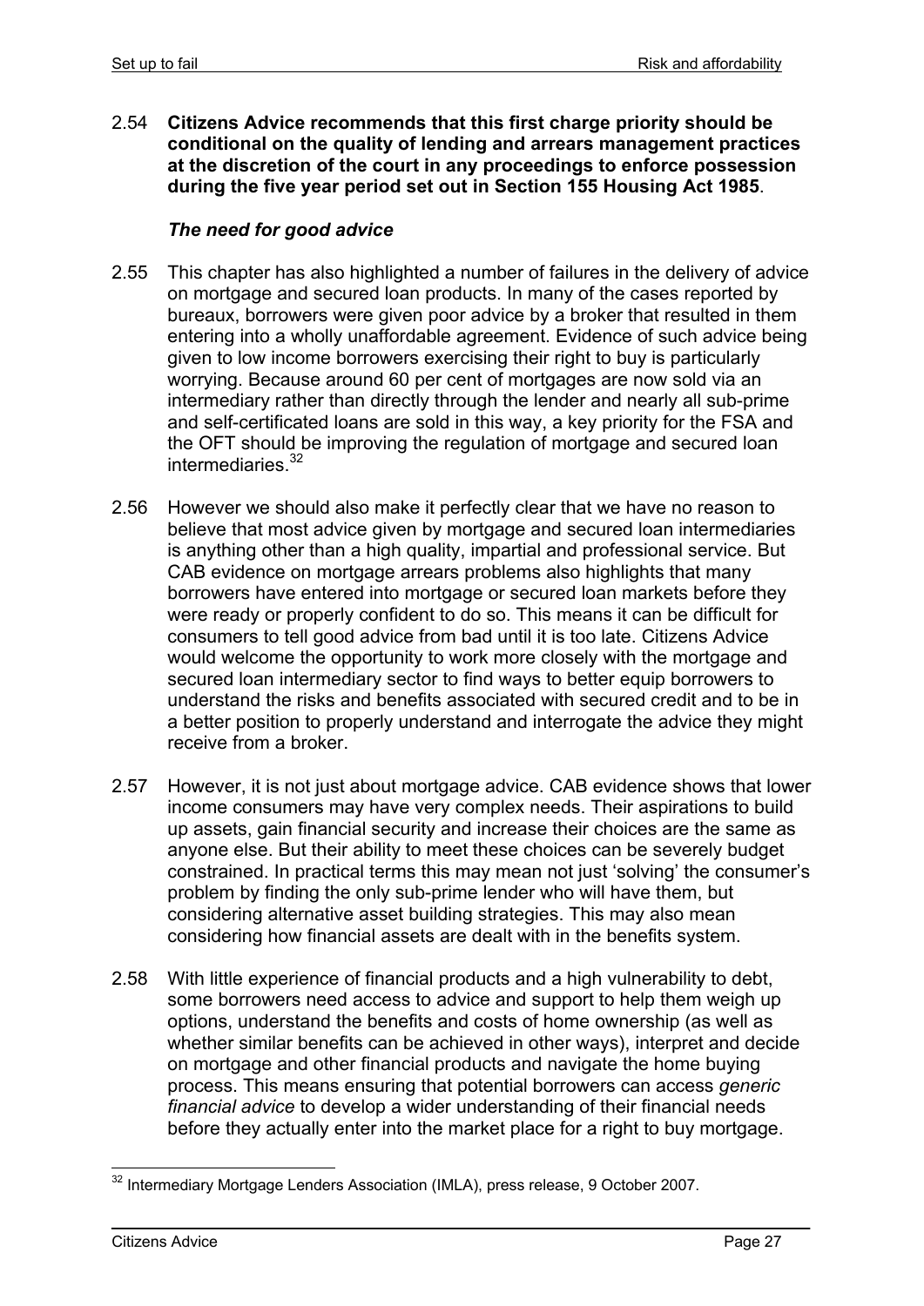2.54 **Citizens Advice recommends that this first charge priority should be conditional on the quality of lending and arrears management practices at the discretion of the court in any proceedings to enforce possession during the five year period set out in Section 155 Housing Act 1985**.

### *The need for good advice*

2.55 This chapter has also highlighted a number of failures in the delivery of advice on mortgage and secured loan products. In many of the cases reported by bureaux, borrowers were given poor advice by a broker that resulted in them entering into a wholly unaffordable agreement. Evidence of such advice being given to low income borrowers exercising their right to buy is particularly worrying. Because around 60 per cent of mortgages are now sold via an intermediary rather than directly through the lender and nearly all sub-prime and self-certificated loans are sold in this way, a key priority for the FSA and the OFT should be improving the regulation of mortgage and secured loan intermediaries.[32]

2.56 However we should also make it perfectly clear that we have no reason to believe that most advice given by mortgage and secured loan intermediaries is anything other than a high quality, impartial and professional service. But CAB evidence on mortgage arrears problems also highlights that many borrowers have entered into mortgage or secured loan markets before they were ready or properly confident to do so. This means it can be difficult for consumers to tell good advice from bad until it is too late. Citizens Advice would welcome the opportunity to work more closely with the mortgage and secured loan intermediary sector to find ways to better equip borrowers to understand the risks and benefits associated with secured credit and to be in a better position to properly understand and interrogate the advice they might receive from a broker.

2.57 However, it is not just about mortgage advice. CAB evidence shows that lower income consumers may have very complex needs. Their aspirations to build up assets, gain financial security and increase their choices are the same as anyone else. But their ability to meet these choices can be severely budget constrained. In practical terms this may mean not just 'solving' the consumer's problem by finding the only sub-prime lender who will have them, but considering alternative asset building strategies. This may also mean considering how financial assets are dealt with in the benefits system.

2.58 With little experience of financial products and a high vulnerability to debt, some borrowers need access to advice and support to help them weigh up options, understand the benefits and costs of home ownership (as well as whether similar benefits can be achieved in other ways), interpret and decide on mortgage and other financial products and navigate the home buying process. This means ensuring that potential borrowers can access *generic financial advice* to develop a wider understanding of their financial needs before they actually enter into the market place for a right to buy mortgage.

---

[32] Intermediary Mortgage Lenders Association (IMLA), press release, 9 October 2007.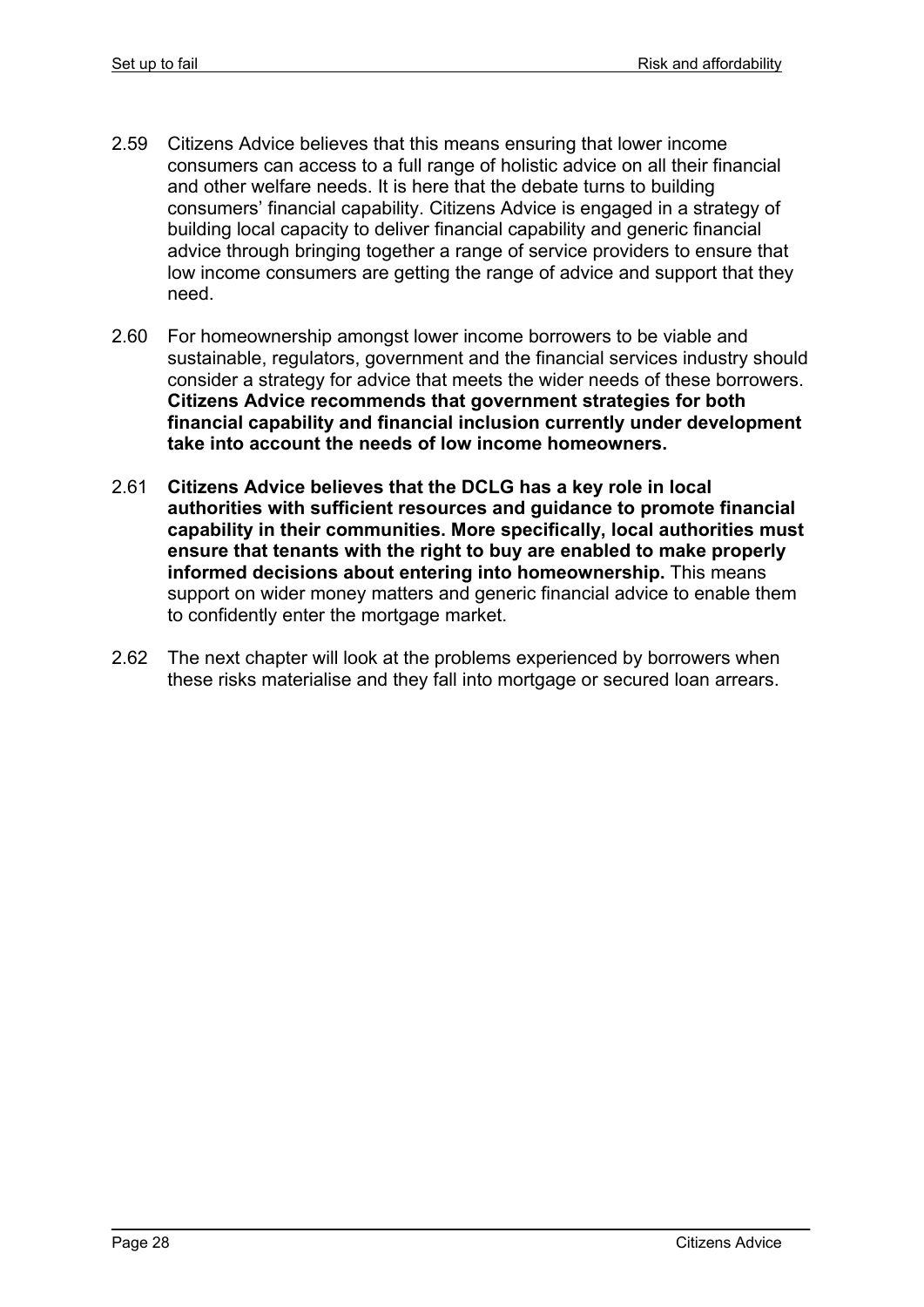2.59 Citizens Advice believes that this means ensuring that lower income consumers can access to a full range of holistic advice on all their financial and other welfare needs. It is here that the debate turns to building consumers' financial capability. Citizens Advice is engaged in a strategy of building local capacity to deliver financial capability and generic financial advice through bringing together a range of service providers to ensure that low income consumers are getting the range of advice and support that they need.

2.60 For homeownership amongst lower income borrowers to be viable and sustainable, regulators, government and the financial services industry should consider a strategy for advice that meets the wider needs of these borrowers. **Citizens Advice recommends that government strategies for both financial capability and financial inclusion currently under development take into account the needs of low income homeowners.**

2.61 **Citizens Advice believes that the DCLG has a key role in local authorities with sufficient resources and guidance to promote financial capability in their communities. More specifically, local authorities must ensure that tenants with the right to buy are enabled to make properly informed decisions about entering into homeownership.** This means support on wider money matters and generic financial advice to enable them to confidently enter the mortgage market.

2.62 The next chapter will look at the problems experienced by borrowers when these risks materialise and they fall into mortgage or secured loan arrears.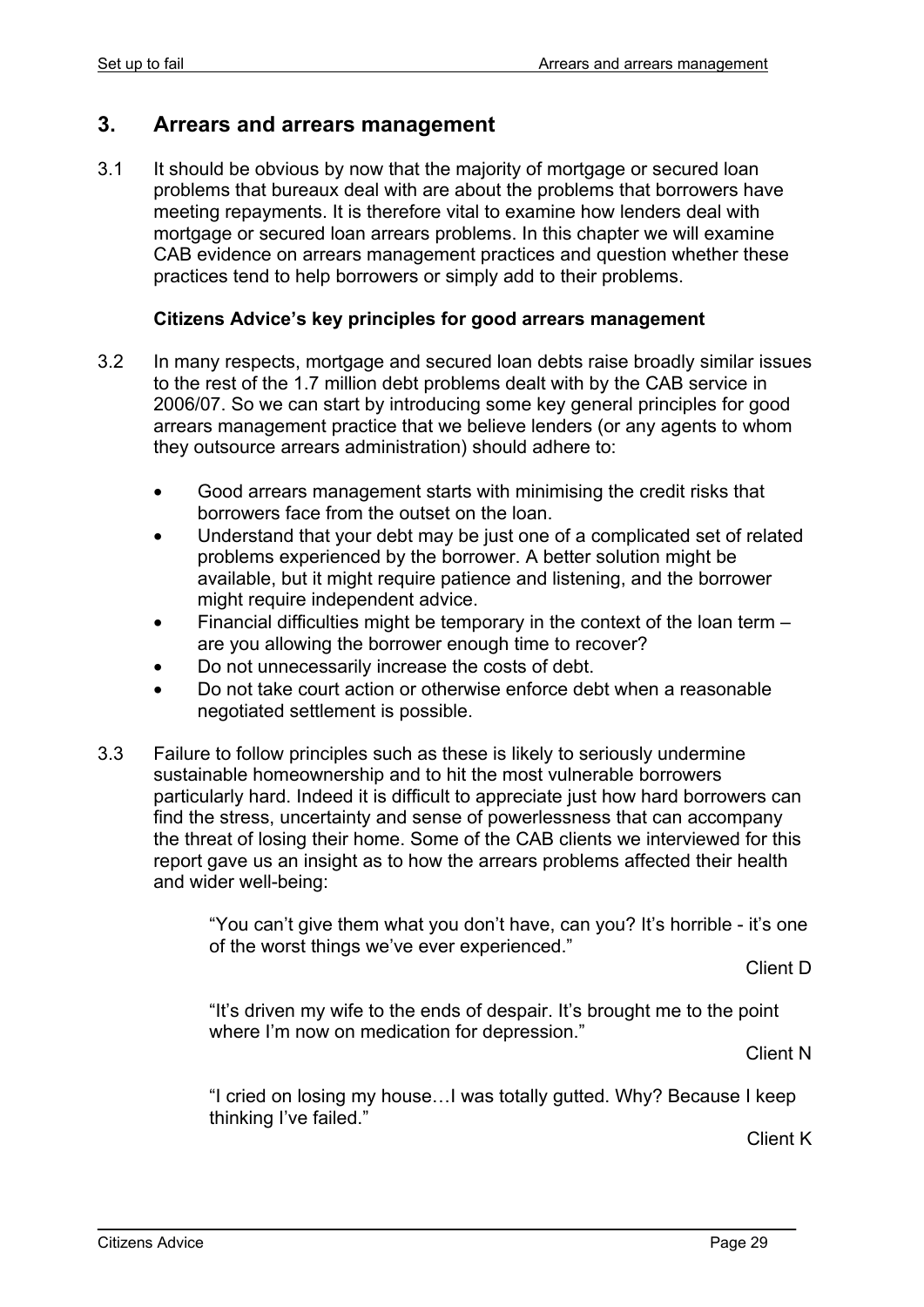## 3. Arrears and arrears management

3.1 It should be obvious by now that the majority of mortgage or secured loan problems that bureaux deal with are about the problems that borrowers have meeting repayments. It is therefore vital to examine how lenders deal with mortgage or secured loan arrears problems. In this chapter we will examine CAB evidence on arrears management practices and question whether these practices tend to help borrowers or simply add to their problems.

### Citizens Advice's key principles for good arrears management

3.2 In many respects, mortgage and secured loan debts raise broadly similar issues to the rest of the 1.7 million debt problems dealt with by the CAB service in 2006/07. So we can start by introducing some key general principles for good arrears management practice that we believe lenders (or any agents to whom they outsource arrears administration) should adhere to:

- Good arrears management starts with minimising the credit risks that borrowers face from the outset on the loan.
- Understand that your debt may be just one of a complicated set of related problems experienced by the borrower. A better solution might be available, but it might require patience and listening, and the borrower might require independent advice.
- Financial difficulties might be temporary in the context of the loan term – are you allowing the borrower enough time to recover?
- Do not unnecessarily increase the costs of debt.
- Do not take court action or otherwise enforce debt when a reasonable negotiated settlement is possible.

3.3 Failure to follow principles such as these is likely to seriously undermine sustainable homeownership and to hit the most vulnerable borrowers particularly hard. Indeed it is difficult to appreciate just how hard borrowers can find the stress, uncertainty and sense of powerlessness that can accompany the threat of losing their home. Some of the CAB clients we interviewed for this report gave us an insight as to how the arrears problems affected their health and wider well-being:

> "You can't give them what you don't have, can you? It's horrible - it's one of the worst things we've ever experienced."
>
> Client D

> "It's driven my wife to the ends of despair. It's brought me to the point where I'm now on medication for depression."
>
> Client N

> "I cried on losing my house…I was totally gutted. Why? Because I keep thinking I've failed."
>
> Client K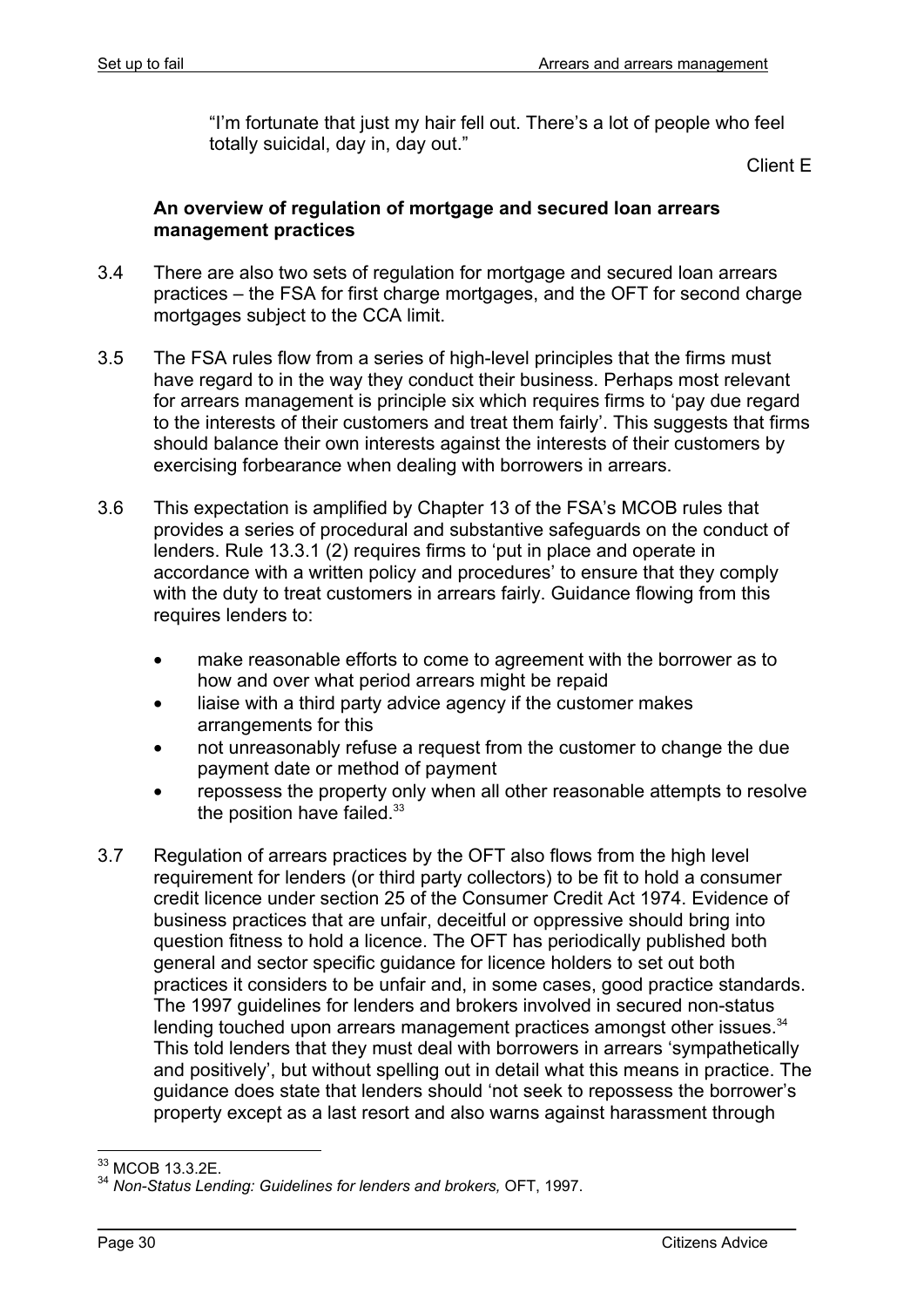> "I'm fortunate that just my hair fell out. There's a lot of people who feel totally suicidal, day in, day out."
>
> Client E

### An overview of regulation of mortgage and secured loan arrears management practices

3.4 There are also two sets of regulation for mortgage and secured loan arrears practices – the FSA for first charge mortgages, and the OFT for second charge mortgages subject to the CCA limit.

3.5 The FSA rules flow from a series of high-level principles that the firms must have regard to in the way they conduct their business. Perhaps most relevant for arrears management is principle six which requires firms to 'pay due regard to the interests of their customers and treat them fairly'. This suggests that firms should balance their own interests against the interests of their customers by exercising forbearance when dealing with borrowers in arrears.

3.6 This expectation is amplified by Chapter 13 of the FSA's MCOB rules that provides a series of procedural and substantive safeguards on the conduct of lenders. Rule 13.3.1 (2) requires firms to 'put in place and operate in accordance with a written policy and procedures' to ensure that they comply with the duty to treat customers in arrears fairly. Guidance flowing from this requires lenders to:

- make reasonable efforts to come to agreement with the borrower as to how and over what period arrears might be repaid
- liaise with a third party advice agency if the customer makes arrangements for this
- not unreasonably refuse a request from the customer to change the due payment date or method of payment
- repossess the property only when all other reasonable attempts to resolve the position have failed.[33]

3.7 Regulation of arrears practices by the OFT also flows from the high level requirement for lenders (or third party collectors) to be fit to hold a consumer credit licence under section 25 of the Consumer Credit Act 1974. Evidence of business practices that are unfair, deceitful or oppressive should bring into question fitness to hold a licence. The OFT has periodically published both general and sector specific guidance for licence holders to set out both practices it considers to be unfair and, in some cases, good practice standards. The 1997 guidelines for lenders and brokers involved in secured non-status lending touched upon arrears management practices amongst other issues.[34] This told lenders that they must deal with borrowers in arrears 'sympathetically and positively', but without spelling out in detail what this means in practice. The guidance does state that lenders should 'not seek to repossess the borrower's property except as a last resort and also warns against harassment through

---

[33] MCOB 13.3.2E.

[34] *Non-Status Lending: Guidelines for lenders and brokers,* OFT, 1997.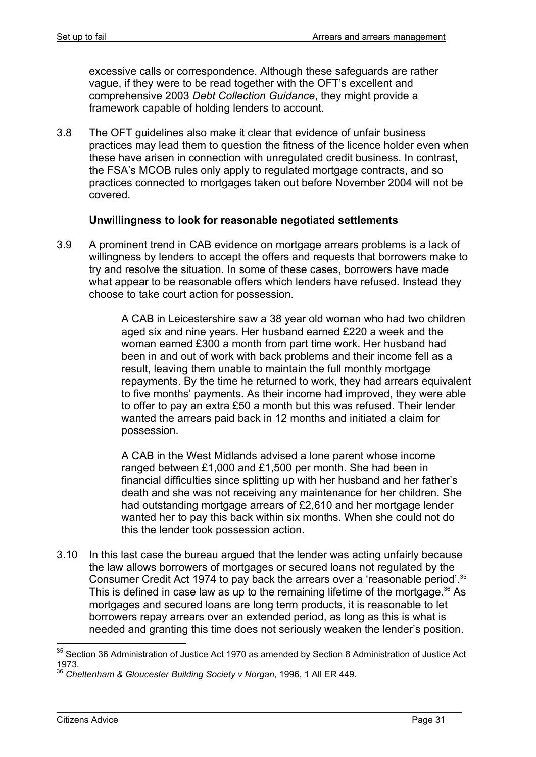excessive calls or correspondence. Although these safeguards are rather vague, if they were to be read together with the OFT's excellent and comprehensive 2003 *Debt Collection Guidance*, they might provide a framework capable of holding lenders to account.

3.8 The OFT guidelines also make it clear that evidence of unfair business practices may lead them to question the fitness of the licence holder even when these have arisen in connection with unregulated credit business. In contrast, the FSA's MCOB rules only apply to regulated mortgage contracts, and so practices connected to mortgages taken out before November 2004 will not be covered.

### Unwillingness to look for reasonable negotiated settlements

3.9 A prominent trend in CAB evidence on mortgage arrears problems is a lack of willingness by lenders to accept the offers and requests that borrowers make to try and resolve the situation. In some of these cases, borrowers have made what appear to be reasonable offers which lenders have refused. Instead they choose to take court action for possession.

> A CAB in Leicestershire saw a 38 year old woman who had two children aged six and nine years. Her husband earned £220 a week and the woman earned £300 a month from part time work. Her husband had been in and out of work with back problems and their income fell as a result, leaving them unable to maintain the full monthly mortgage repayments. By the time he returned to work, they had arrears equivalent to five months' payments. As their income had improved, they were able to offer to pay an extra £50 a month but this was refused. Their lender wanted the arrears paid back in 12 months and initiated a claim for possession.
>
> A CAB in the West Midlands advised a lone parent whose income ranged between £1,000 and £1,500 per month. She had been in financial difficulties since splitting up with her husband and her father's death and she was not receiving any maintenance for her children. She had outstanding mortgage arrears of £2,610 and her mortgage lender wanted her to pay this back within six months. When she could not do this the lender took possession action.

3.10 In this last case the bureau argued that the lender was acting unfairly because the law allows borrowers of mortgages or secured loans not regulated by the Consumer Credit Act 1974 to pay back the arrears over a 'reasonable period'.[35] This is defined in case law as up to the remaining lifetime of the mortgage.[36] As mortgages and secured loans are long term products, it is reasonable to let borrowers repay arrears over an extended period, as long as this is what is needed and granting this time does not seriously weaken the lender's position.

---

[35] Section 36 Administration of Justice Act 1970 as amended by Section 8 Administration of Justice Act 1973.

[36] *Cheltenham & Gloucester Building Society v Norgan*, 1996, 1 All ER 449.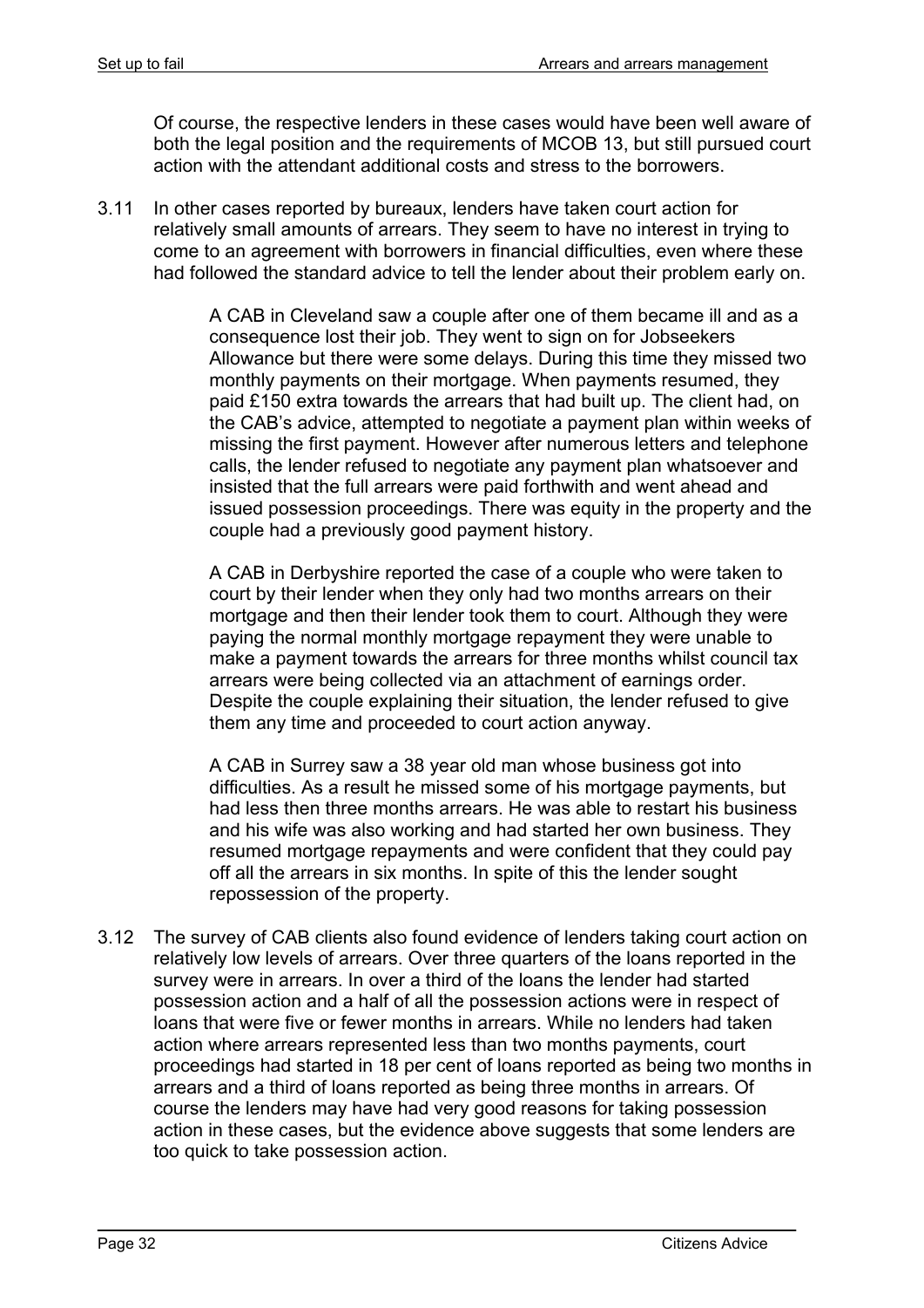Of course, the respective lenders in these cases would have been well aware of both the legal position and the requirements of MCOB 13, but still pursued court action with the attendant additional costs and stress to the borrowers.

3.11 In other cases reported by bureaux, lenders have taken court action for relatively small amounts of arrears. They seem to have no interest in trying to come to an agreement with borrowers in financial difficulties, even where these had followed the standard advice to tell the lender about their problem early on.

> A CAB in Cleveland saw a couple after one of them became ill and as a consequence lost their job. They went to sign on for Jobseekers Allowance but there were some delays. During this time they missed two monthly payments on their mortgage. When payments resumed, they paid £150 extra towards the arrears that had built up. The client had, on the CAB's advice, attempted to negotiate a payment plan within weeks of missing the first payment. However after numerous letters and telephone calls, the lender refused to negotiate any payment plan whatsoever and insisted that the full arrears were paid forthwith and went ahead and issued possession proceedings. There was equity in the property and the couple had a previously good payment history.

> A CAB in Derbyshire reported the case of a couple who were taken to court by their lender when they only had two months arrears on their mortgage and then their lender took them to court. Although they were paying the normal monthly mortgage repayment they were unable to make a payment towards the arrears for three months whilst council tax arrears were being collected via an attachment of earnings order. Despite the couple explaining their situation, the lender refused to give them any time and proceeded to court action anyway.

> A CAB in Surrey saw a 38 year old man whose business got into difficulties. As a result he missed some of his mortgage payments, but had less then three months arrears. He was able to restart his business and his wife was also working and had started her own business. They resumed mortgage repayments and were confident that they could pay off all the arrears in six months. In spite of this the lender sought repossession of the property.

3.12 The survey of CAB clients also found evidence of lenders taking court action on relatively low levels of arrears. Over three quarters of the loans reported in the survey were in arrears. In over a third of the loans the lender had started possession action and a half of all the possession actions were in respect of loans that were five or fewer months in arrears. While no lenders had taken action where arrears represented less than two months payments, court proceedings had started in 18 per cent of loans reported as being two months in arrears and a third of loans reported as being three months in arrears. Of course the lenders may have had very good reasons for taking possession action in these cases, but the evidence above suggests that some lenders are too quick to take possession action.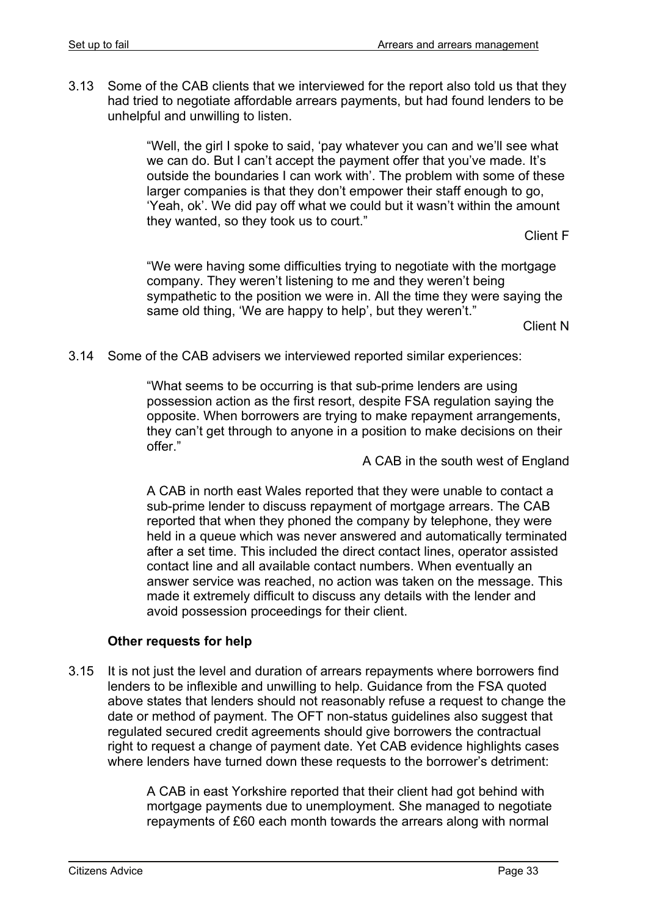3.13 Some of the CAB clients that we interviewed for the report also told us that they had tried to negotiate affordable arrears payments, but had found lenders to be unhelpful and unwilling to listen.

> "Well, the girl I spoke to said, 'pay whatever you can and we'll see what we can do. But I can't accept the payment offer that you've made. It's outside the boundaries I can work with'. The problem with some of these larger companies is that they don't empower their staff enough to go, 'Yeah, ok'. We did pay off what we could but it wasn't within the amount they wanted, so they took us to court."
>
> Client F

> "We were having some difficulties trying to negotiate with the mortgage company. They weren't listening to me and they weren't being sympathetic to the position we were in. All the time they were saying the same old thing, 'We are happy to help', but they weren't."
>
> Client N

3.14 Some of the CAB advisers we interviewed reported similar experiences:

> "What seems to be occurring is that sub-prime lenders are using possession action as the first resort, despite FSA regulation saying the opposite. When borrowers are trying to make repayment arrangements, they can't get through to anyone in a position to make decisions on their offer."
>
> A CAB in the south west of England

> A CAB in north east Wales reported that they were unable to contact a sub-prime lender to discuss repayment of mortgage arrears. The CAB reported that when they phoned the company by telephone, they were held in a queue which was never answered and automatically terminated after a set time. This included the direct contact lines, operator assisted contact line and all available contact numbers. When eventually an answer service was reached, no action was taken on the message. This made it extremely difficult to discuss any details with the lender and avoid possession proceedings for their client.

### Other requests for help

3.15 It is not just the level and duration of arrears repayments where borrowers find lenders to be inflexible and unwilling to help. Guidance from the FSA quoted above states that lenders should not reasonably refuse a request to change the date or method of payment. The OFT non-status guidelines also suggest that regulated secured credit agreements should give borrowers the contractual right to request a change of payment date. Yet CAB evidence highlights cases where lenders have turned down these requests to the borrower's detriment:

> A CAB in east Yorkshire reported that their client had got behind with mortgage payments due to unemployment. She managed to negotiate repayments of £60 each month towards the arrears along with normal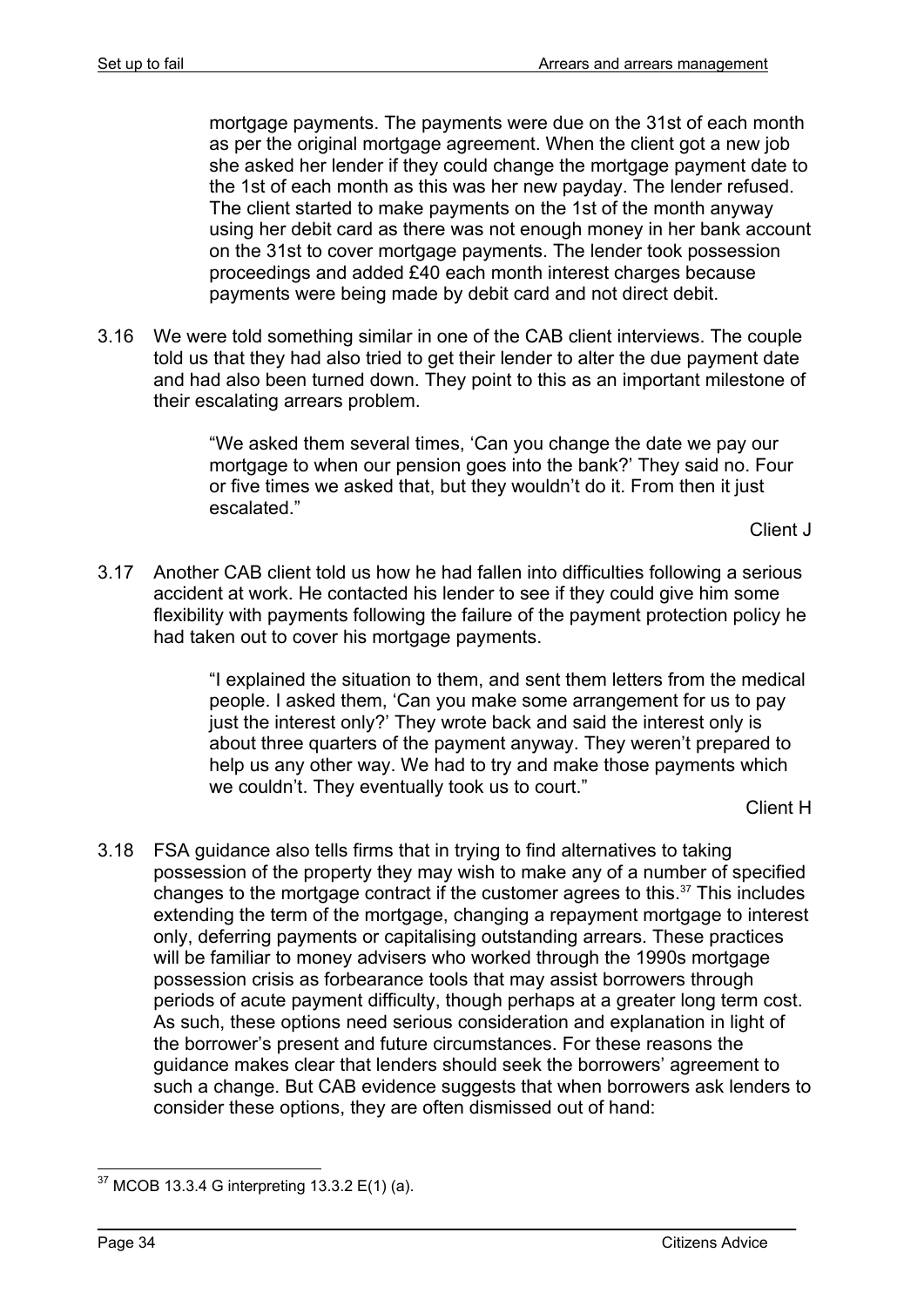mortgage payments. The payments were due on the 31st of each month as per the original mortgage agreement. When the client got a new job she asked her lender if they could change the mortgage payment date to the 1st of each month as this was her new payday. The lender refused. The client started to make payments on the 1st of the month anyway using her debit card as there was not enough money in her bank account on the 31st to cover mortgage payments. The lender took possession proceedings and added £40 each month interest charges because payments were being made by debit card and not direct debit.

3.16 We were told something similar in one of the CAB client interviews. The couple told us that they had also tried to get their lender to alter the due payment date and had also been turned down. They point to this as an important milestone of their escalating arrears problem.

> "We asked them several times, 'Can you change the date we pay our mortgage to when our pension goes into the bank?' They said no. Four or five times we asked that, but they wouldn't do it. From then it just escalated."
>
> Client J

3.17 Another CAB client told us how he had fallen into difficulties following a serious accident at work. He contacted his lender to see if they could give him some flexibility with payments following the failure of the payment protection policy he had taken out to cover his mortgage payments.

> "I explained the situation to them, and sent them letters from the medical people. I asked them, 'Can you make some arrangement for us to pay just the interest only?' They wrote back and said the interest only is about three quarters of the payment anyway. They weren't prepared to help us any other way. We had to try and make those payments which we couldn't. They eventually took us to court."
>
> Client H

3.18 FSA guidance also tells firms that in trying to find alternatives to taking possession of the property they may wish to make any of a number of specified changes to the mortgage contract if the customer agrees to this.[37] This includes extending the term of the mortgage, changing a repayment mortgage to interest only, deferring payments or capitalising outstanding arrears. These practices will be familiar to money advisers who worked through the 1990s mortgage possession crisis as forbearance tools that may assist borrowers through periods of acute payment difficulty, though perhaps at a greater long term cost. As such, these options need serious consideration and explanation in light of the borrower's present and future circumstances. For these reasons the guidance makes clear that lenders should seek the borrowers' agreement to such a change. But CAB evidence suggests that when borrowers ask lenders to consider these options, they are often dismissed out of hand:

---

[37] MCOB 13.3.4 G interpreting 13.3.2 E(1) (a).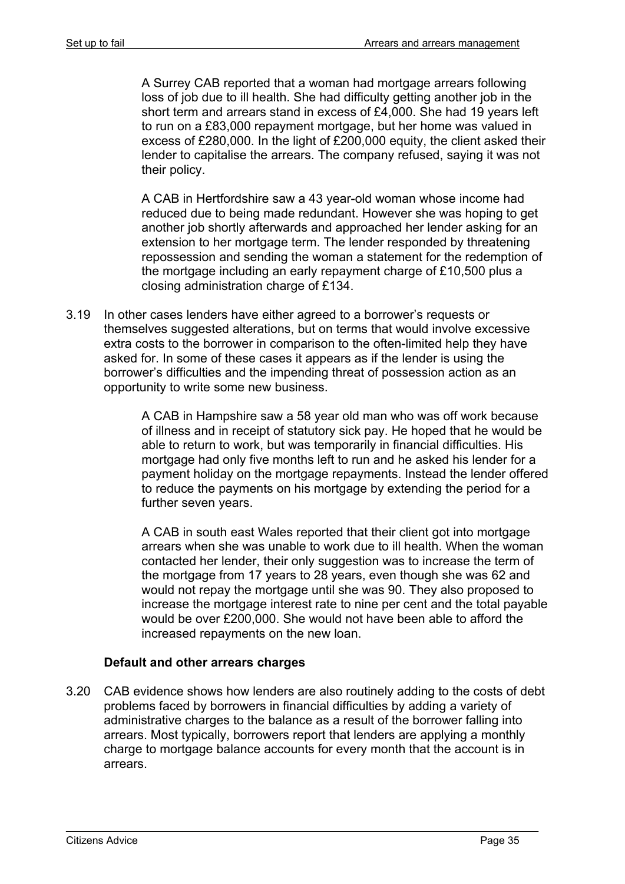A Surrey CAB reported that a woman had mortgage arrears following loss of job due to ill health. She had difficulty getting another job in the short term and arrears stand in excess of £4,000. She had 19 years left to run on a £83,000 repayment mortgage, but her home was valued in excess of £280,000. In the light of £200,000 equity, the client asked their lender to capitalise the arrears. The company refused, saying it was not their policy.

A CAB in Hertfordshire saw a 43 year-old woman whose income had reduced due to being made redundant. However she was hoping to get another job shortly afterwards and approached her lender asking for an extension to her mortgage term. The lender responded by threatening repossession and sending the woman a statement for the redemption of the mortgage including an early repayment charge of £10,500 plus a closing administration charge of £134.

3.19 In other cases lenders have either agreed to a borrower's requests or themselves suggested alterations, but on terms that would involve excessive extra costs to the borrower in comparison to the often-limited help they have asked for. In some of these cases it appears as if the lender is using the borrower's difficulties and the impending threat of possession action as an opportunity to write some new business.

> A CAB in Hampshire saw a 58 year old man who was off work because of illness and in receipt of statutory sick pay. He hoped that he would be able to return to work, but was temporarily in financial difficulties. His mortgage had only five months left to run and he asked his lender for a payment holiday on the mortgage repayments. Instead the lender offered to reduce the payments on his mortgage by extending the period for a further seven years.
>
> A CAB in south east Wales reported that their client got into mortgage arrears when she was unable to work due to ill health. When the woman contacted her lender, their only suggestion was to increase the term of the mortgage from 17 years to 28 years, even though she was 62 and would not repay the mortgage until she was 90. They also proposed to increase the mortgage interest rate to nine per cent and the total payable would be over £200,000. She would not have been able to afford the increased repayments on the new loan.

**Default and other arrears charges**

3.20 CAB evidence shows how lenders are also routinely adding to the costs of debt problems faced by borrowers in financial difficulties by adding a variety of administrative charges to the balance as a result of the borrower falling into arrears. Most typically, borrowers report that lenders are applying a monthly charge to mortgage balance accounts for every month that the account is in arrears.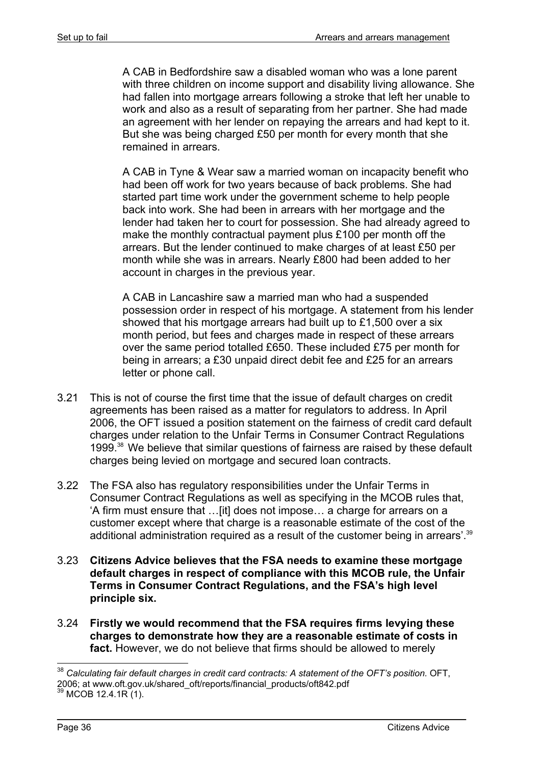A CAB in Bedfordshire saw a disabled woman who was a lone parent with three children on income support and disability living allowance. She had fallen into mortgage arrears following a stroke that left her unable to work and also as a result of separating from her partner. She had made an agreement with her lender on repaying the arrears and had kept to it. But she was being charged £50 per month for every month that she remained in arrears.

A CAB in Tyne & Wear saw a married woman on incapacity benefit who had been off work for two years because of back problems. She had started part time work under the government scheme to help people back into work. She had been in arrears with her mortgage and the lender had taken her to court for possession. She had already agreed to make the monthly contractual payment plus £100 per month off the arrears. But the lender continued to make charges of at least £50 per month while she was in arrears. Nearly £800 had been added to her account in charges in the previous year.

A CAB in Lancashire saw a married man who had a suspended possession order in respect of his mortgage. A statement from his lender showed that his mortgage arrears had built up to £1,500 over a six month period, but fees and charges made in respect of these arrears over the same period totalled £650. These included £75 per month for being in arrears; a £30 unpaid direct debit fee and £25 for an arrears letter or phone call.

3.21 This is not of course the first time that the issue of default charges on credit agreements has been raised as a matter for regulators to address. In April 2006, the OFT issued a position statement on the fairness of credit card default charges under relation to the Unfair Terms in Consumer Contract Regulations 1999.[38] We believe that similar questions of fairness are raised by these default charges being levied on mortgage and secured loan contracts.

3.22 The FSA also has regulatory responsibilities under the Unfair Terms in Consumer Contract Regulations as well as specifying in the MCOB rules that, 'A firm must ensure that …[it] does not impose… a charge for arrears on a customer except where that charge is a reasonable estimate of the cost of the additional administration required as a result of the customer being in arrears'.[39]

3.23 **Citizens Advice believes that the FSA needs to examine these mortgage default charges in respect of compliance with this MCOB rule, the Unfair Terms in Consumer Contract Regulations, and the FSA's high level principle six.**

3.24 **Firstly we would recommend that the FSA requires firms levying these charges to demonstrate how they are a reasonable estimate of costs in fact.** However, we do not believe that firms should be allowed to merely

---

[38] *Calculating fair default charges in credit card contracts: A statement of the OFT's position.* OFT, 2006; at www.oft.gov.uk/shared_oft/reports/financial_products/oft842.pdf

[39] MCOB 12.4.1R (1).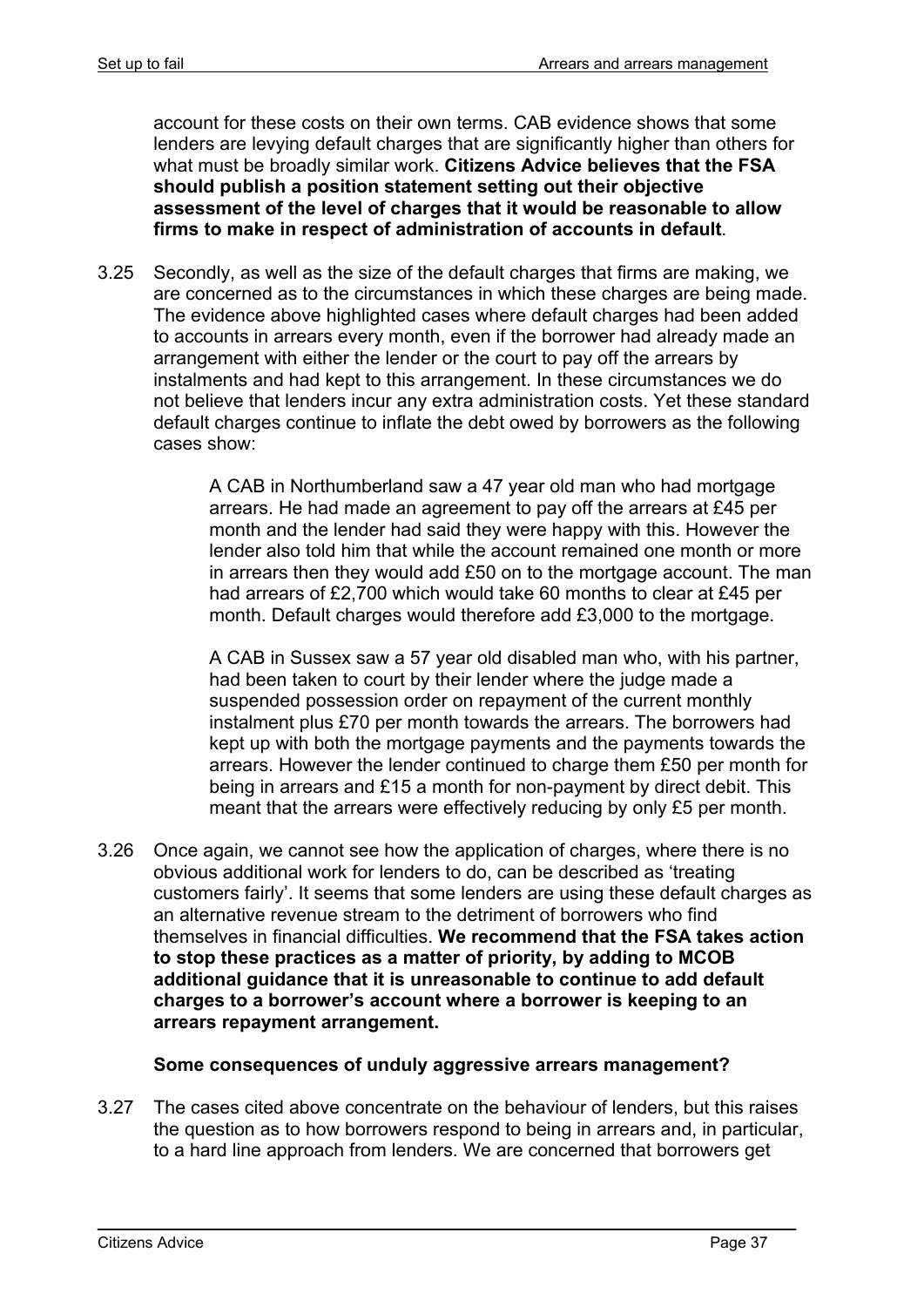account for these costs on their own terms. CAB evidence shows that some lenders are levying default charges that are significantly higher than others for what must be broadly similar work. **Citizens Advice believes that the FSA should publish a position statement setting out their objective assessment of the level of charges that it would be reasonable to allow firms to make in respect of administration of accounts in default**.

3.25 Secondly, as well as the size of the default charges that firms are making, we are concerned as to the circumstances in which these charges are being made. The evidence above highlighted cases where default charges had been added to accounts in arrears every month, even if the borrower had already made an arrangement with either the lender or the court to pay off the arrears by instalments and had kept to this arrangement. In these circumstances we do not believe that lenders incur any extra administration costs. Yet these standard default charges continue to inflate the debt owed by borrowers as the following cases show:

> A CAB in Northumberland saw a 47 year old man who had mortgage arrears. He had made an agreement to pay off the arrears at £45 per month and the lender had said they were happy with this. However the lender also told him that while the account remained one month or more in arrears then they would add £50 on to the mortgage account. The man had arrears of £2,700 which would take 60 months to clear at £45 per month. Default charges would therefore add £3,000 to the mortgage.

> A CAB in Sussex saw a 57 year old disabled man who, with his partner, had been taken to court by their lender where the judge made a suspended possession order on repayment of the current monthly instalment plus £70 per month towards the arrears. The borrowers had kept up with both the mortgage payments and the payments towards the arrears. However the lender continued to charge them £50 per month for being in arrears and £15 a month for non-payment by direct debit. This meant that the arrears were effectively reducing by only £5 per month.

3.26 Once again, we cannot see how the application of charges, where there is no obvious additional work for lenders to do, can be described as 'treating customers fairly'. It seems that some lenders are using these default charges as an alternative revenue stream to the detriment of borrowers who find themselves in financial difficulties. **We recommend that the FSA takes action to stop these practices as a matter of priority, by adding to MCOB additional guidance that it is unreasonable to continue to add default charges to a borrower's account where a borrower is keeping to an arrears repayment arrangement.**

### Some consequences of unduly aggressive arrears management?

3.27 The cases cited above concentrate on the behaviour of lenders, but this raises the question as to how borrowers respond to being in arrears and, in particular, to a hard line approach from lenders. We are concerned that borrowers get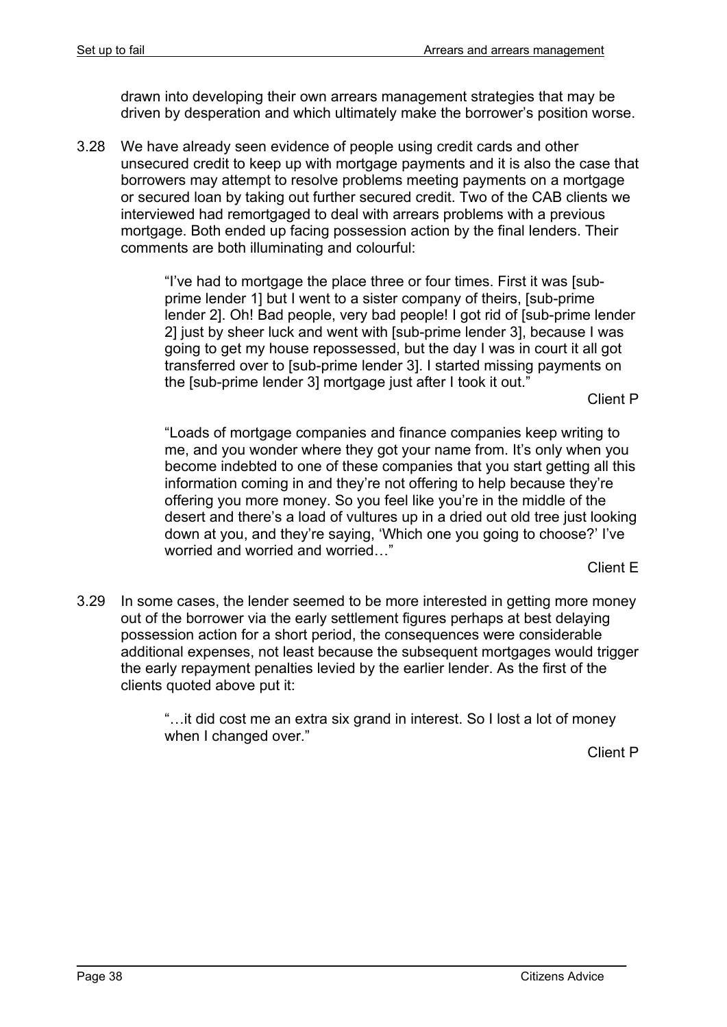drawn into developing their own arrears management strategies that may be driven by desperation and which ultimately make the borrower's position worse.

3.28 We have already seen evidence of people using credit cards and other unsecured credit to keep up with mortgage payments and it is also the case that borrowers may attempt to resolve problems meeting payments on a mortgage or secured loan by taking out further secured credit. Two of the CAB clients we interviewed had remortgaged to deal with arrears problems with a previous mortgage. Both ended up facing possession action by the final lenders. Their comments are both illuminating and colourful:

> "I've had to mortgage the place three or four times. First it was [sub-prime lender 1] but I went to a sister company of theirs, [sub-prime lender 2]. Oh! Bad people, very bad people! I got rid of [sub-prime lender 2] just by sheer luck and went with [sub-prime lender 3], because I was going to get my house repossessed, but the day I was in court it all got transferred over to [sub-prime lender 3]. I started missing payments on the [sub-prime lender 3] mortgage just after I took it out."
>
> Client P

> "Loads of mortgage companies and finance companies keep writing to me, and you wonder where they got your name from. It's only when you become indebted to one of these companies that you start getting all this information coming in and they're not offering to help because they're offering you more money. So you feel like you're in the middle of the desert and there's a load of vultures up in a dried out old tree just looking down at you, and they're saying, 'Which one you going to choose?' I've worried and worried and worried…"
>
> Client E

3.29 In some cases, the lender seemed to be more interested in getting more money out of the borrower via the early settlement figures perhaps at best delaying possession action for a short period, the consequences were considerable additional expenses, not least because the subsequent mortgages would trigger the early repayment penalties levied by the earlier lender. As the first of the clients quoted above put it:

> "…it did cost me an extra six grand in interest. So I lost a lot of money when I changed over."
>
> Client P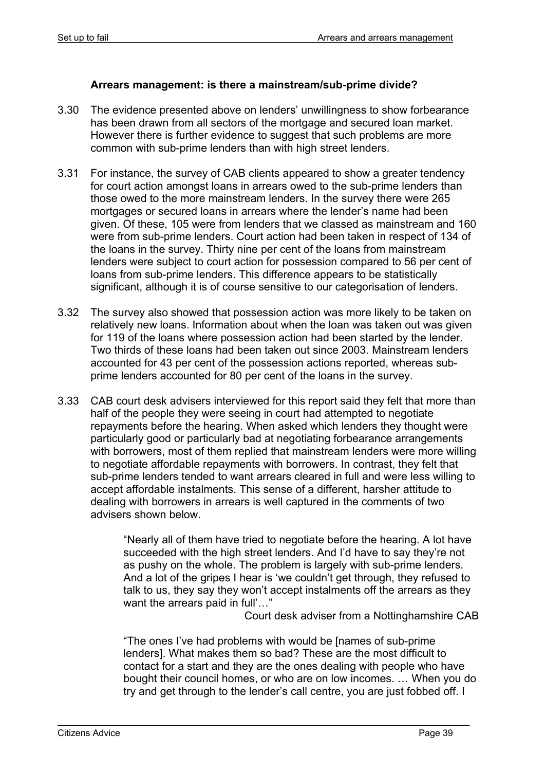### Arrears management: is there a mainstream/sub-prime divide?

3.30 The evidence presented above on lenders' unwillingness to show forbearance has been drawn from all sectors of the mortgage and secured loan market. However there is further evidence to suggest that such problems are more common with sub-prime lenders than with high street lenders.

3.31 For instance, the survey of CAB clients appeared to show a greater tendency for court action amongst loans in arrears owed to the sub-prime lenders than those owed to the more mainstream lenders. In the survey there were 265 mortgages or secured loans in arrears where the lender's name had been given. Of these, 105 were from lenders that we classed as mainstream and 160 were from sub-prime lenders. Court action had been taken in respect of 134 of the loans in the survey. Thirty nine per cent of the loans from mainstream lenders were subject to court action for possession compared to 56 per cent of loans from sub-prime lenders. This difference appears to be statistically significant, although it is of course sensitive to our categorisation of lenders.

3.32 The survey also showed that possession action was more likely to be taken on relatively new loans. Information about when the loan was taken out was given for 119 of the loans where possession action had been started by the lender. Two thirds of these loans had been taken out since 2003. Mainstream lenders accounted for 43 per cent of the possession actions reported, whereas sub-prime lenders accounted for 80 per cent of the loans in the survey.

3.33 CAB court desk advisers interviewed for this report said they felt that more than half of the people they were seeing in court had attempted to negotiate repayments before the hearing. When asked which lenders they thought were particularly good or particularly bad at negotiating forbearance arrangements with borrowers, most of them replied that mainstream lenders were more willing to negotiate affordable repayments with borrowers. In contrast, they felt that sub-prime lenders tended to want arrears cleared in full and were less willing to accept affordable instalments. This sense of a different, harsher attitude to dealing with borrowers in arrears is well captured in the comments of two advisers shown below.

> "Nearly all of them have tried to negotiate before the hearing. A lot have succeeded with the high street lenders. And I'd have to say they're not as pushy on the whole. The problem is largely with sub-prime lenders. And a lot of the gripes I hear is 'we couldn't get through, they refused to talk to us, they say they won't accept instalments off the arrears as they want the arrears paid in full'…"
>
> Court desk adviser from a Nottinghamshire CAB

> "The ones I've had problems with would be [names of sub-prime lenders]. What makes them so bad? These are the most difficult to contact for a start and they are the ones dealing with people who have bought their council homes, or who are on low incomes. … When you do try and get through to the lender's call centre, you are just fobbed off. I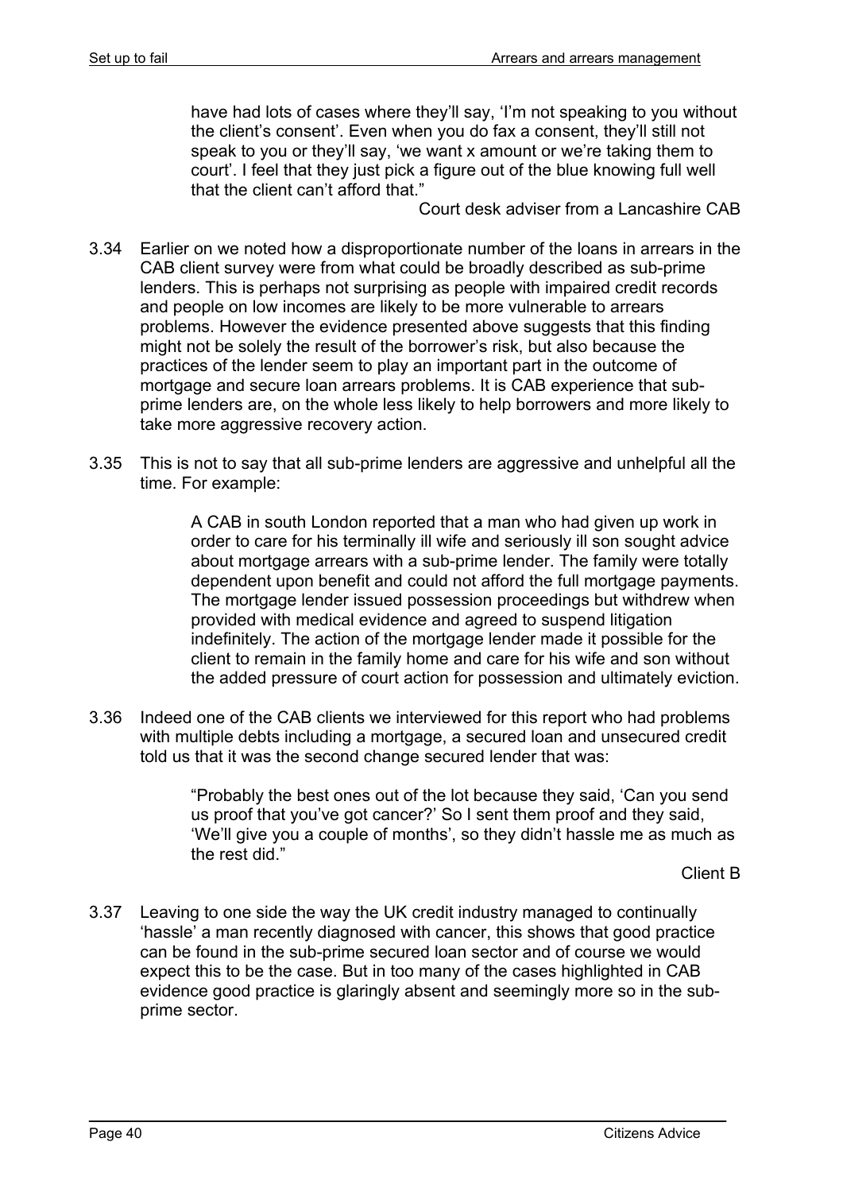> have had lots of cases where they'll say, 'I'm not speaking to you without the client's consent'. Even when you do fax a consent, they'll still not speak to you or they'll say, 'we want x amount or we're taking them to court'. I feel that they just pick a figure out of the blue knowing full well that the client can't afford that."
>
> Court desk adviser from a Lancashire CAB

3.34 Earlier on we noted how a disproportionate number of the loans in arrears in the CAB client survey were from what could be broadly described as sub-prime lenders. This is perhaps not surprising as people with impaired credit records and people on low incomes are likely to be more vulnerable to arrears problems. However the evidence presented above suggests that this finding might not be solely the result of the borrower's risk, but also because the practices of the lender seem to play an important part in the outcome of mortgage and secure loan arrears problems. It is CAB experience that sub-prime lenders are, on the whole less likely to help borrowers and more likely to take more aggressive recovery action.

3.35 This is not to say that all sub-prime lenders are aggressive and unhelpful all the time. For example:

> A CAB in south London reported that a man who had given up work in order to care for his terminally ill wife and seriously ill son sought advice about mortgage arrears with a sub-prime lender. The family were totally dependent upon benefit and could not afford the full mortgage payments. The mortgage lender issued possession proceedings but withdrew when provided with medical evidence and agreed to suspend litigation indefinitely. The action of the mortgage lender made it possible for the client to remain in the family home and care for his wife and son without the added pressure of court action for possession and ultimately eviction.

3.36 Indeed one of the CAB clients we interviewed for this report who had problems with multiple debts including a mortgage, a secured loan and unsecured credit told us that it was the second change secured lender that was:

> "Probably the best ones out of the lot because they said, 'Can you send us proof that you've got cancer?' So I sent them proof and they said, 'We'll give you a couple of months', so they didn't hassle me as much as the rest did."
>
> Client B

3.37 Leaving to one side the way the UK credit industry managed to continually 'hassle' a man recently diagnosed with cancer, this shows that good practice can be found in the sub-prime secured loan sector and of course we would expect this to be the case. But in too many of the cases highlighted in CAB evidence good practice is glaringly absent and seemingly more so in the sub-prime sector.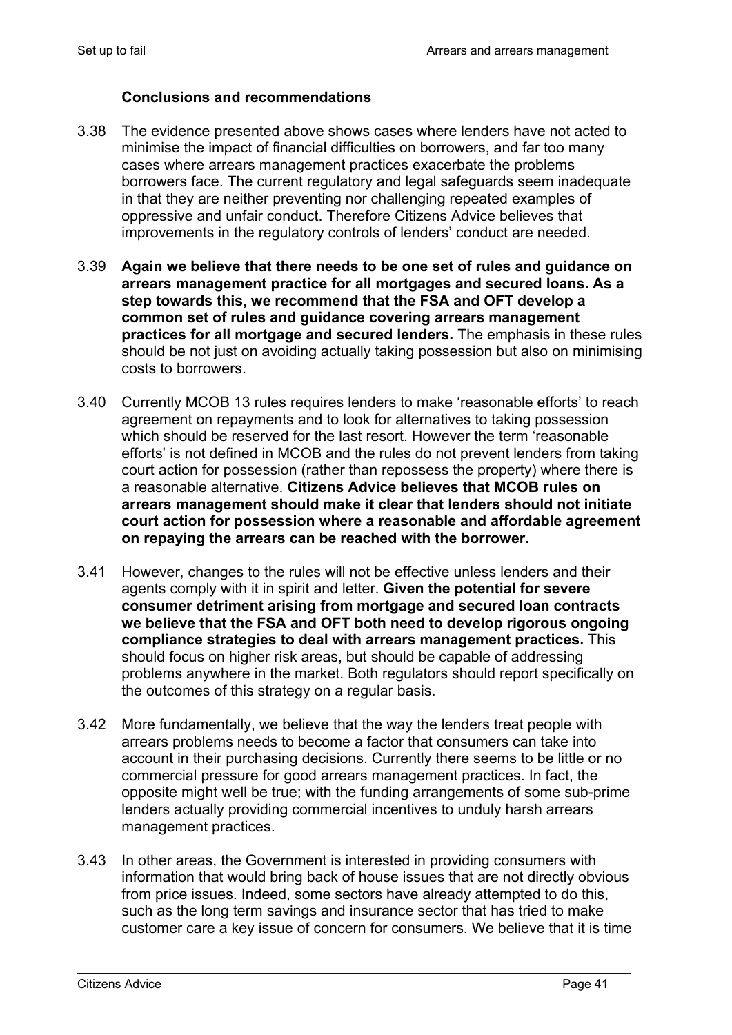### Conclusions and recommendations

3.38 The evidence presented above shows cases where lenders have not acted to minimise the impact of financial difficulties on borrowers, and far too many cases where arrears management practices exacerbate the problems borrowers face. The current regulatory and legal safeguards seem inadequate in that they are neither preventing nor challenging repeated examples of oppressive and unfair conduct. Therefore Citizens Advice believes that improvements in the regulatory controls of lenders' conduct are needed.

3.39 **Again we believe that there needs to be one set of rules and guidance on arrears management practice for all mortgages and secured loans. As a step towards this, we recommend that the FSA and OFT develop a common set of rules and guidance covering arrears management practices for all mortgage and secured lenders.** The emphasis in these rules should be not just on avoiding actually taking possession but also on minimising costs to borrowers.

3.40 Currently MCOB 13 rules requires lenders to make 'reasonable efforts' to reach agreement on repayments and to look for alternatives to taking possession which should be reserved for the last resort. However the term 'reasonable efforts' is not defined in MCOB and the rules do not prevent lenders from taking court action for possession (rather than repossess the property) where there is a reasonable alternative. **Citizens Advice believes that MCOB rules on arrears management should make it clear that lenders should not initiate court action for possession where a reasonable and affordable agreement on repaying the arrears can be reached with the borrower.**

3.41 However, changes to the rules will not be effective unless lenders and their agents comply with it in spirit and letter. **Given the potential for severe consumer detriment arising from mortgage and secured loan contracts we believe that the FSA and OFT both need to develop rigorous ongoing compliance strategies to deal with arrears management practices.** This should focus on higher risk areas, but should be capable of addressing problems anywhere in the market. Both regulators should report specifically on the outcomes of this strategy on a regular basis.

3.42 More fundamentally, we believe that the way the lenders treat people with arrears problems needs to become a factor that consumers can take into account in their purchasing decisions. Currently there seems to be little or no commercial pressure for good arrears management practices. In fact, the opposite might well be true; with the funding arrangements of some sub-prime lenders actually providing commercial incentives to unduly harsh arrears management practices.

3.43 In other areas, the Government is interested in providing consumers with information that would bring back of house issues that are not directly obvious from price issues. Indeed, some sectors have already attempted to do this, such as the long term savings and insurance sector that has tried to make customer care a key issue of concern for consumers. We believe that it is time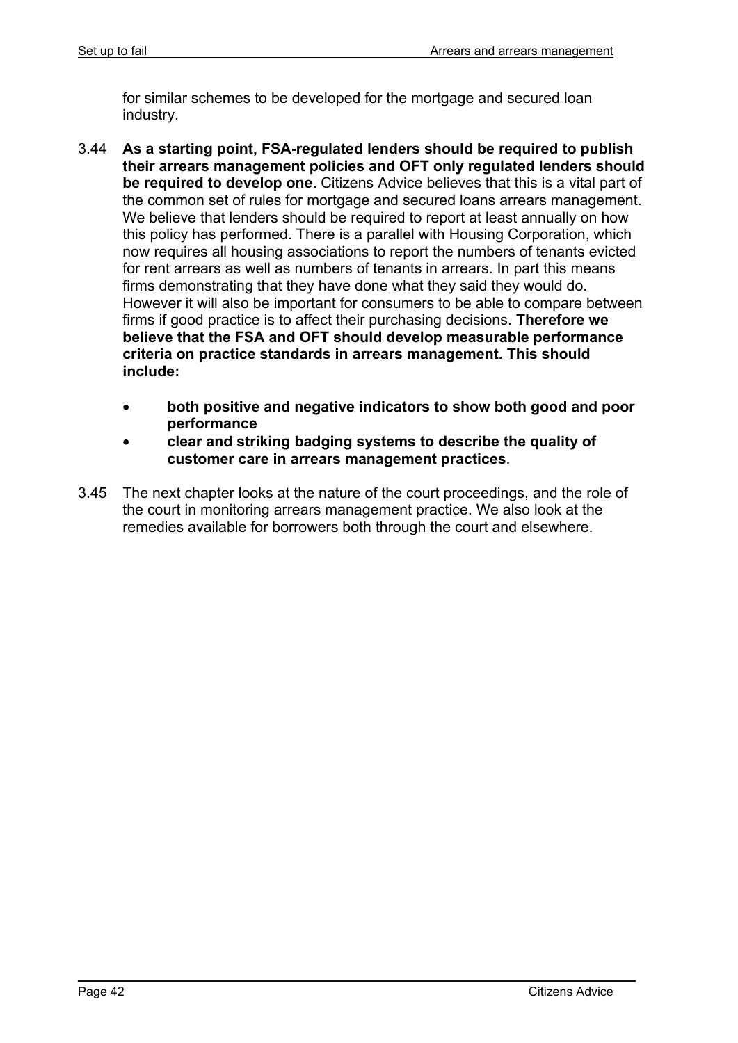for similar schemes to be developed for the mortgage and secured loan industry.

3.44 **As a starting point, FSA-regulated lenders should be required to publish their arrears management policies and OFT only regulated lenders should be required to develop one.** Citizens Advice believes that this is a vital part of the common set of rules for mortgage and secured loans arrears management. We believe that lenders should be required to report at least annually on how this policy has performed. There is a parallel with Housing Corporation, which now requires all housing associations to report the numbers of tenants evicted for rent arrears as well as numbers of tenants in arrears. In part this means firms demonstrating that they have done what they said they would do. However it will also be important for consumers to be able to compare between firms if good practice is to affect their purchasing decisions. **Therefore we believe that the FSA and OFT should develop measurable performance criteria on practice standards in arrears management. This should include:**

- **both positive and negative indicators to show both good and poor performance**
- **clear and striking badging systems to describe the quality of customer care in arrears management practices**.

3.45 The next chapter looks at the nature of the court proceedings, and the role of the court in monitoring arrears management practice. We also look at the remedies available for borrowers both through the court and elsewhere.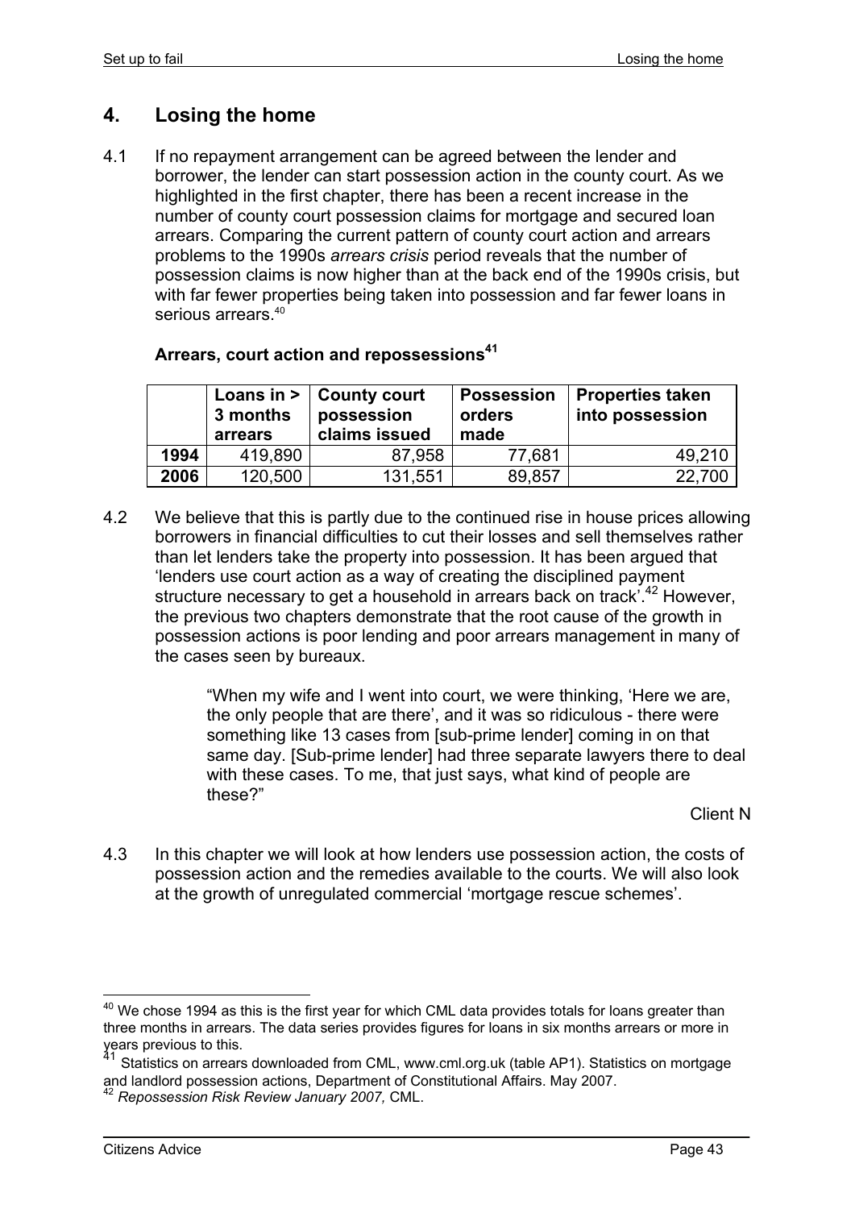## 4. Losing the home

4.1 If no repayment arrangement can be agreed between the lender and borrower, the lender can start possession action in the county court. As we highlighted in the first chapter, there has been a recent increase in the number of county court possession claims for mortgage and secured loan arrears. Comparing the current pattern of county court action and arrears problems to the 1990s *arrears crisis* period reveals that the number of possession claims is now higher than at the back end of the 1990s crisis, but with far fewer properties being taken into possession and far fewer loans in serious arrears.[40]

**Arrears, court action and repossessions[41]**

| | Loans in > 3 months arrears | County court possession claims issued | Possession orders made | Properties taken into possession |
|---|---|---|---|---|
| **1994** | 419,890 | 87,958 | 77,681 | 49,210 |
| **2006** | 120,500 | 131,551 | 89,857 | 22,700 |

4.2 We believe that this is partly due to the continued rise in house prices allowing borrowers in financial difficulties to cut their losses and sell themselves rather than let lenders take the property into possession. It has been argued that 'lenders use court action as a way of creating the disciplined payment structure necessary to get a household in arrears back on track'.[42] However, the previous two chapters demonstrate that the root cause of the growth in possession actions is poor lending and poor arrears management in many of the cases seen by bureaux.

> "When my wife and I went into court, we were thinking, 'Here we are, the only people that are there', and it was so ridiculous - there were something like 13 cases from [sub-prime lender] coming in on that same day. [Sub-prime lender] had three separate lawyers there to deal with these cases. To me, that just says, what kind of people are these?"
>
> Client N

4.3 In this chapter we will look at how lenders use possession action, the costs of possession action and the remedies available to the courts. We will also look at the growth of unregulated commercial 'mortgage rescue schemes'.

---

[40] We chose 1994 as this is the first year for which CML data provides totals for loans greater than three months in arrears. The data series provides figures for loans in six months arrears or more in years previous to this.

[41] Statistics on arrears downloaded from CML, www.cml.org.uk (table AP1). Statistics on mortgage and landlord possession actions, Department of Constitutional Affairs. May 2007.

[42] *Repossession Risk Review January 2007,* CML.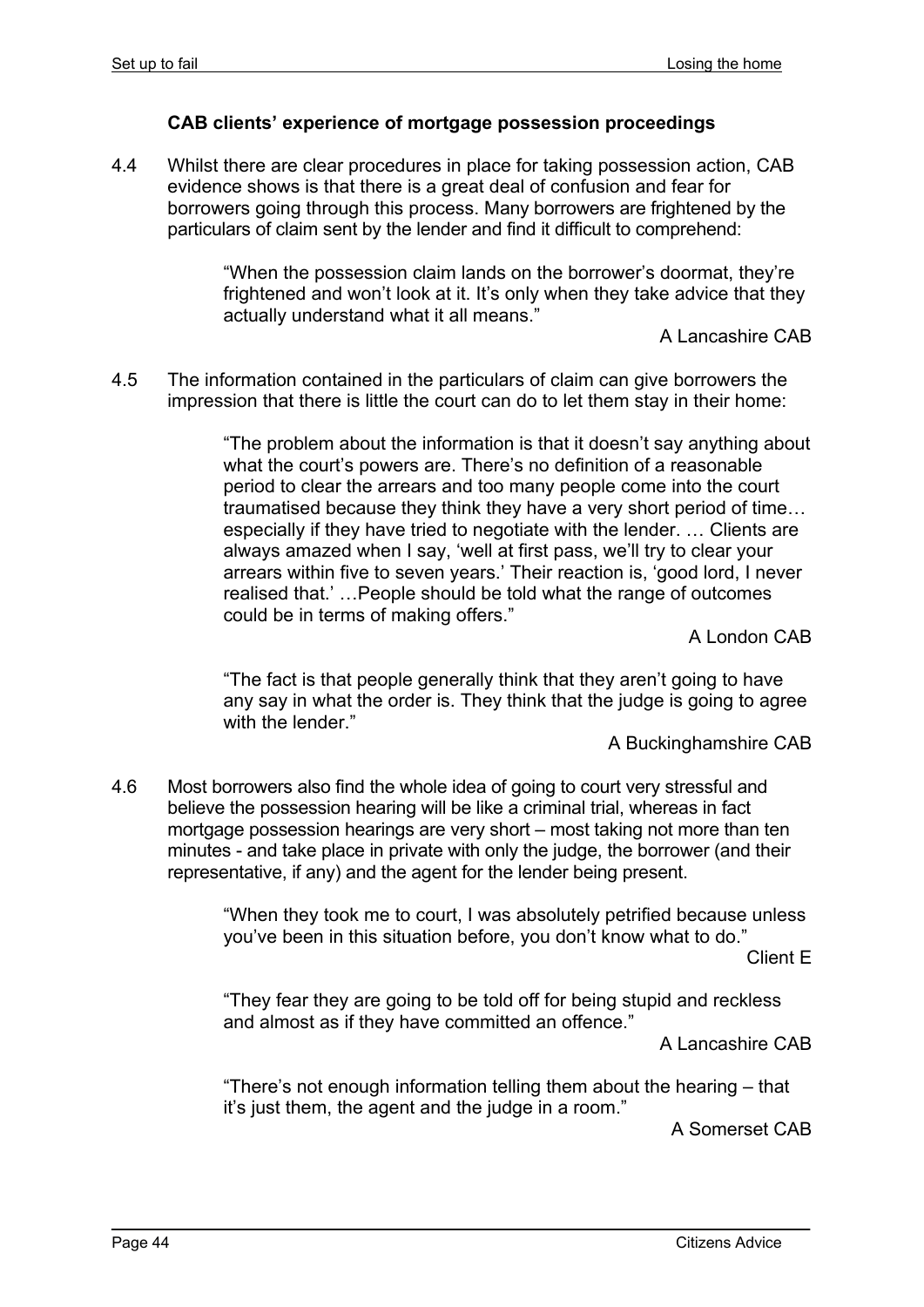### CAB clients' experience of mortgage possession proceedings

4.4 Whilst there are clear procedures in place for taking possession action, CAB evidence shows is that there is a great deal of confusion and fear for borrowers going through this process. Many borrowers are frightened by the particulars of claim sent by the lender and find it difficult to comprehend:

> "When the possession claim lands on the borrower's doormat, they're frightened and won't look at it. It's only when they take advice that they actually understand what it all means."
>
> A Lancashire CAB

4.5 The information contained in the particulars of claim can give borrowers the impression that there is little the court can do to let them stay in their home:

> "The problem about the information is that it doesn't say anything about what the court's powers are. There's no definition of a reasonable period to clear the arrears and too many people come into the court traumatised because they think they have a very short period of time… especially if they have tried to negotiate with the lender. … Clients are always amazed when I say, 'well at first pass, we'll try to clear your arrears within five to seven years.' Their reaction is, 'good lord, I never realised that.' …People should be told what the range of outcomes could be in terms of making offers."
>
> A London CAB

> "The fact is that people generally think that they aren't going to have any say in what the order is. They think that the judge is going to agree with the lender."
>
> A Buckinghamshire CAB

4.6 Most borrowers also find the whole idea of going to court very stressful and believe the possession hearing will be like a criminal trial, whereas in fact mortgage possession hearings are very short – most taking not more than ten minutes - and take place in private with only the judge, the borrower (and their representative, if any) and the agent for the lender being present.

> "When they took me to court, I was absolutely petrified because unless you've been in this situation before, you don't know what to do."
>
> Client E

> "They fear they are going to be told off for being stupid and reckless and almost as if they have committed an offence."
>
> A Lancashire CAB

> "There's not enough information telling them about the hearing – that it's just them, the agent and the judge in a room."
>
> A Somerset CAB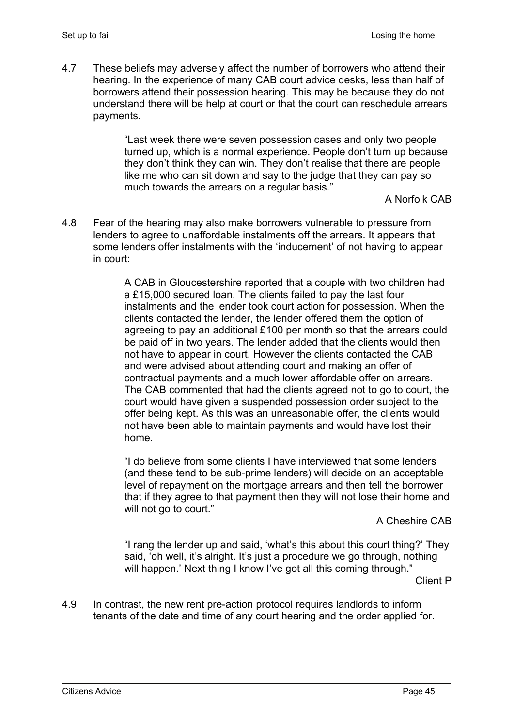4.7 These beliefs may adversely affect the number of borrowers who attend their hearing. In the experience of many CAB court advice desks, less than half of borrowers attend their possession hearing. This may be because they do not understand there will be help at court or that the court can reschedule arrears payments.

> "Last week there were seven possession cases and only two people turned up, which is a normal experience. People don't turn up because they don't think they can win. They don't realise that there are people like me who can sit down and say to the judge that they can pay so much towards the arrears on a regular basis."
>
> A Norfolk CAB

4.8 Fear of the hearing may also make borrowers vulnerable to pressure from lenders to agree to unaffordable instalments off the arrears. It appears that some lenders offer instalments with the 'inducement' of not having to appear in court:

> A CAB in Gloucestershire reported that a couple with two children had a £15,000 secured loan. The clients failed to pay the last four instalments and the lender took court action for possession. When the clients contacted the lender, the lender offered them the option of agreeing to pay an additional £100 per month so that the arrears could be paid off in two years. The lender added that the clients would then not have to appear in court. However the clients contacted the CAB and were advised about attending court and making an offer of contractual payments and a much lower affordable offer on arrears. The CAB commented that had the clients agreed not to go to court, the court would have given a suspended possession order subject to the offer being kept. As this was an unreasonable offer, the clients would not have been able to maintain payments and would have lost their home.

> "I do believe from some clients I have interviewed that some lenders (and these tend to be sub-prime lenders) will decide on an acceptable level of repayment on the mortgage arrears and then tell the borrower that if they agree to that payment then they will not lose their home and will not go to court."
>
> A Cheshire CAB

> "I rang the lender up and said, 'what's this about this court thing?' They said, 'oh well, it's alright. It's just a procedure we go through, nothing will happen.' Next thing I know I've got all this coming through."
>
> Client P

4.9 In contrast, the new rent pre-action protocol requires landlords to inform tenants of the date and time of any court hearing and the order applied for.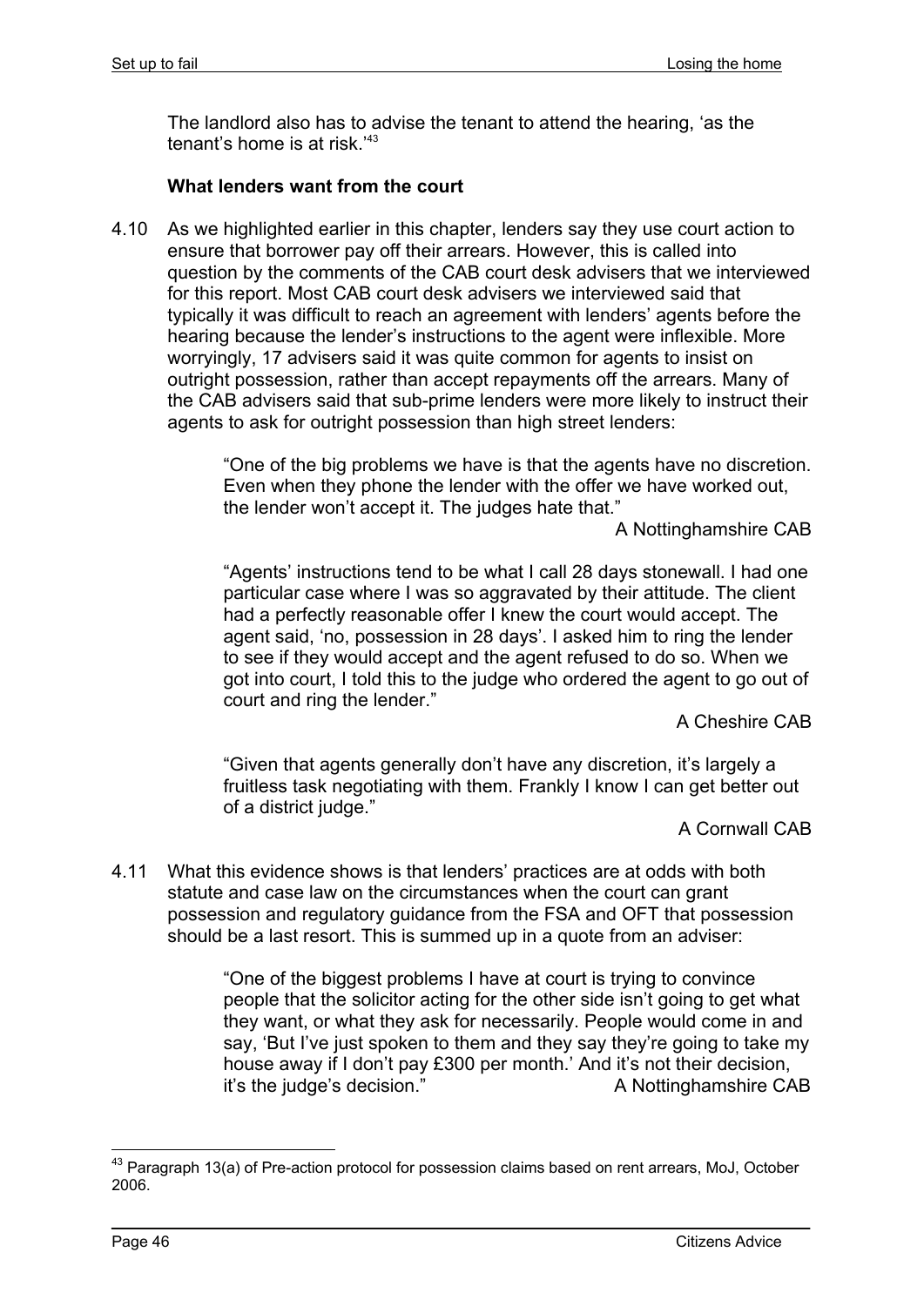The landlord also has to advise the tenant to attend the hearing, 'as the tenant's home is at risk.'[43]

### What lenders want from the court

4.10 As we highlighted earlier in this chapter, lenders say they use court action to ensure that borrower pay off their arrears. However, this is called into question by the comments of the CAB court desk advisers that we interviewed for this report. Most CAB court desk advisers we interviewed said that typically it was difficult to reach an agreement with lenders' agents before the hearing because the lender's instructions to the agent were inflexible. More worryingly, 17 advisers said it was quite common for agents to insist on outright possession, rather than accept repayments off the arrears. Many of the CAB advisers said that sub-prime lenders were more likely to instruct their agents to ask for outright possession than high street lenders:

> "One of the big problems we have is that the agents have no discretion. Even when they phone the lender with the offer we have worked out, the lender won't accept it. The judges hate that."
>
> A Nottinghamshire CAB

> "Agents' instructions tend to be what I call 28 days stonewall. I had one particular case where I was so aggravated by their attitude. The client had a perfectly reasonable offer I knew the court would accept. The agent said, 'no, possession in 28 days'. I asked him to ring the lender to see if they would accept and the agent refused to do so. When we got into court, I told this to the judge who ordered the agent to go out of court and ring the lender."
>
> A Cheshire CAB

> "Given that agents generally don't have any discretion, it's largely a fruitless task negotiating with them. Frankly I know I can get better out of a district judge."
>
> A Cornwall CAB

4.11 What this evidence shows is that lenders' practices are at odds with both statute and case law on the circumstances when the court can grant possession and regulatory guidance from the FSA and OFT that possession should be a last resort. This is summed up in a quote from an adviser:

> "One of the biggest problems I have at court is trying to convince people that the solicitor acting for the other side isn't going to get what they want, or what they ask for necessarily. People would come in and say, 'But I've just spoken to them and they say they're going to take my house away if I don't pay £300 per month.' And it's not their decision, it's the judge's decision."
>
> A Nottinghamshire CAB

---

[43] Paragraph 13(a) of Pre-action protocol for possession claims based on rent arrears, MoJ, October 2006.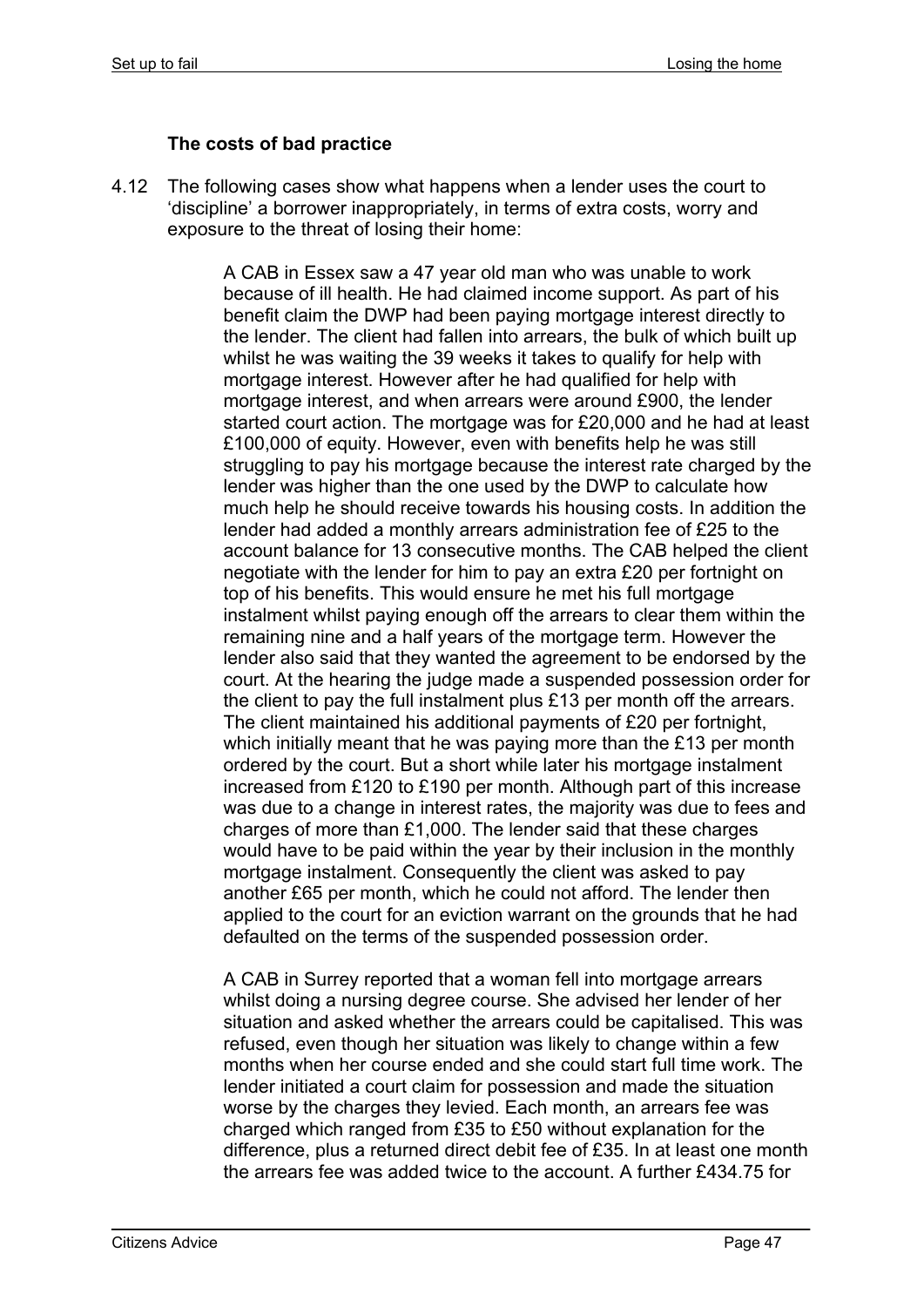### The costs of bad practice

4.12 The following cases show what happens when a lender uses the court to 'discipline' a borrower inappropriately, in terms of extra costs, worry and exposure to the threat of losing their home:

> A CAB in Essex saw a 47 year old man who was unable to work because of ill health. He had claimed income support. As part of his benefit claim the DWP had been paying mortgage interest directly to the lender. The client had fallen into arrears, the bulk of which built up whilst he was waiting the 39 weeks it takes to qualify for help with mortgage interest. However after he had qualified for help with mortgage interest, and when arrears were around £900, the lender started court action. The mortgage was for £20,000 and he had at least £100,000 of equity. However, even with benefits help he was still struggling to pay his mortgage because the interest rate charged by the lender was higher than the one used by the DWP to calculate how much help he should receive towards his housing costs. In addition the lender had added a monthly arrears administration fee of £25 to the account balance for 13 consecutive months. The CAB helped the client negotiate with the lender for him to pay an extra £20 per fortnight on top of his benefits. This would ensure he met his full mortgage instalment whilst paying enough off the arrears to clear them within the remaining nine and a half years of the mortgage term. However the lender also said that they wanted the agreement to be endorsed by the court. At the hearing the judge made a suspended possession order for the client to pay the full instalment plus £13 per month off the arrears. The client maintained his additional payments of £20 per fortnight, which initially meant that he was paying more than the £13 per month ordered by the court. But a short while later his mortgage instalment increased from £120 to £190 per month. Although part of this increase was due to a change in interest rates, the majority was due to fees and charges of more than £1,000. The lender said that these charges would have to be paid within the year by their inclusion in the monthly mortgage instalment. Consequently the client was asked to pay another £65 per month, which he could not afford. The lender then applied to the court for an eviction warrant on the grounds that he had defaulted on the terms of the suspended possession order.

> A CAB in Surrey reported that a woman fell into mortgage arrears whilst doing a nursing degree course. She advised her lender of her situation and asked whether the arrears could be capitalised. This was refused, even though her situation was likely to change within a few months when her course ended and she could start full time work. The lender initiated a court claim for possession and made the situation worse by the charges they levied. Each month, an arrears fee was charged which ranged from £35 to £50 without explanation for the difference, plus a returned direct debit fee of £35. In at least one month the arrears fee was added twice to the account. A further £434.75 for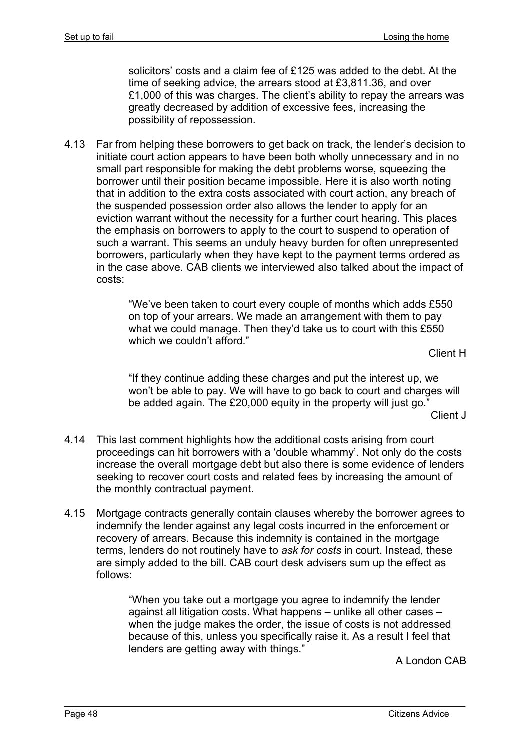solicitors' costs and a claim fee of £125 was added to the debt. At the time of seeking advice, the arrears stood at £3,811.36, and over £1,000 of this was charges. The client's ability to repay the arrears was greatly decreased by addition of excessive fees, increasing the possibility of repossession.

4.13 Far from helping these borrowers to get back on track, the lender's decision to initiate court action appears to have been both wholly unnecessary and in no small part responsible for making the debt problems worse, squeezing the borrower until their position became impossible. Here it is also worth noting that in addition to the extra costs associated with court action, any breach of the suspended possession order also allows the lender to apply for an eviction warrant without the necessity for a further court hearing. This places the emphasis on borrowers to apply to the court to suspend to operation of such a warrant. This seems an unduly heavy burden for often unrepresented borrowers, particularly when they have kept to the payment terms ordered as in the case above. CAB clients we interviewed also talked about the impact of costs:

> "We've been taken to court every couple of months which adds £550 on top of your arrears. We made an arrangement with them to pay what we could manage. Then they'd take us to court with this £550 which we couldn't afford."
>
> Client H

> "If they continue adding these charges and put the interest up, we won't be able to pay. We will have to go back to court and charges will be added again. The £20,000 equity in the property will just go."
>
> Client J

4.14 This last comment highlights how the additional costs arising from court proceedings can hit borrowers with a 'double whammy'. Not only do the costs increase the overall mortgage debt but also there is some evidence of lenders seeking to recover court costs and related fees by increasing the amount of the monthly contractual payment.

4.15 Mortgage contracts generally contain clauses whereby the borrower agrees to indemnify the lender against any legal costs incurred in the enforcement or recovery of arrears. Because this indemnity is contained in the mortgage terms, lenders do not routinely have to *ask for costs* in court. Instead, these are simply added to the bill. CAB court desk advisers sum up the effect as follows:

> "When you take out a mortgage you agree to indemnify the lender against all litigation costs. What happens – unlike all other cases – when the judge makes the order, the issue of costs is not addressed because of this, unless you specifically raise it. As a result I feel that lenders are getting away with things."
>
> A London CAB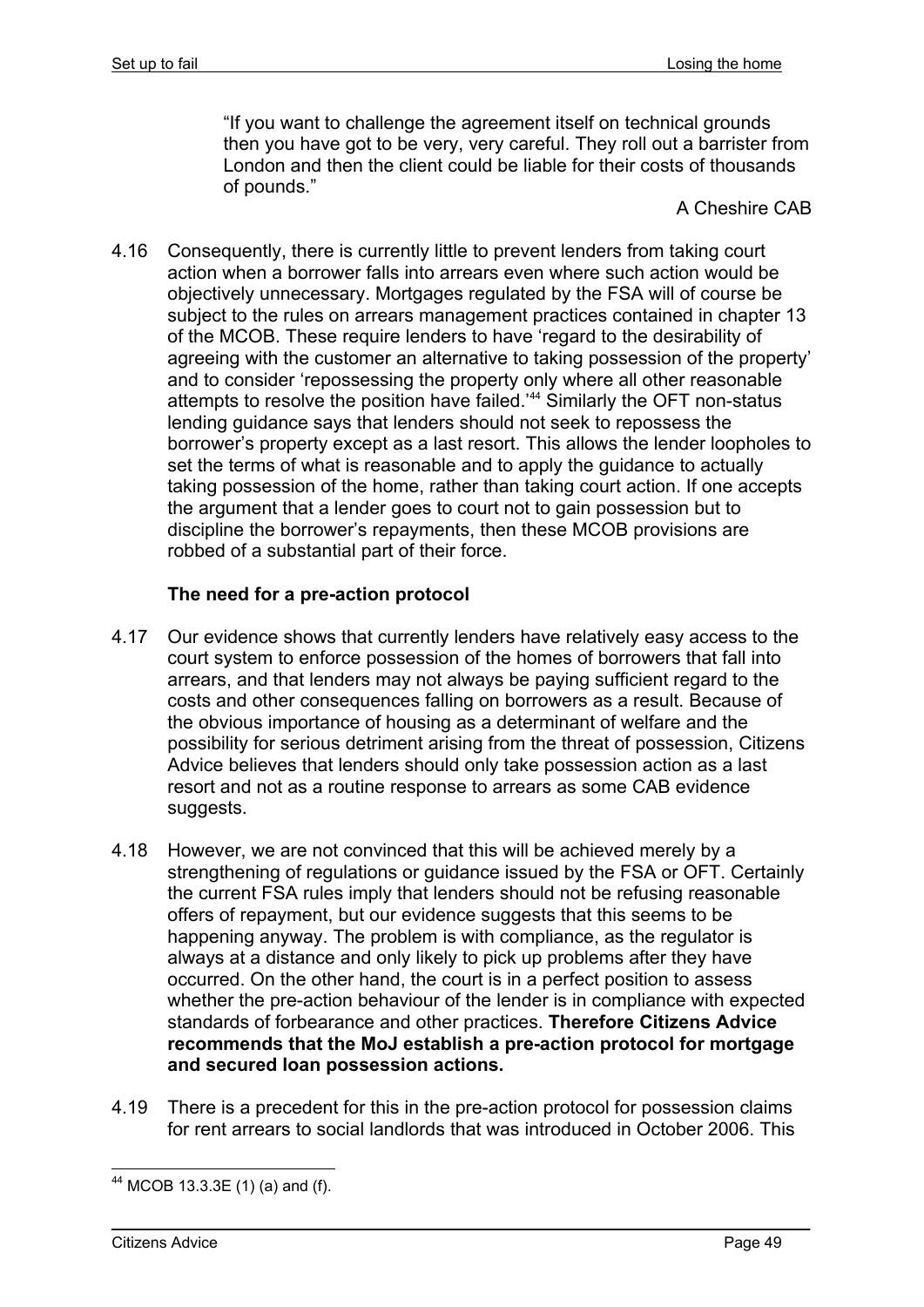> "If you want to challenge the agreement itself on technical grounds then you have got to be very, very careful. They roll out a barrister from London and then the client could be liable for their costs of thousands of pounds."
>
> A Cheshire CAB

4.16 Consequently, there is currently little to prevent lenders from taking court action when a borrower falls into arrears even where such action would be objectively unnecessary. Mortgages regulated by the FSA will of course be subject to the rules on arrears management practices contained in chapter 13 of the MCOB. These require lenders to have 'regard to the desirability of agreeing with the customer an alternative to taking possession of the property' and to consider 'repossessing the property only where all other reasonable attempts to resolve the position have failed.'[44] Similarly the OFT non-status lending guidance says that lenders should not seek to repossess the borrower's property except as a last resort. This allows the lender loopholes to set the terms of what is reasonable and to apply the guidance to actually taking possession of the home, rather than taking court action. If one accepts the argument that a lender goes to court not to gain possession but to discipline the borrower's repayments, then these MCOB provisions are robbed of a substantial part of their force.

### The need for a pre-action protocol

4.17 Our evidence shows that currently lenders have relatively easy access to the court system to enforce possession of the homes of borrowers that fall into arrears, and that lenders may not always be paying sufficient regard to the costs and other consequences falling on borrowers as a result. Because of the obvious importance of housing as a determinant of welfare and the possibility for serious detriment arising from the threat of possession, Citizens Advice believes that lenders should only take possession action as a last resort and not as a routine response to arrears as some CAB evidence suggests.

4.18 However, we are not convinced that this will be achieved merely by a strengthening of regulations or guidance issued by the FSA or OFT. Certainly the current FSA rules imply that lenders should not be refusing reasonable offers of repayment, but our evidence suggests that this seems to be happening anyway. The problem is with compliance, as the regulator is always at a distance and only likely to pick up problems after they have occurred. On the other hand, the court is in a perfect position to assess whether the pre-action behaviour of the lender is in compliance with expected standards of forbearance and other practices. **Therefore Citizens Advice recommends that the MoJ establish a pre-action protocol for mortgage and secured loan possession actions.**

4.19 There is a precedent for this in the pre-action protocol for possession claims for rent arrears to social landlords that was introduced in October 2006. This

[44] MCOB 13.3.3E (1) (a) and (f).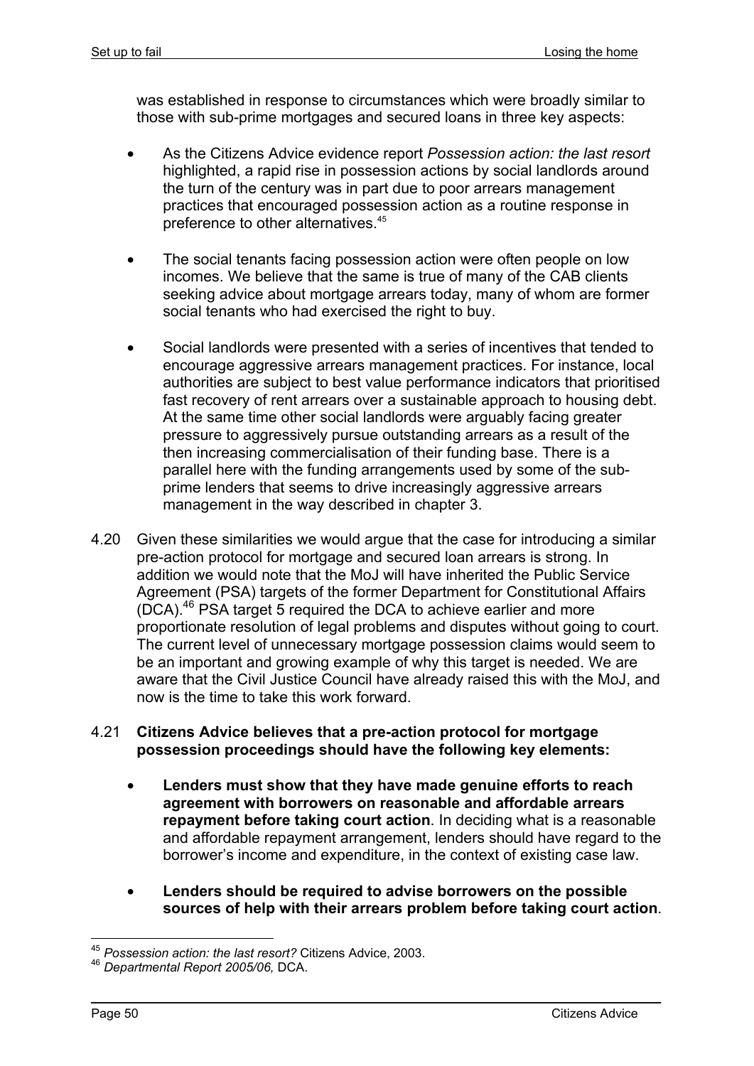was established in response to circumstances which were broadly similar to those with sub-prime mortgages and secured loans in three key aspects:

- As the Citizens Advice evidence report *Possession action: the last resort* highlighted, a rapid rise in possession actions by social landlords around the turn of the century was in part due to poor arrears management practices that encouraged possession action as a routine response in preference to other alternatives.[45]

- The social tenants facing possession action were often people on low incomes. We believe that the same is true of many of the CAB clients seeking advice about mortgage arrears today, many of whom are former social tenants who had exercised the right to buy.

- Social landlords were presented with a series of incentives that tended to encourage aggressive arrears management practices. For instance, local authorities are subject to best value performance indicators that prioritised fast recovery of rent arrears over a sustainable approach to housing debt. At the same time other social landlords were arguably facing greater pressure to aggressively pursue outstanding arrears as a result of the then increasing commercialisation of their funding base. There is a parallel here with the funding arrangements used by some of the sub-prime lenders that seems to drive increasingly aggressive arrears management in the way described in chapter 3.

4.20 Given these similarities we would argue that the case for introducing a similar pre-action protocol for mortgage and secured loan arrears is strong. In addition we would note that the MoJ will have inherited the Public Service Agreement (PSA) targets of the former Department for Constitutional Affairs (DCA).[46] PSA target 5 required the DCA to achieve earlier and more proportionate resolution of legal problems and disputes without going to court. The current level of unnecessary mortgage possession claims would seem to be an important and growing example of why this target is needed. We are aware that the Civil Justice Council have already raised this with the MoJ, and now is the time to take this work forward.

4.21 **Citizens Advice believes that a pre-action protocol for mortgage possession proceedings should have the following key elements:**

- **Lenders must show that they have made genuine efforts to reach agreement with borrowers on reasonable and affordable arrears repayment before taking court action**. In deciding what is a reasonable and affordable repayment arrangement, lenders should have regard to the borrower's income and expenditure, in the context of existing case law.

- **Lenders should be required to advise borrowers on the possible sources of help with their arrears problem before taking court action**.

---

[45] *Possession action: the last resort?* Citizens Advice, 2003.

[46] *Departmental Report 2005/06,* DCA.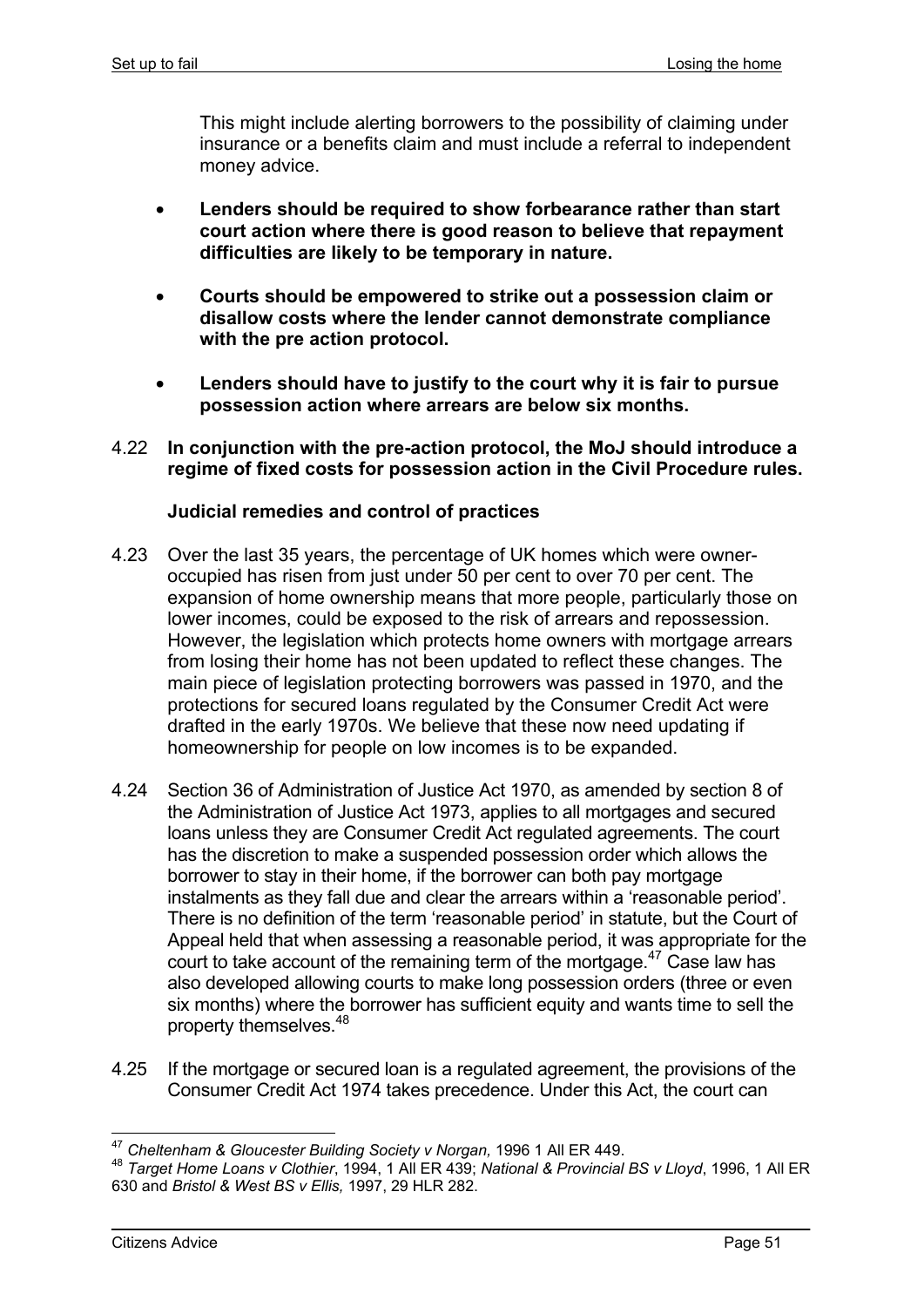This might include alerting borrowers to the possibility of claiming under insurance or a benefits claim and must include a referral to independent money advice.

- **Lenders should be required to show forbearance rather than start court action where there is good reason to believe that repayment difficulties are likely to be temporary in nature.**

- **Courts should be empowered to strike out a possession claim or disallow costs where the lender cannot demonstrate compliance with the pre action protocol.**

- **Lenders should have to justify to the court why it is fair to pursue possession action where arrears are below six months.**

4.22 **In conjunction with the pre-action protocol, the MoJ should introduce a regime of fixed costs for possession action in the Civil Procedure rules.**

**Judicial remedies and control of practices**

4.23 Over the last 35 years, the percentage of UK homes which were owner-occupied has risen from just under 50 per cent to over 70 per cent. The expansion of home ownership means that more people, particularly those on lower incomes, could be exposed to the risk of arrears and repossession. However, the legislation which protects home owners with mortgage arrears from losing their home has not been updated to reflect these changes. The main piece of legislation protecting borrowers was passed in 1970, and the protections for secured loans regulated by the Consumer Credit Act were drafted in the early 1970s. We believe that these now need updating if homeownership for people on low incomes is to be expanded.

4.24 Section 36 of Administration of Justice Act 1970, as amended by section 8 of the Administration of Justice Act 1973, applies to all mortgages and secured loans unless they are Consumer Credit Act regulated agreements. The court has the discretion to make a suspended possession order which allows the borrower to stay in their home, if the borrower can both pay mortgage instalments as they fall due and clear the arrears within a 'reasonable period'. There is no definition of the term 'reasonable period' in statute, but the Court of Appeal held that when assessing a reasonable period, it was appropriate for the court to take account of the remaining term of the mortgage.[47] Case law has also developed allowing courts to make long possession orders (three or even six months) where the borrower has sufficient equity and wants time to sell the property themselves.[48]

4.25 If the mortgage or secured loan is a regulated agreement, the provisions of the Consumer Credit Act 1974 takes precedence. Under this Act, the court can

---

[47] *Cheltenham & Gloucester Building Society v Norgan,* 1996 1 All ER 449.

[48] *Target Home Loans v Clothier*, 1994, 1 All ER 439; *National & Provincial BS v Lloyd*, 1996, 1 All ER 630 and *Bristol & West BS v Ellis,* 1997, 29 HLR 282.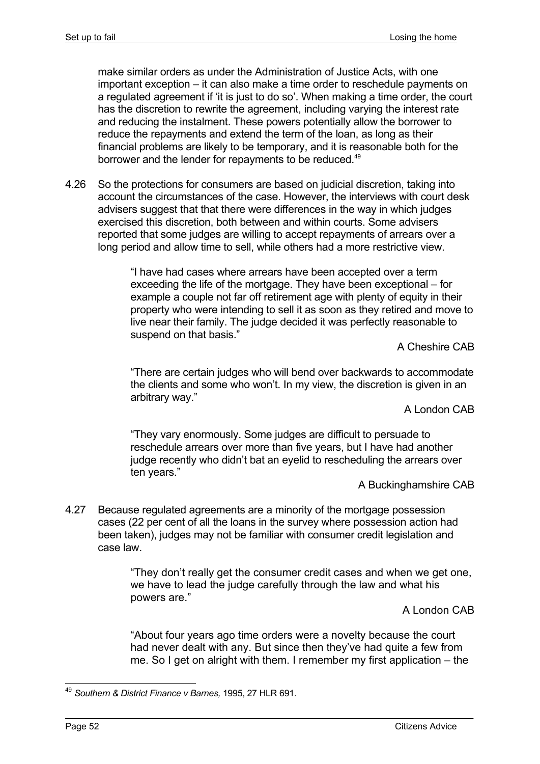make similar orders as under the Administration of Justice Acts, with one important exception – it can also make a time order to reschedule payments on a regulated agreement if 'it is just to do so'. When making a time order, the court has the discretion to rewrite the agreement, including varying the interest rate and reducing the instalment. These powers potentially allow the borrower to reduce the repayments and extend the term of the loan, as long as their financial problems are likely to be temporary, and it is reasonable both for the borrower and the lender for repayments to be reduced.[49]

4.26 So the protections for consumers are based on judicial discretion, taking into account the circumstances of the case. However, the interviews with court desk advisers suggest that that there were differences in the way in which judges exercised this discretion, both between and within courts. Some advisers reported that some judges are willing to accept repayments of arrears over a long period and allow time to sell, while others had a more restrictive view.

> "I have had cases where arrears have been accepted over a term exceeding the life of the mortgage. They have been exceptional – for example a couple not far off retirement age with plenty of equity in their property who were intending to sell it as soon as they retired and move to live near their family. The judge decided it was perfectly reasonable to suspend on that basis."
>
> A Cheshire CAB

> "There are certain judges who will bend over backwards to accommodate the clients and some who won't. In my view, the discretion is given in an arbitrary way."
>
> A London CAB

> "They vary enormously. Some judges are difficult to persuade to reschedule arrears over more than five years, but I have had another judge recently who didn't bat an eyelid to rescheduling the arrears over ten years."
>
> A Buckinghamshire CAB

4.27 Because regulated agreements are a minority of the mortgage possession cases (22 per cent of all the loans in the survey where possession action had been taken), judges may not be familiar with consumer credit legislation and case law.

> "They don't really get the consumer credit cases and when we get one, we have to lead the judge carefully through the law and what his powers are."
>
> A London CAB

> "About four years ago time orders were a novelty because the court had never dealt with any. But since then they've had quite a few from me. So I get on alright with them. I remember my first application – the

---

[49] *Southern & District Finance v Barnes,* 1995, 27 HLR 691.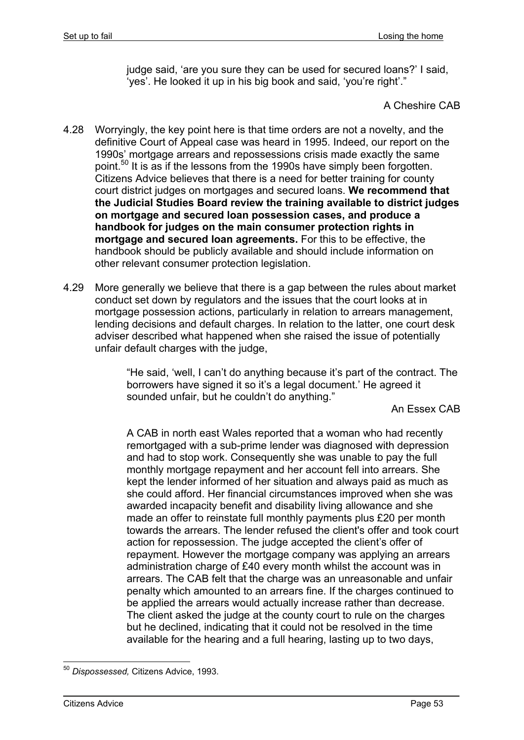judge said, 'are you sure they can be used for secured loans?' I said, 'yes'. He looked it up in his big book and said, 'you're right'."

A Cheshire CAB

4.28 Worryingly, the key point here is that time orders are not a novelty, and the definitive Court of Appeal case was heard in 1995. Indeed, our report on the 1990s' mortgage arrears and repossessions crisis made exactly the same point.[50] It is as if the lessons from the 1990s have simply been forgotten. Citizens Advice believes that there is a need for better training for county court district judges on mortgages and secured loans. **We recommend that the Judicial Studies Board review the training available to district judges on mortgage and secured loan possession cases, and produce a handbook for judges on the main consumer protection rights in mortgage and secured loan agreements.** For this to be effective, the handbook should be publicly available and should include information on other relevant consumer protection legislation.

4.29 More generally we believe that there is a gap between the rules about market conduct set down by regulators and the issues that the court looks at in mortgage possession actions, particularly in relation to arrears management, lending decisions and default charges. In relation to the latter, one court desk adviser described what happened when she raised the issue of potentially unfair default charges with the judge,

> "He said, 'well, I can't do anything because it's part of the contract. The borrowers have signed it so it's a legal document.' He agreed it sounded unfair, but he couldn't do anything."
>
> An Essex CAB

> A CAB in north east Wales reported that a woman who had recently remortgaged with a sub-prime lender was diagnosed with depression and had to stop work. Consequently she was unable to pay the full monthly mortgage repayment and her account fell into arrears. She kept the lender informed of her situation and always paid as much as she could afford. Her financial circumstances improved when she was awarded incapacity benefit and disability living allowance and she made an offer to reinstate full monthly payments plus £20 per month towards the arrears. The lender refused the client's offer and took court action for repossession. The judge accepted the client's offer of repayment. However the mortgage company was applying an arrears administration charge of £40 every month whilst the account was in arrears. The CAB felt that the charge was an unreasonable and unfair penalty which amounted to an arrears fine. If the charges continued to be applied the arrears would actually increase rather than decrease. The client asked the judge at the county court to rule on the charges but he declined, indicating that it could not be resolved in the time available for the hearing and a full hearing, lasting up to two days,

[50] *Dispossessed,* Citizens Advice, 1993.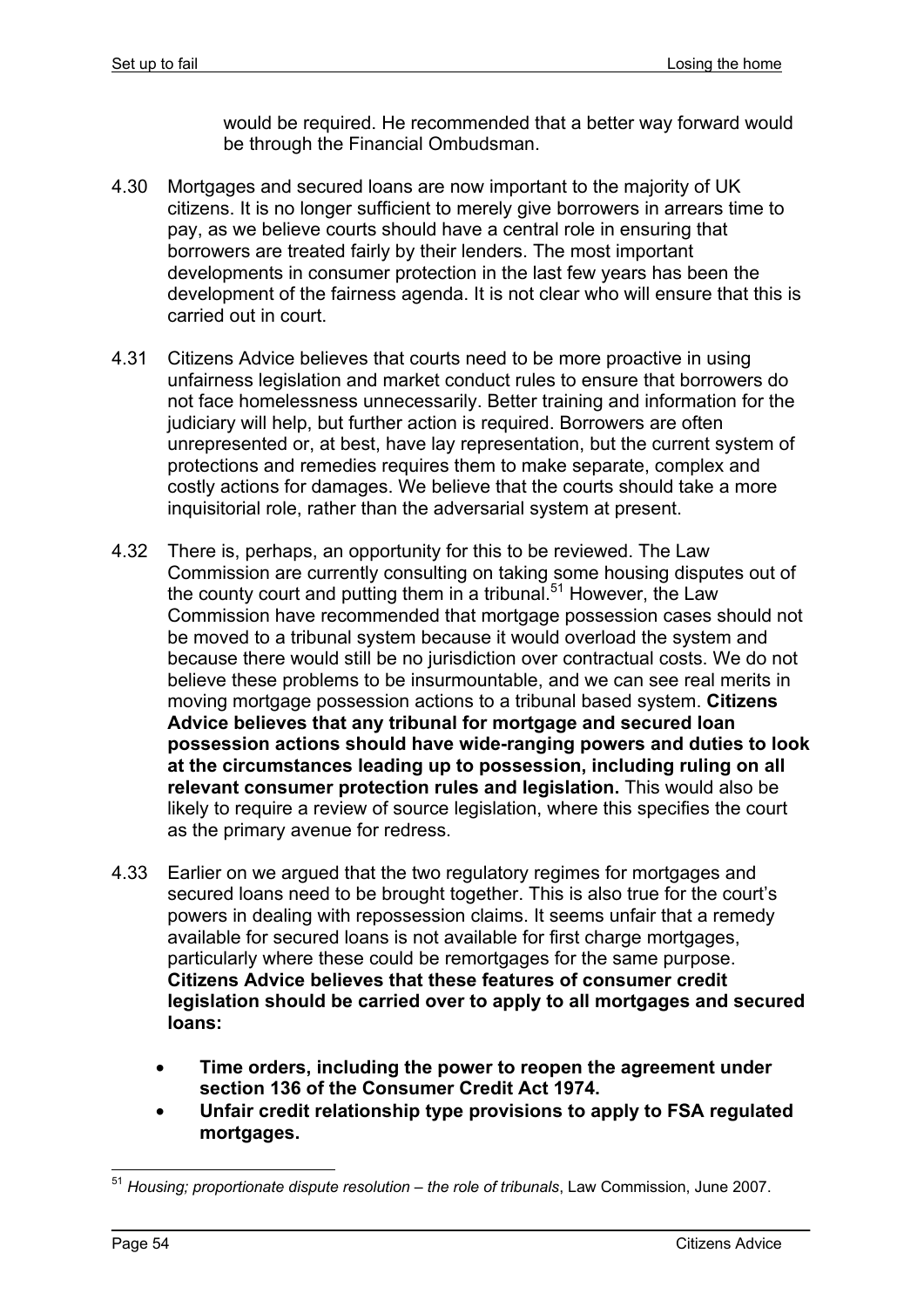would be required. He recommended that a better way forward would be through the Financial Ombudsman.

4.30 Mortgages and secured loans are now important to the majority of UK citizens. It is no longer sufficient to merely give borrowers in arrears time to pay, as we believe courts should have a central role in ensuring that borrowers are treated fairly by their lenders. The most important developments in consumer protection in the last few years has been the development of the fairness agenda. It is not clear who will ensure that this is carried out in court.

4.31 Citizens Advice believes that courts need to be more proactive in using unfairness legislation and market conduct rules to ensure that borrowers do not face homelessness unnecessarily. Better training and information for the judiciary will help, but further action is required. Borrowers are often unrepresented or, at best, have lay representation, but the current system of protections and remedies requires them to make separate, complex and costly actions for damages. We believe that the courts should take a more inquisitorial role, rather than the adversarial system at present.

4.32 There is, perhaps, an opportunity for this to be reviewed. The Law Commission are currently consulting on taking some housing disputes out of the county court and putting them in a tribunal.[51] However, the Law Commission have recommended that mortgage possession cases should not be moved to a tribunal system because it would overload the system and because there would still be no jurisdiction over contractual costs. We do not believe these problems to be insurmountable, and we can see real merits in moving mortgage possession actions to a tribunal based system. **Citizens Advice believes that any tribunal for mortgage and secured loan possession actions should have wide-ranging powers and duties to look at the circumstances leading up to possession, including ruling on all relevant consumer protection rules and legislation.** This would also be likely to require a review of source legislation, where this specifies the court as the primary avenue for redress.

4.33 Earlier on we argued that the two regulatory regimes for mortgages and secured loans need to be brought together. This is also true for the court's powers in dealing with repossession claims. It seems unfair that a remedy available for secured loans is not available for first charge mortgages, particularly where these could be remortgages for the same purpose. **Citizens Advice believes that these features of consumer credit legislation should be carried over to apply to all mortgages and secured loans:**

- **Time orders, including the power to reopen the agreement under section 136 of the Consumer Credit Act 1974.**
- **Unfair credit relationship type provisions to apply to FSA regulated mortgages.**

---

[51] *Housing; proportionate dispute resolution – the role of tribunals*, Law Commission, June 2007.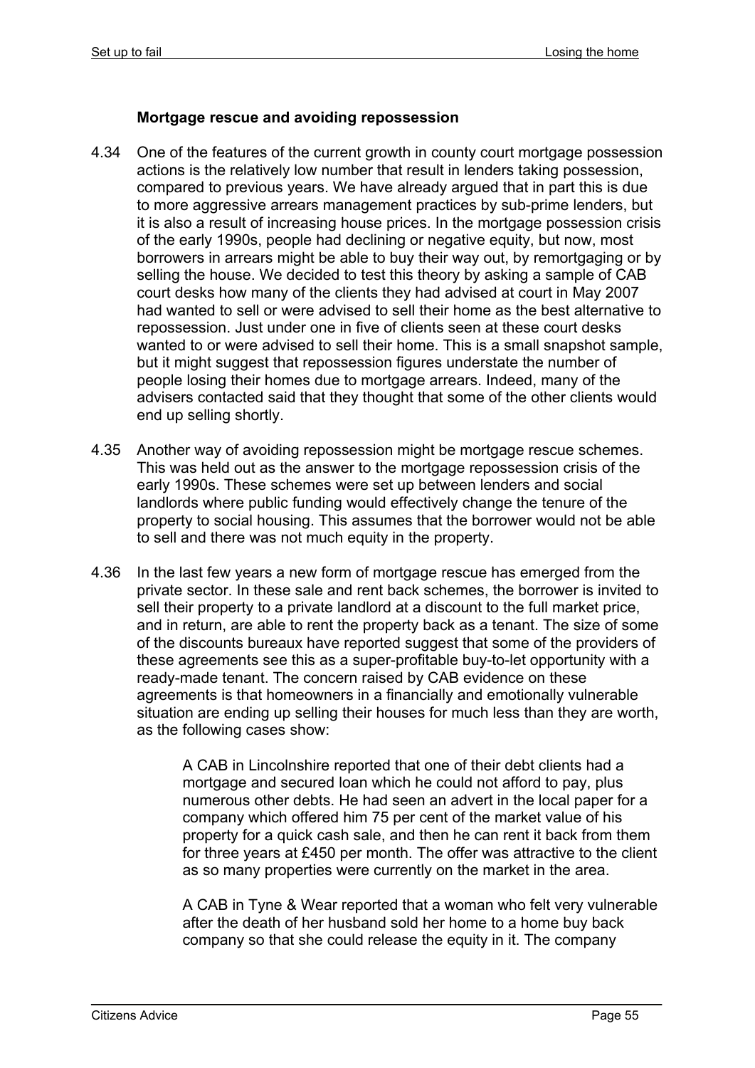### Mortgage rescue and avoiding repossession

4.34 One of the features of the current growth in county court mortgage possession actions is the relatively low number that result in lenders taking possession, compared to previous years. We have already argued that in part this is due to more aggressive arrears management practices by sub-prime lenders, but it is also a result of increasing house prices. In the mortgage possession crisis of the early 1990s, people had declining or negative equity, but now, most borrowers in arrears might be able to buy their way out, by remortgaging or by selling the house. We decided to test this theory by asking a sample of CAB court desks how many of the clients they had advised at court in May 2007 had wanted to sell or were advised to sell their home as the best alternative to repossession. Just under one in five of clients seen at these court desks wanted to or were advised to sell their home. This is a small snapshot sample, but it might suggest that repossession figures understate the number of people losing their homes due to mortgage arrears. Indeed, many of the advisers contacted said that they thought that some of the other clients would end up selling shortly.

4.35 Another way of avoiding repossession might be mortgage rescue schemes. This was held out as the answer to the mortgage repossession crisis of the early 1990s. These schemes were set up between lenders and social landlords where public funding would effectively change the tenure of the property to social housing. This assumes that the borrower would not be able to sell and there was not much equity in the property.

4.36 In the last few years a new form of mortgage rescue has emerged from the private sector. In these sale and rent back schemes, the borrower is invited to sell their property to a private landlord at a discount to the full market price, and in return, are able to rent the property back as a tenant. The size of some of the discounts bureaux have reported suggest that some of the providers of these agreements see this as a super-profitable buy-to-let opportunity with a ready-made tenant. The concern raised by CAB evidence on these agreements is that homeowners in a financially and emotionally vulnerable situation are ending up selling their houses for much less than they are worth, as the following cases show:

> A CAB in Lincolnshire reported that one of their debt clients had a mortgage and secured loan which he could not afford to pay, plus numerous other debts. He had seen an advert in the local paper for a company which offered him 75 per cent of the market value of his property for a quick cash sale, and then he can rent it back from them for three years at £450 per month. The offer was attractive to the client as so many properties were currently on the market in the area.

> A CAB in Tyne & Wear reported that a woman who felt very vulnerable after the death of her husband sold her home to a home buy back company so that she could release the equity in it. The company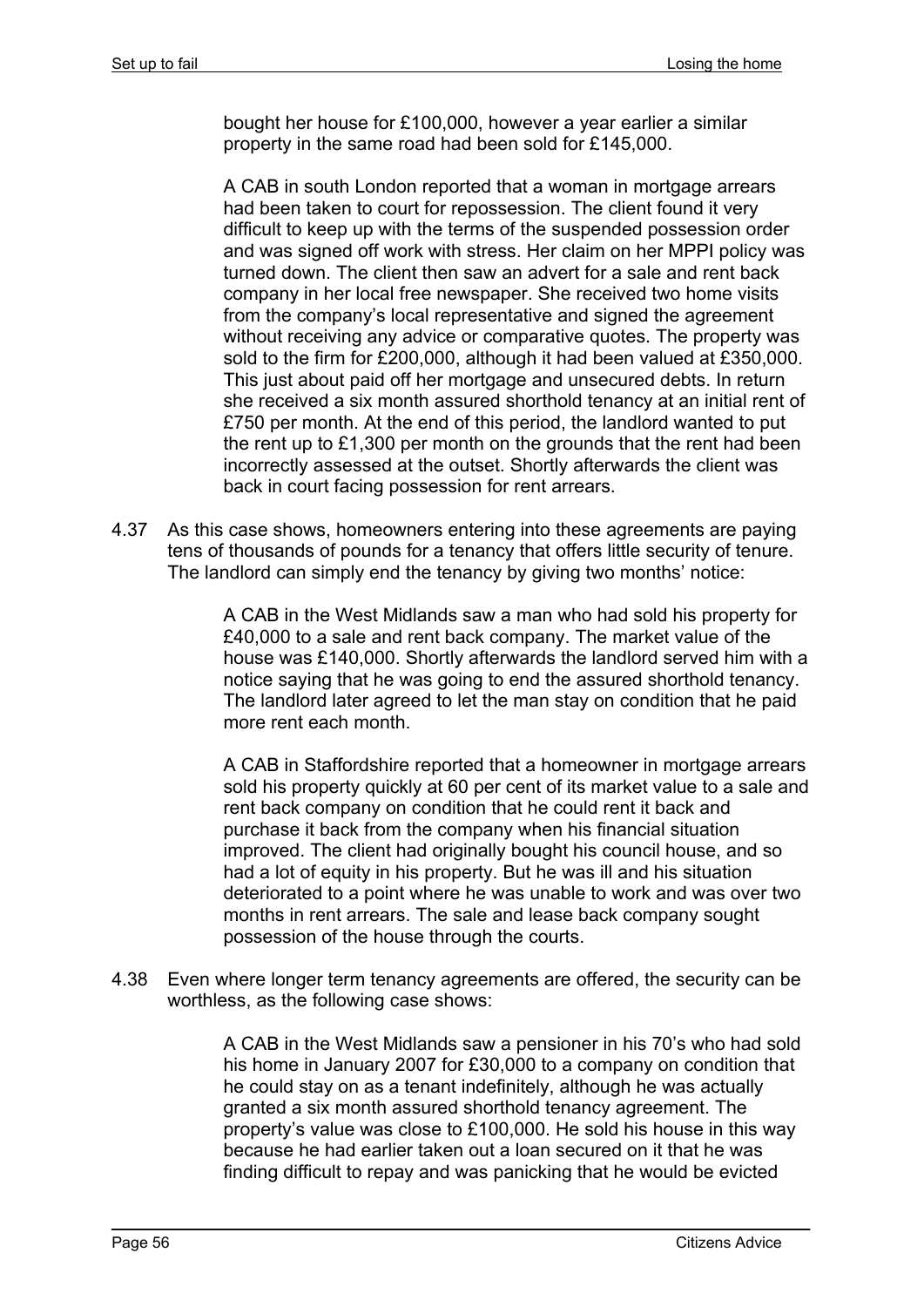bought her house for £100,000, however a year earlier a similar property in the same road had been sold for £145,000.

> A CAB in south London reported that a woman in mortgage arrears had been taken to court for repossession. The client found it very difficult to keep up with the terms of the suspended possession order and was signed off work with stress. Her claim on her MPPI policy was turned down. The client then saw an advert for a sale and rent back company in her local free newspaper. She received two home visits from the company's local representative and signed the agreement without receiving any advice or comparative quotes. The property was sold to the firm for £200,000, although it had been valued at £350,000. This just about paid off her mortgage and unsecured debts. In return she received a six month assured shorthold tenancy at an initial rent of £750 per month. At the end of this period, the landlord wanted to put the rent up to £1,300 per month on the grounds that the rent had been incorrectly assessed at the outset. Shortly afterwards the client was back in court facing possession for rent arrears.

4.37 As this case shows, homeowners entering into these agreements are paying tens of thousands of pounds for a tenancy that offers little security of tenure. The landlord can simply end the tenancy by giving two months' notice:

> A CAB in the West Midlands saw a man who had sold his property for £40,000 to a sale and rent back company. The market value of the house was £140,000. Shortly afterwards the landlord served him with a notice saying that he was going to end the assured shorthold tenancy. The landlord later agreed to let the man stay on condition that he paid more rent each month.

> A CAB in Staffordshire reported that a homeowner in mortgage arrears sold his property quickly at 60 per cent of its market value to a sale and rent back company on condition that he could rent it back and purchase it back from the company when his financial situation improved. The client had originally bought his council house, and so had a lot of equity in his property. But he was ill and his situation deteriorated to a point where he was unable to work and was over two months in rent arrears. The sale and lease back company sought possession of the house through the courts.

4.38 Even where longer term tenancy agreements are offered, the security can be worthless, as the following case shows:

> A CAB in the West Midlands saw a pensioner in his 70's who had sold his home in January 2007 for £30,000 to a company on condition that he could stay on as a tenant indefinitely, although he was actually granted a six month assured shorthold tenancy agreement. The property's value was close to £100,000. He sold his house in this way because he had earlier taken out a loan secured on it that he was finding difficult to repay and was panicking that he would be evicted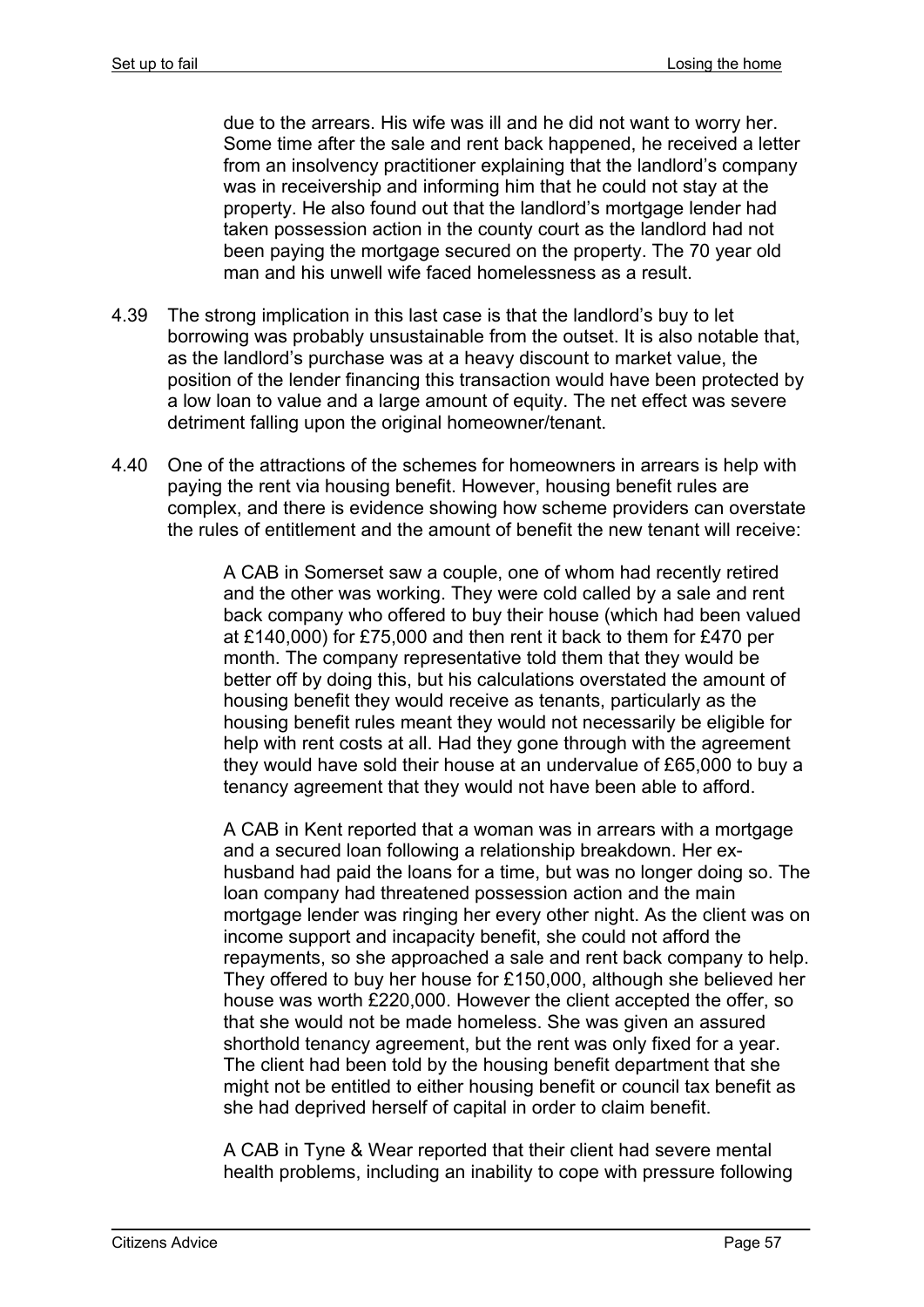due to the arrears. His wife was ill and he did not want to worry her. Some time after the sale and rent back happened, he received a letter from an insolvency practitioner explaining that the landlord's company was in receivership and informing him that he could not stay at the property. He also found out that the landlord's mortgage lender had taken possession action in the county court as the landlord had not been paying the mortgage secured on the property. The 70 year old man and his unwell wife faced homelessness as a result.

4.39 The strong implication in this last case is that the landlord's buy to let borrowing was probably unsustainable from the outset. It is also notable that, as the landlord's purchase was at a heavy discount to market value, the position of the lender financing this transaction would have been protected by a low loan to value and a large amount of equity. The net effect was severe detriment falling upon the original homeowner/tenant.

4.40 One of the attractions of the schemes for homeowners in arrears is help with paying the rent via housing benefit. However, housing benefit rules are complex, and there is evidence showing how scheme providers can overstate the rules of entitlement and the amount of benefit the new tenant will receive:

> A CAB in Somerset saw a couple, one of whom had recently retired and the other was working. They were cold called by a sale and rent back company who offered to buy their house (which had been valued at £140,000) for £75,000 and then rent it back to them for £470 per month. The company representative told them that they would be better off by doing this, but his calculations overstated the amount of housing benefit they would receive as tenants, particularly as the housing benefit rules meant they would not necessarily be eligible for help with rent costs at all. Had they gone through with the agreement they would have sold their house at an undervalue of £65,000 to buy a tenancy agreement that they would not have been able to afford.
>
> A CAB in Kent reported that a woman was in arrears with a mortgage and a secured loan following a relationship breakdown. Her ex-husband had paid the loans for a time, but was no longer doing so. The loan company had threatened possession action and the main mortgage lender was ringing her every other night. As the client was on income support and incapacity benefit, she could not afford the repayments, so she approached a sale and rent back company to help. They offered to buy her house for £150,000, although she believed her house was worth £220,000. However the client accepted the offer, so that she would not be made homeless. She was given an assured shorthold tenancy agreement, but the rent was only fixed for a year. The client had been told by the housing benefit department that she might not be entitled to either housing benefit or council tax benefit as she had deprived herself of capital in order to claim benefit.
>
> A CAB in Tyne & Wear reported that their client had severe mental health problems, including an inability to cope with pressure following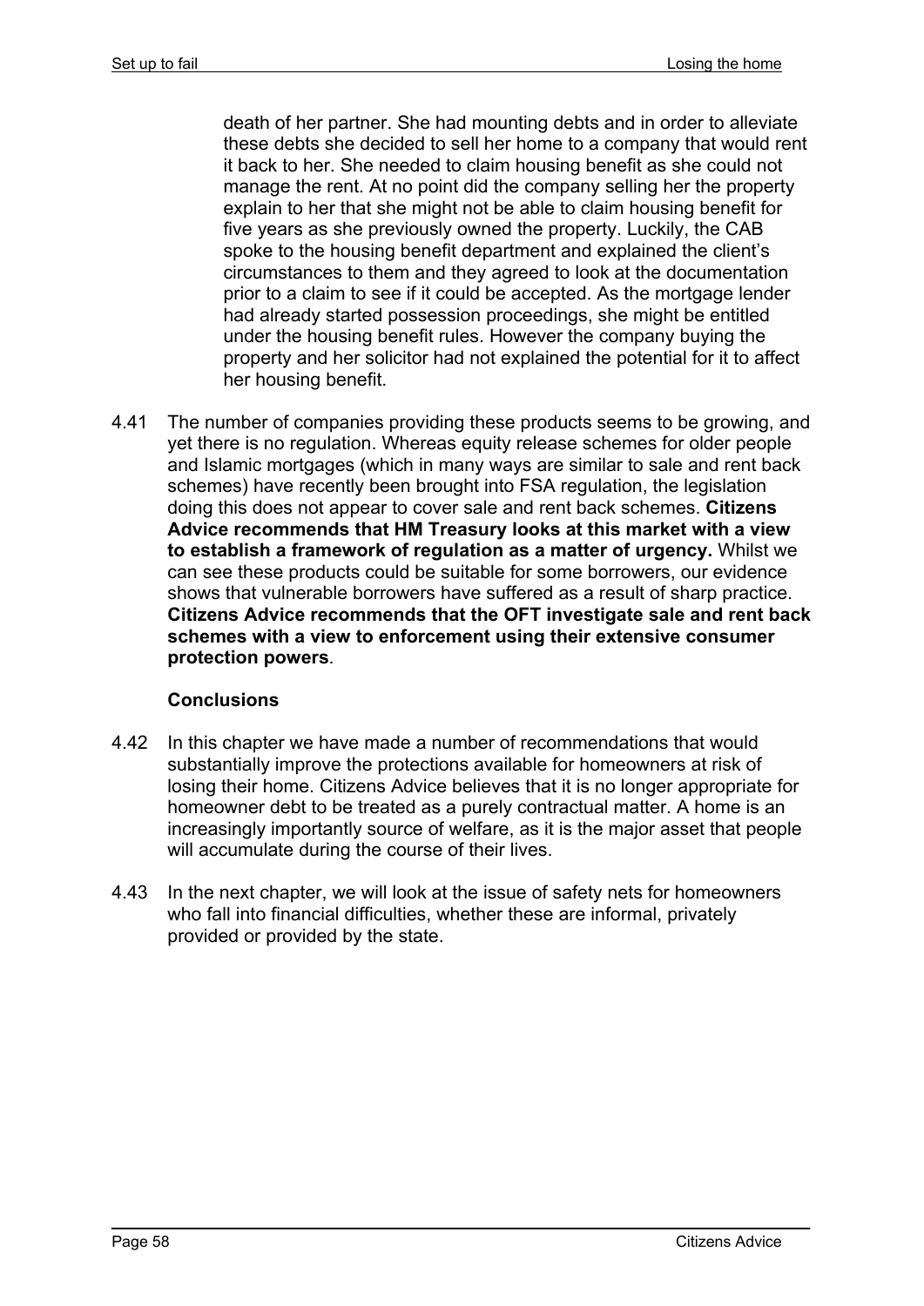death of her partner. She had mounting debts and in order to alleviate these debts she decided to sell her home to a company that would rent it back to her. She needed to claim housing benefit as she could not manage the rent. At no point did the company selling her the property explain to her that she might not be able to claim housing benefit for five years as she previously owned the property. Luckily, the CAB spoke to the housing benefit department and explained the client's circumstances to them and they agreed to look at the documentation prior to a claim to see if it could be accepted. As the mortgage lender had already started possession proceedings, she might be entitled under the housing benefit rules. However the company buying the property and her solicitor had not explained the potential for it to affect her housing benefit.

4.41 The number of companies providing these products seems to be growing, and yet there is no regulation. Whereas equity release schemes for older people and Islamic mortgages (which in many ways are similar to sale and rent back schemes) have recently been brought into FSA regulation, the legislation doing this does not appear to cover sale and rent back schemes. **Citizens Advice recommends that HM Treasury looks at this market with a view to establish a framework of regulation as a matter of urgency.** Whilst we can see these products could be suitable for some borrowers, our evidence shows that vulnerable borrowers have suffered as a result of sharp practice. **Citizens Advice recommends that the OFT investigate sale and rent back schemes with a view to enforcement using their extensive consumer protection powers**.

### Conclusions

4.42 In this chapter we have made a number of recommendations that would substantially improve the protections available for homeowners at risk of losing their home. Citizens Advice believes that it is no longer appropriate for homeowner debt to be treated as a purely contractual matter. A home is an increasingly importantly source of welfare, as it is the major asset that people will accumulate during the course of their lives.

4.43 In the next chapter, we will look at the issue of safety nets for homeowners who fall into financial difficulties, whether these are informal, privately provided or provided by the state.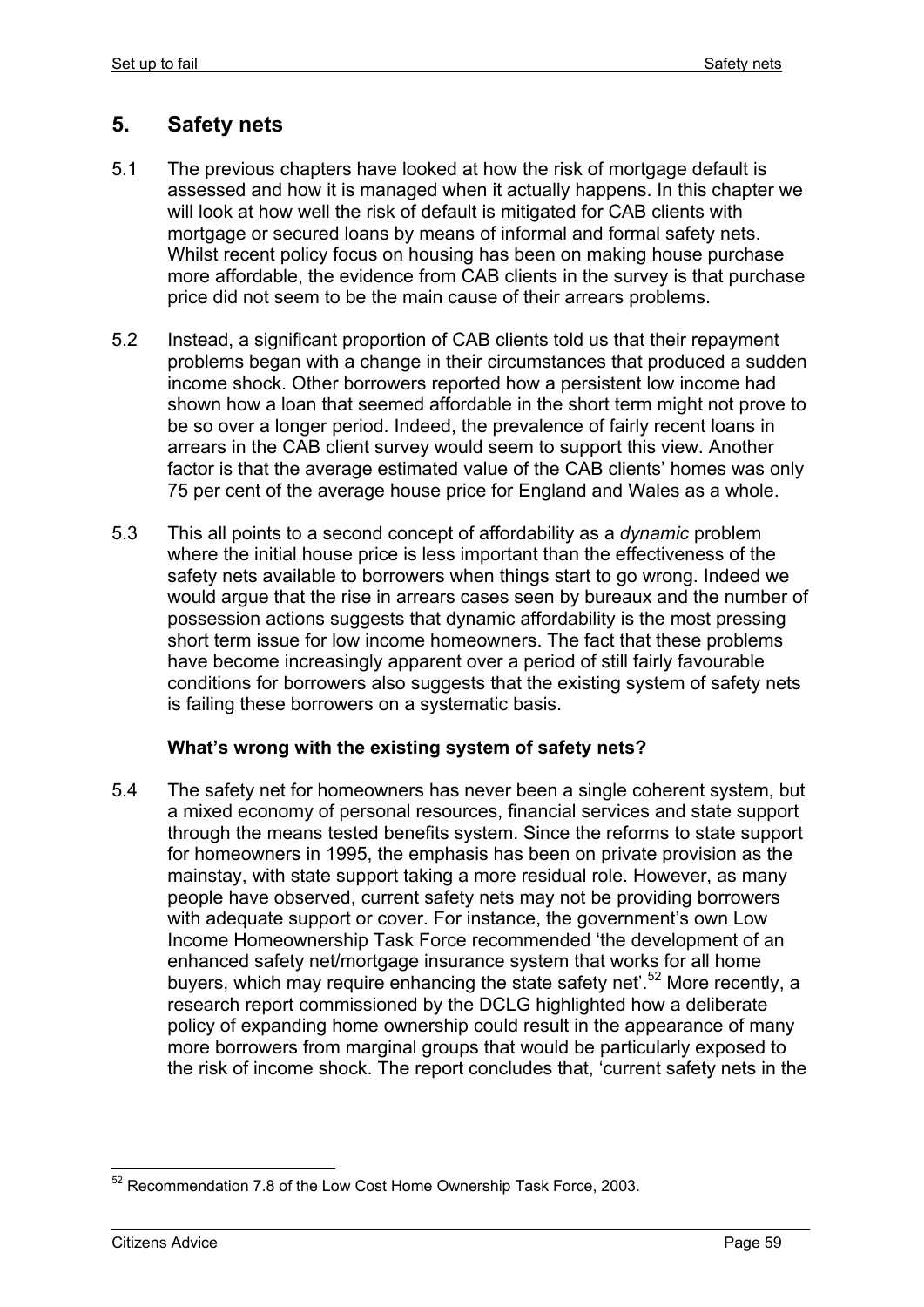## 5. Safety nets

5.1 The previous chapters have looked at how the risk of mortgage default is assessed and how it is managed when it actually happens. In this chapter we will look at how well the risk of default is mitigated for CAB clients with mortgage or secured loans by means of informal and formal safety nets. Whilst recent policy focus on housing has been on making house purchase more affordable, the evidence from CAB clients in the survey is that purchase price did not seem to be the main cause of their arrears problems.

5.2 Instead, a significant proportion of CAB clients told us that their repayment problems began with a change in their circumstances that produced a sudden income shock. Other borrowers reported how a persistent low income had shown how a loan that seemed affordable in the short term might not prove to be so over a longer period. Indeed, the prevalence of fairly recent loans in arrears in the CAB client survey would seem to support this view. Another factor is that the average estimated value of the CAB clients' homes was only 75 per cent of the average house price for England and Wales as a whole.

5.3 This all points to a second concept of affordability as a *dynamic* problem where the initial house price is less important than the effectiveness of the safety nets available to borrowers when things start to go wrong. Indeed we would argue that the rise in arrears cases seen by bureaux and the number of possession actions suggests that dynamic affordability is the most pressing short term issue for low income homeowners. The fact that these problems have become increasingly apparent over a period of still fairly favourable conditions for borrowers also suggests that the existing system of safety nets is failing these borrowers on a systematic basis.

### What's wrong with the existing system of safety nets?

5.4 The safety net for homeowners has never been a single coherent system, but a mixed economy of personal resources, financial services and state support through the means tested benefits system. Since the reforms to state support for homeowners in 1995, the emphasis has been on private provision as the mainstay, with state support taking a more residual role. However, as many people have observed, current safety nets may not be providing borrowers with adequate support or cover. For instance, the government's own Low Income Homeownership Task Force recommended 'the development of an enhanced safety net/mortgage insurance system that works for all home buyers, which may require enhancing the state safety net'.[52] More recently, a research report commissioned by the DCLG highlighted how a deliberate policy of expanding home ownership could result in the appearance of many more borrowers from marginal groups that would be particularly exposed to the risk of income shock. The report concludes that, 'current safety nets in the

[52] Recommendation 7.8 of the Low Cost Home Ownership Task Force, 2003.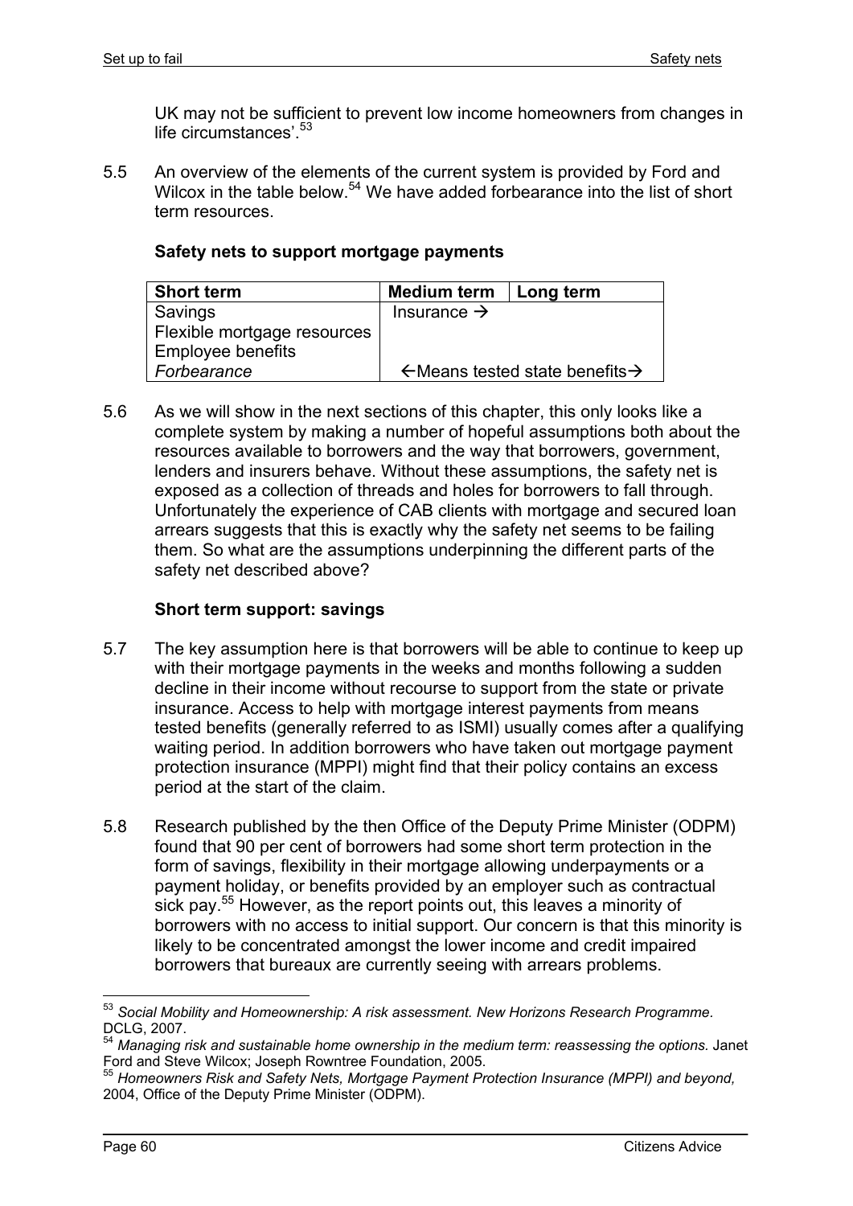UK may not be sufficient to prevent low income homeowners from changes in life circumstances'.[53]

5.5 An overview of the elements of the current system is provided by Ford and Wilcox in the table below.[54] We have added forbearance into the list of short term resources.

**Safety nets to support mortgage payments**

| Short term | Medium term | Long term |
|---|---|---|
| Savings | Insurance → | |
| Flexible mortgage resources | | |
| Employee benefits | | |
| *Forbearance* | ←Means tested state benefits→ | |

5.6 As we will show in the next sections of this chapter, this only looks like a complete system by making a number of hopeful assumptions both about the resources available to borrowers and the way that borrowers, government, lenders and insurers behave. Without these assumptions, the safety net is exposed as a collection of threads and holes for borrowers to fall through. Unfortunately the experience of CAB clients with mortgage and secured loan arrears suggests that this is exactly why the safety net seems to be failing them. So what are the assumptions underpinning the different parts of the safety net described above?

**Short term support: savings**

5.7 The key assumption here is that borrowers will be able to continue to keep up with their mortgage payments in the weeks and months following a sudden decline in their income without recourse to support from the state or private insurance. Access to help with mortgage interest payments from means tested benefits (generally referred to as ISMI) usually comes after a qualifying waiting period. In addition borrowers who have taken out mortgage payment protection insurance (MPPI) might find that their policy contains an excess period at the start of the claim.

5.8 Research published by the then Office of the Deputy Prime Minister (ODPM) found that 90 per cent of borrowers had some short term protection in the form of savings, flexibility in their mortgage allowing underpayments or a payment holiday, or benefits provided by an employer such as contractual sick pay.[55] However, as the report points out, this leaves a minority of borrowers with no access to initial support. Our concern is that this minority is likely to be concentrated amongst the lower income and credit impaired borrowers that bureaux are currently seeing with arrears problems.

---

[53] *Social Mobility and Homeownership: A risk assessment. New Horizons Research Programme.* DCLG, 2007.

[54] *Managing risk and sustainable home ownership in the medium term: reassessing the options.* Janet Ford and Steve Wilcox; Joseph Rowntree Foundation, 2005.

[55] *Homeowners Risk and Safety Nets, Mortgage Payment Protection Insurance (MPPI) and beyond,* 2004, Office of the Deputy Prime Minister (ODPM).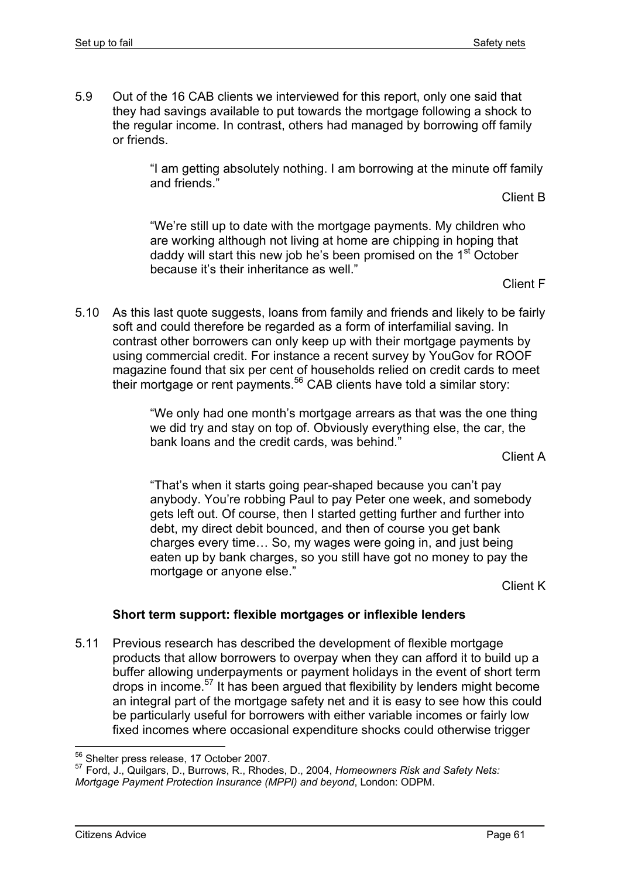5.9 Out of the 16 CAB clients we interviewed for this report, only one said that they had savings available to put towards the mortgage following a shock to the regular income. In contrast, others had managed by borrowing off family or friends.

> "I am getting absolutely nothing. I am borrowing at the minute off family and friends."
>
> Client B

> "We're still up to date with the mortgage payments. My children who are working although not living at home are chipping in hoping that daddy will start this new job he's been promised on the 1st October because it's their inheritance as well."
>
> Client F

5.10 As this last quote suggests, loans from family and friends and likely to be fairly soft and could therefore be regarded as a form of interfamilial saving. In contrast other borrowers can only keep up with their mortgage payments by using commercial credit. For instance a recent survey by YouGov for ROOF magazine found that six per cent of households relied on credit cards to meet their mortgage or rent payments.[56] CAB clients have told a similar story:

> "We only had one month's mortgage arrears as that was the one thing we did try and stay on top of. Obviously everything else, the car, the bank loans and the credit cards, was behind."
>
> Client A

> "That's when it starts going pear-shaped because you can't pay anybody. You're robbing Paul to pay Peter one week, and somebody gets left out. Of course, then I started getting further and further into debt, my direct debit bounced, and then of course you get bank charges every time… So, my wages were going in, and just being eaten up by bank charges, so you still have got no money to pay the mortgage or anyone else."
>
> Client K

### Short term support: flexible mortgages or inflexible lenders

5.11 Previous research has described the development of flexible mortgage products that allow borrowers to overpay when they can afford it to build up a buffer allowing underpayments or payment holidays in the event of short term drops in income.[57] It has been argued that flexibility by lenders might become an integral part of the mortgage safety net and it is easy to see how this could be particularly useful for borrowers with either variable incomes or fairly low fixed incomes where occasional expenditure shocks could otherwise trigger

---

[56] Shelter press release, 17 October 2007.

[57] Ford, J., Quilgars, D., Burrows, R., Rhodes, D., 2004, *Homeowners Risk and Safety Nets: Mortgage Payment Protection Insurance (MPPI) and beyond*, London: ODPM.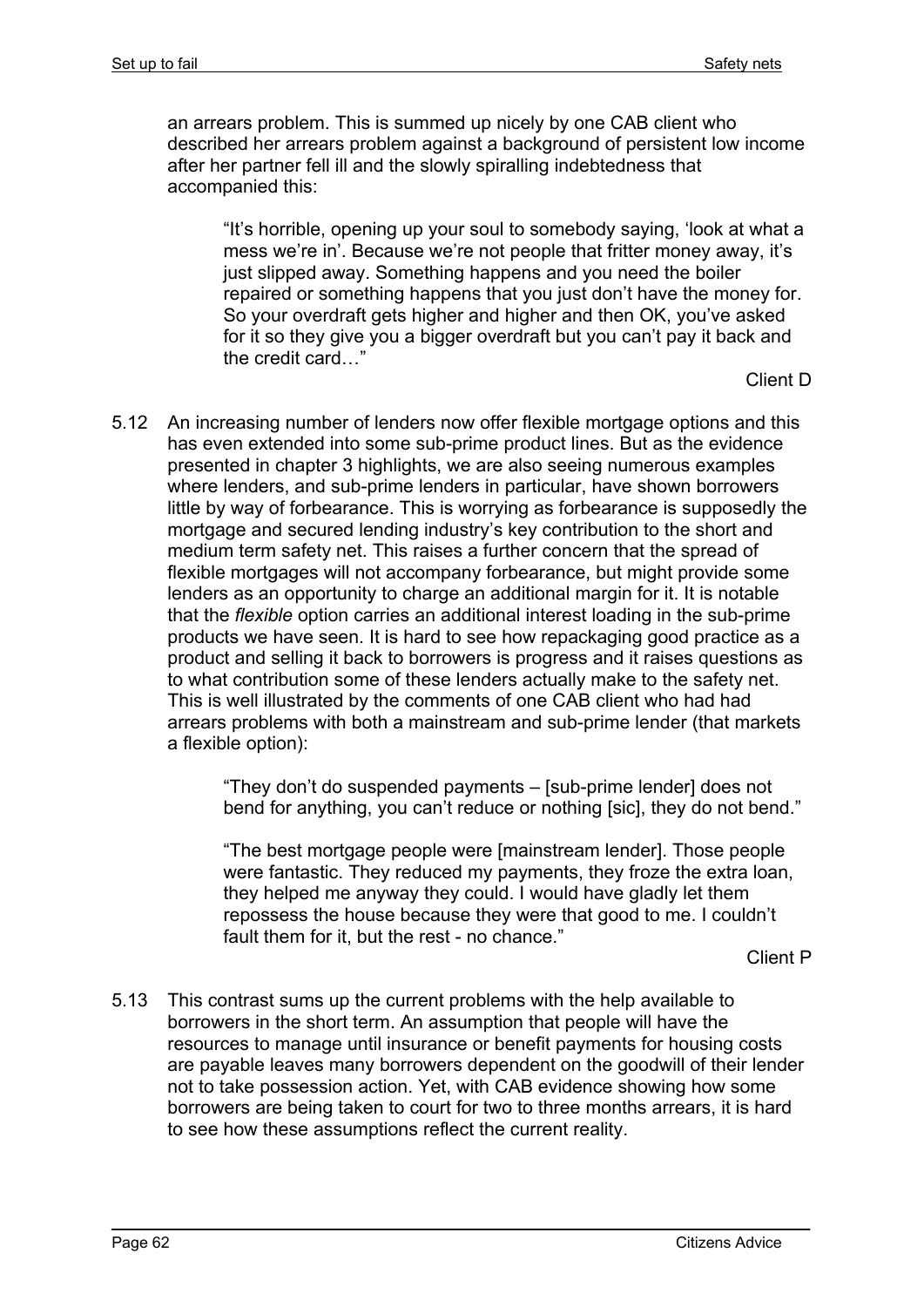an arrears problem. This is summed up nicely by one CAB client who described her arrears problem against a background of persistent low income after her partner fell ill and the slowly spiralling indebtedness that accompanied this:

> "It's horrible, opening up your soul to somebody saying, 'look at what a mess we're in'. Because we're not people that fritter money away, it's just slipped away. Something happens and you need the boiler repaired or something happens that you just don't have the money for. So your overdraft gets higher and higher and then OK, you've asked for it so they give you a bigger overdraft but you can't pay it back and the credit card…"
>
> Client D

5.12 An increasing number of lenders now offer flexible mortgage options and this has even extended into some sub-prime product lines. But as the evidence presented in chapter 3 highlights, we are also seeing numerous examples where lenders, and sub-prime lenders in particular, have shown borrowers little by way of forbearance. This is worrying as forbearance is supposedly the mortgage and secured lending industry's key contribution to the short and medium term safety net. This raises a further concern that the spread of flexible mortgages will not accompany forbearance, but might provide some lenders as an opportunity to charge an additional margin for it. It is notable that the *flexible* option carries an additional interest loading in the sub-prime products we have seen. It is hard to see how repackaging good practice as a product and selling it back to borrowers is progress and it raises questions as to what contribution some of these lenders actually make to the safety net. This is well illustrated by the comments of one CAB client who had had arrears problems with both a mainstream and sub-prime lender (that markets a flexible option):

> "They don't do suspended payments – [sub-prime lender] does not bend for anything, you can't reduce or nothing [sic], they do not bend."
>
> "The best mortgage people were [mainstream lender]. Those people were fantastic. They reduced my payments, they froze the extra loan, they helped me anyway they could. I would have gladly let them repossess the house because they were that good to me. I couldn't fault them for it, but the rest - no chance."
>
> Client P

5.13 This contrast sums up the current problems with the help available to borrowers in the short term. An assumption that people will have the resources to manage until insurance or benefit payments for housing costs are payable leaves many borrowers dependent on the goodwill of their lender not to take possession action. Yet, with CAB evidence showing how some borrowers are being taken to court for two to three months arrears, it is hard to see how these assumptions reflect the current reality.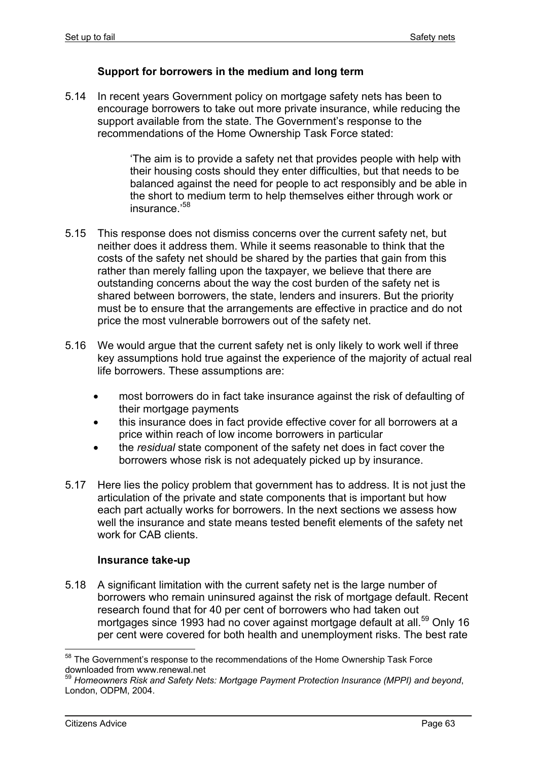### Support for borrowers in the medium and long term

5.14 In recent years Government policy on mortgage safety nets has been to encourage borrowers to take out more private insurance, while reducing the support available from the state. The Government's response to the recommendations of the Home Ownership Task Force stated:

> 'The aim is to provide a safety net that provides people with help with their housing costs should they enter difficulties, but that needs to be balanced against the need for people to act responsibly and be able in the short to medium term to help themselves either through work or insurance.'[58]

5.15 This response does not dismiss concerns over the current safety net, but neither does it address them. While it seems reasonable to think that the costs of the safety net should be shared by the parties that gain from this rather than merely falling upon the taxpayer, we believe that there are outstanding concerns about the way the cost burden of the safety net is shared between borrowers, the state, lenders and insurers. But the priority must be to ensure that the arrangements are effective in practice and do not price the most vulnerable borrowers out of the safety net.

5.16 We would argue that the current safety net is only likely to work well if three key assumptions hold true against the experience of the majority of actual real life borrowers. These assumptions are:

- most borrowers do in fact take insurance against the risk of defaulting of their mortgage payments
- this insurance does in fact provide effective cover for all borrowers at a price within reach of low income borrowers in particular
- the *residual* state component of the safety net does in fact cover the borrowers whose risk is not adequately picked up by insurance.

5.17 Here lies the policy problem that government has to address. It is not just the articulation of the private and state components that is important but how each part actually works for borrowers. In the next sections we assess how well the insurance and state means tested benefit elements of the safety net work for CAB clients.

### Insurance take-up

5.18 A significant limitation with the current safety net is the large number of borrowers who remain uninsured against the risk of mortgage default. Recent research found that for 40 per cent of borrowers who had taken out mortgages since 1993 had no cover against mortgage default at all.[59] Only 16 per cent were covered for both health and unemployment risks. The best rate

---

[58] The Government's response to the recommendations of the Home Ownership Task Force downloaded from www.renewal.net

[59] *Homeowners Risk and Safety Nets: Mortgage Payment Protection Insurance (MPPI) and beyond*, London, ODPM, 2004.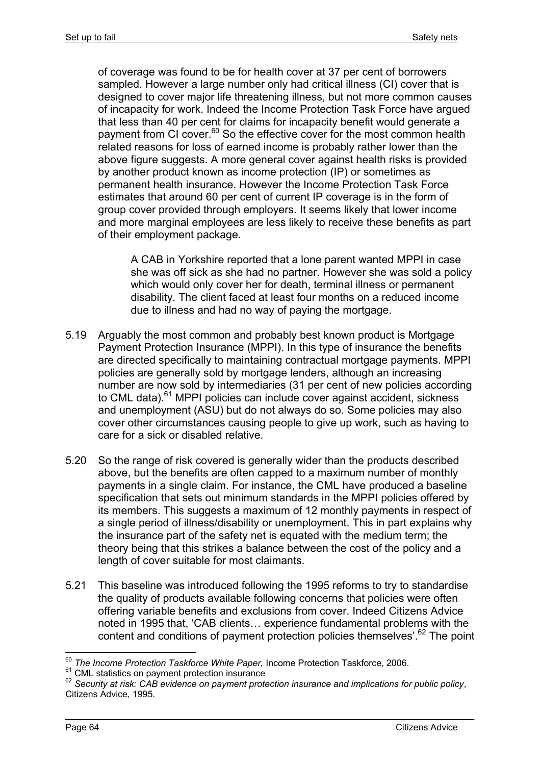of coverage was found to be for health cover at 37 per cent of borrowers sampled. However a large number only had critical illness (CI) cover that is designed to cover major life threatening illness, but not more common causes of incapacity for work. Indeed the Income Protection Task Force have argued that less than 40 per cent for claims for incapacity benefit would generate a payment from CI cover.[60] So the effective cover for the most common health related reasons for loss of earned income is probably rather lower than the above figure suggests. A more general cover against health risks is provided by another product known as income protection (IP) or sometimes as permanent health insurance. However the Income Protection Task Force estimates that around 60 per cent of current IP coverage is in the form of group cover provided through employers. It seems likely that lower income and more marginal employees are less likely to receive these benefits as part of their employment package.

> A CAB in Yorkshire reported that a lone parent wanted MPPI in case she was off sick as she had no partner. However she was sold a policy which would only cover her for death, terminal illness or permanent disability. The client faced at least four months on a reduced income due to illness and had no way of paying the mortgage.

5.19 Arguably the most common and probably best known product is Mortgage Payment Protection Insurance (MPPI). In this type of insurance the benefits are directed specifically to maintaining contractual mortgage payments. MPPI policies are generally sold by mortgage lenders, although an increasing number are now sold by intermediaries (31 per cent of new policies according to CML data).[61] MPPI policies can include cover against accident, sickness and unemployment (ASU) but do not always do so. Some policies may also cover other circumstances causing people to give up work, such as having to care for a sick or disabled relative.

5.20 So the range of risk covered is generally wider than the products described above, but the benefits are often capped to a maximum number of monthly payments in a single claim. For instance, the CML have produced a baseline specification that sets out minimum standards in the MPPI policies offered by its members. This suggests a maximum of 12 monthly payments in respect of a single period of illness/disability or unemployment. This in part explains why the insurance part of the safety net is equated with the medium term; the theory being that this strikes a balance between the cost of the policy and a length of cover suitable for most claimants.

5.21 This baseline was introduced following the 1995 reforms to try to standardise the quality of products available following concerns that policies were often offering variable benefits and exclusions from cover. Indeed Citizens Advice noted in 1995 that, 'CAB clients… experience fundamental problems with the content and conditions of payment protection policies themselves'.[62] The point

---

[60] *The Income Protection Taskforce White Paper,* Income Protection Taskforce, 2006.

[61] CML statistics on payment protection insurance

[62] *Security at risk: CAB evidence on payment protection insurance and implications for public policy*, Citizens Advice, 1995.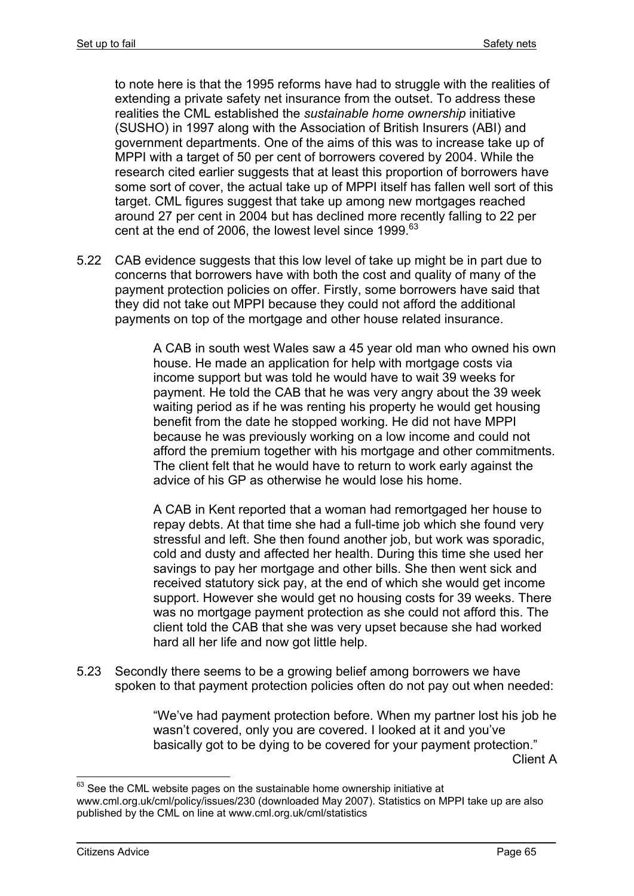to note here is that the 1995 reforms have had to struggle with the realities of extending a private safety net insurance from the outset. To address these realities the CML established the *sustainable home ownership* initiative (SUSHO) in 1997 along with the Association of British Insurers (ABI) and government departments. One of the aims of this was to increase take up of MPPI with a target of 50 per cent of borrowers covered by 2004. While the research cited earlier suggests that at least this proportion of borrowers have some sort of cover, the actual take up of MPPI itself has fallen well sort of this target. CML figures suggest that take up among new mortgages reached around 27 per cent in 2004 but has declined more recently falling to 22 per cent at the end of 2006, the lowest level since 1999.[63]

5.22 CAB evidence suggests that this low level of take up might be in part due to concerns that borrowers have with both the cost and quality of many of the payment protection policies on offer. Firstly, some borrowers have said that they did not take out MPPI because they could not afford the additional payments on top of the mortgage and other house related insurance.

> A CAB in south west Wales saw a 45 year old man who owned his own house. He made an application for help with mortgage costs via income support but was told he would have to wait 39 weeks for payment. He told the CAB that he was very angry about the 39 week waiting period as if he was renting his property he would get housing benefit from the date he stopped working. He did not have MPPI because he was previously working on a low income and could not afford the premium together with his mortgage and other commitments. The client felt that he would have to return to work early against the advice of his GP as otherwise he would lose his home.

> A CAB in Kent reported that a woman had remortgaged her house to repay debts. At that time she had a full-time job which she found very stressful and left. She then found another job, but work was sporadic, cold and dusty and affected her health. During this time she used her savings to pay her mortgage and other bills. She then went sick and received statutory sick pay, at the end of which she would get income support. However she would get no housing costs for 39 weeks. There was no mortgage payment protection as she could not afford this. The client told the CAB that she was very upset because she had worked hard all her life and now got little help.

5.23 Secondly there seems to be a growing belief among borrowers we have spoken to that payment protection policies often do not pay out when needed:

> "We've had payment protection before. When my partner lost his job he wasn't covered, only you are covered. I looked at it and you've basically got to be dying to be covered for your payment protection."
>
> Client A

---

[63] See the CML website pages on the sustainable home ownership initiative at www.cml.org.uk/cml/policy/issues/230 (downloaded May 2007). Statistics on MPPI take up are also published by the CML on line at www.cml.org.uk/cml/statistics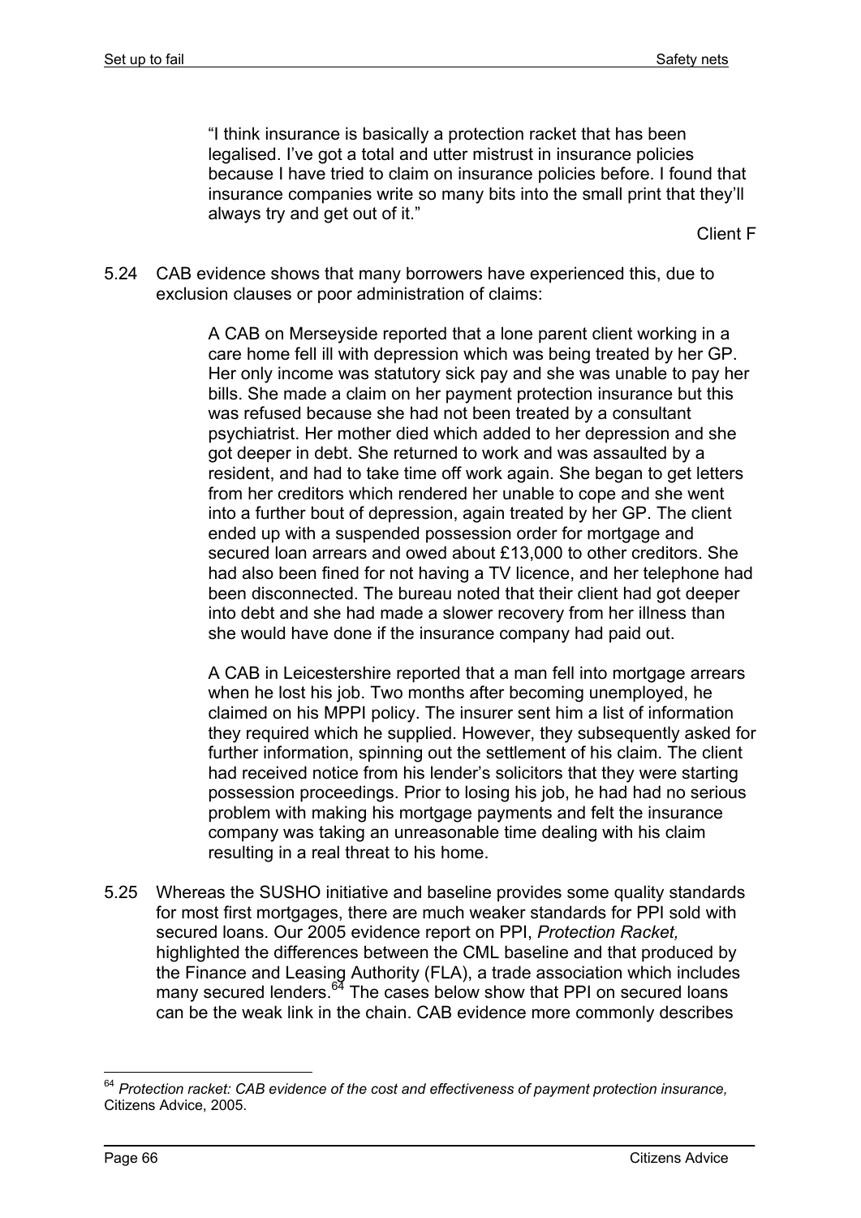> "I think insurance is basically a protection racket that has been legalised. I've got a total and utter mistrust in insurance policies because I have tried to claim on insurance policies before. I found that insurance companies write so many bits into the small print that they'll always try and get out of it."
>
> Client F

5.24 CAB evidence shows that many borrowers have experienced this, due to exclusion clauses or poor administration of claims:

> A CAB on Merseyside reported that a lone parent client working in a care home fell ill with depression which was being treated by her GP. Her only income was statutory sick pay and she was unable to pay her bills. She made a claim on her payment protection insurance but this was refused because she had not been treated by a consultant psychiatrist. Her mother died which added to her depression and she got deeper in debt. She returned to work and was assaulted by a resident, and had to take time off work again. She began to get letters from her creditors which rendered her unable to cope and she went into a further bout of depression, again treated by her GP. The client ended up with a suspended possession order for mortgage and secured loan arrears and owed about £13,000 to other creditors. She had also been fined for not having a TV licence, and her telephone had been disconnected. The bureau noted that their client had got deeper into debt and she had made a slower recovery from her illness than she would have done if the insurance company had paid out.

> A CAB in Leicestershire reported that a man fell into mortgage arrears when he lost his job. Two months after becoming unemployed, he claimed on his MPPI policy. The insurer sent him a list of information they required which he supplied. However, they subsequently asked for further information, spinning out the settlement of his claim. The client had received notice from his lender's solicitors that they were starting possession proceedings. Prior to losing his job, he had had no serious problem with making his mortgage payments and felt the insurance company was taking an unreasonable time dealing with his claim resulting in a real threat to his home.

5.25 Whereas the SUSHO initiative and baseline provides some quality standards for most first mortgages, there are much weaker standards for PPI sold with secured loans. Our 2005 evidence report on PPI, *Protection Racket,* highlighted the differences between the CML baseline and that produced by the Finance and Leasing Authority (FLA), a trade association which includes many secured lenders.[64] The cases below show that PPI on secured loans can be the weak link in the chain. CAB evidence more commonly describes

[64] *Protection racket: CAB evidence of the cost and effectiveness of payment protection insurance,* Citizens Advice, 2005.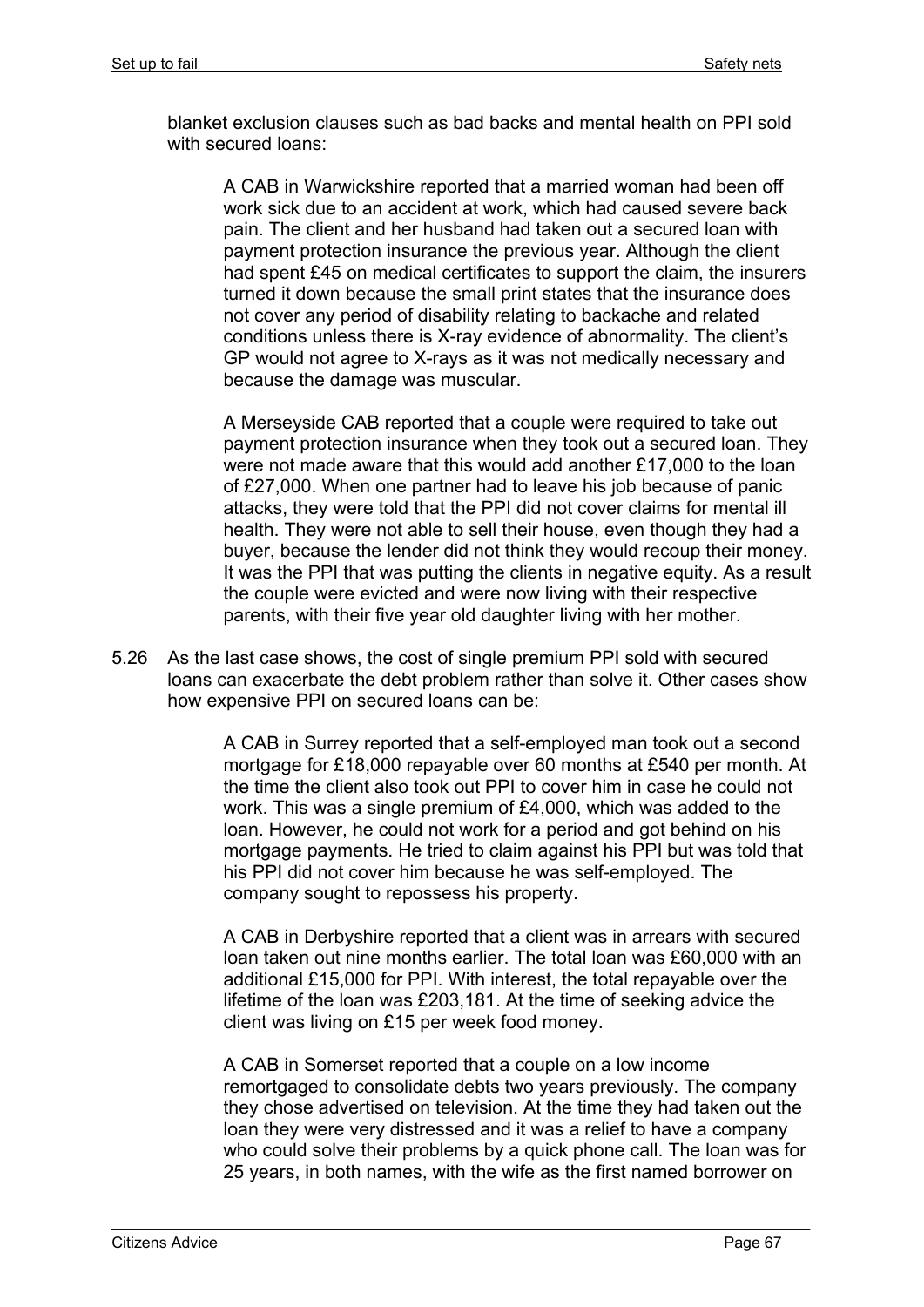blanket exclusion clauses such as bad backs and mental health on PPI sold with secured loans:

> A CAB in Warwickshire reported that a married woman had been off work sick due to an accident at work, which had caused severe back pain. The client and her husband had taken out a secured loan with payment protection insurance the previous year. Although the client had spent £45 on medical certificates to support the claim, the insurers turned it down because the small print states that the insurance does not cover any period of disability relating to backache and related conditions unless there is X-ray evidence of abnormality. The client's GP would not agree to X-rays as it was not medically necessary and because the damage was muscular.

> A Merseyside CAB reported that a couple were required to take out payment protection insurance when they took out a secured loan. They were not made aware that this would add another £17,000 to the loan of £27,000. When one partner had to leave his job because of panic attacks, they were told that the PPI did not cover claims for mental ill health. They were not able to sell their house, even though they had a buyer, because the lender did not think they would recoup their money. It was the PPI that was putting the clients in negative equity. As a result the couple were evicted and were now living with their respective parents, with their five year old daughter living with her mother.

5.26 As the last case shows, the cost of single premium PPI sold with secured loans can exacerbate the debt problem rather than solve it. Other cases show how expensive PPI on secured loans can be:

> A CAB in Surrey reported that a self-employed man took out a second mortgage for £18,000 repayable over 60 months at £540 per month. At the time the client also took out PPI to cover him in case he could not work. This was a single premium of £4,000, which was added to the loan. However, he could not work for a period and got behind on his mortgage payments. He tried to claim against his PPI but was told that his PPI did not cover him because he was self-employed. The company sought to repossess his property.

> A CAB in Derbyshire reported that a client was in arrears with secured loan taken out nine months earlier. The total loan was £60,000 with an additional £15,000 for PPI. With interest, the total repayable over the lifetime of the loan was £203,181. At the time of seeking advice the client was living on £15 per week food money.

> A CAB in Somerset reported that a couple on a low income remortgaged to consolidate debts two years previously. The company they chose advertised on television. At the time they had taken out the loan they were very distressed and it was a relief to have a company who could solve their problems by a quick phone call. The loan was for 25 years, in both names, with the wife as the first named borrower on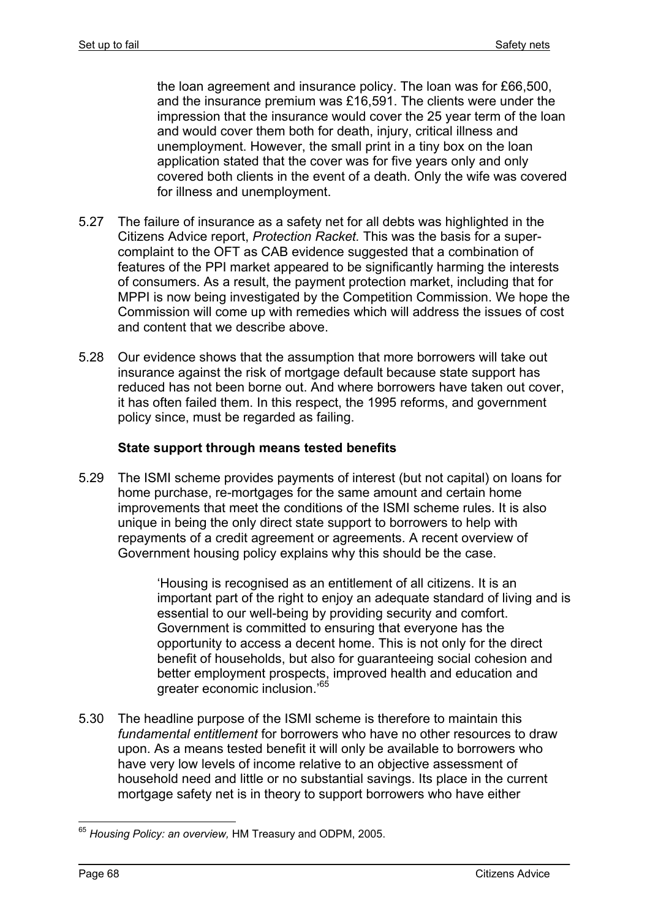the loan agreement and insurance policy. The loan was for £66,500, and the insurance premium was £16,591. The clients were under the impression that the insurance would cover the 25 year term of the loan and would cover them both for death, injury, critical illness and unemployment. However, the small print in a tiny box on the loan application stated that the cover was for five years only and only covered both clients in the event of a death. Only the wife was covered for illness and unemployment.

5.27 The failure of insurance as a safety net for all debts was highlighted in the Citizens Advice report, *Protection Racket.* This was the basis for a super-complaint to the OFT as CAB evidence suggested that a combination of features of the PPI market appeared to be significantly harming the interests of consumers. As a result, the payment protection market, including that for MPPI is now being investigated by the Competition Commission. We hope the Commission will come up with remedies which will address the issues of cost and content that we describe above.

5.28 Our evidence shows that the assumption that more borrowers will take out insurance against the risk of mortgage default because state support has reduced has not been borne out. And where borrowers have taken out cover, it has often failed them. In this respect, the 1995 reforms, and government policy since, must be regarded as failing.

**State support through means tested benefits**

5.29 The ISMI scheme provides payments of interest (but not capital) on loans for home purchase, re-mortgages for the same amount and certain home improvements that meet the conditions of the ISMI scheme rules. It is also unique in being the only direct state support to borrowers to help with repayments of a credit agreement or agreements. A recent overview of Government housing policy explains why this should be the case.

> 'Housing is recognised as an entitlement of all citizens. It is an important part of the right to enjoy an adequate standard of living and is essential to our well-being by providing security and comfort. Government is committed to ensuring that everyone has the opportunity to access a decent home. This is not only for the direct benefit of households, but also for guaranteeing social cohesion and better employment prospects, improved health and education and greater economic inclusion.'[65]

5.30 The headline purpose of the ISMI scheme is therefore to maintain this *fundamental entitlement* for borrowers who have no other resources to draw upon. As a means tested benefit it will only be available to borrowers who have very low levels of income relative to an objective assessment of household need and little or no substantial savings. Its place in the current mortgage safety net is in theory to support borrowers who have either

[65] *Housing Policy: an overview,* HM Treasury and ODPM, 2005.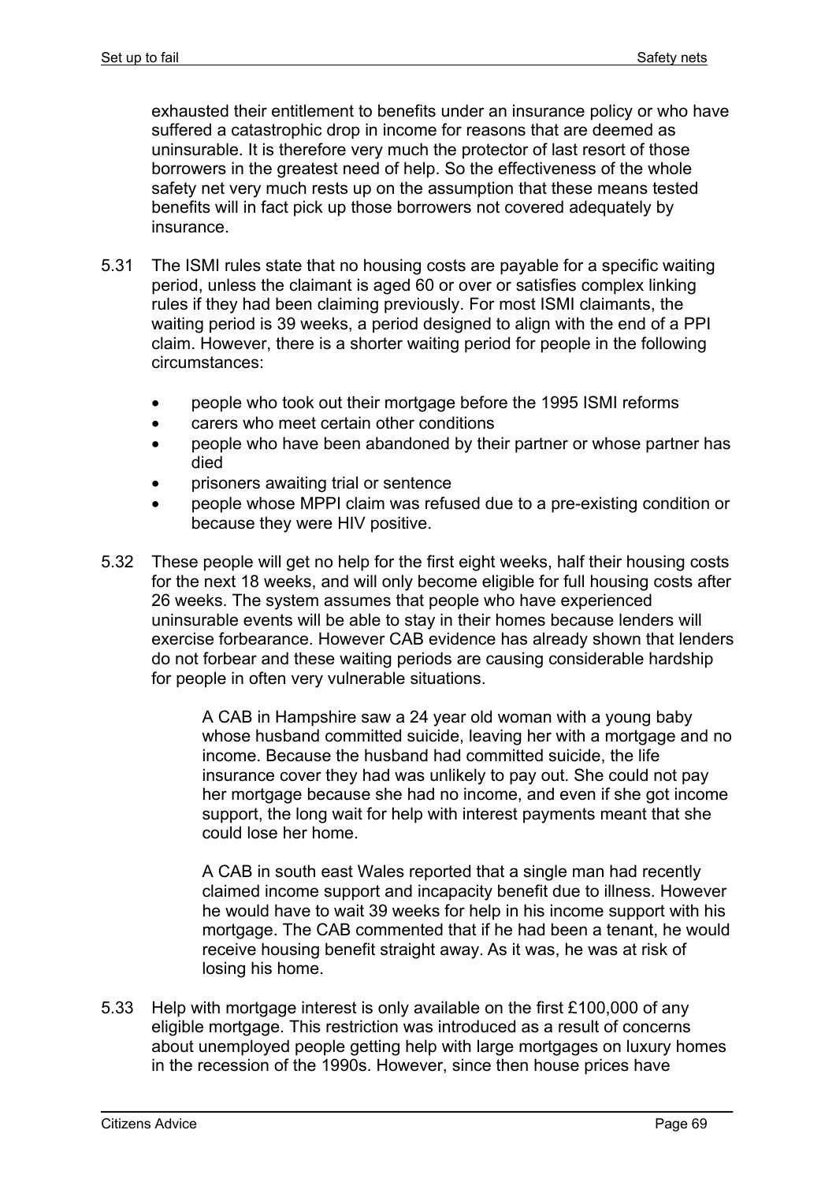exhausted their entitlement to benefits under an insurance policy or who have suffered a catastrophic drop in income for reasons that are deemed as uninsurable. It is therefore very much the protector of last resort of those borrowers in the greatest need of help. So the effectiveness of the whole safety net very much rests up on the assumption that these means tested benefits will in fact pick up those borrowers not covered adequately by insurance.

5.31 The ISMI rules state that no housing costs are payable for a specific waiting period, unless the claimant is aged 60 or over or satisfies complex linking rules if they had been claiming previously. For most ISMI claimants, the waiting period is 39 weeks, a period designed to align with the end of a PPI claim. However, there is a shorter waiting period for people in the following circumstances:

- people who took out their mortgage before the 1995 ISMI reforms
- carers who meet certain other conditions
- people who have been abandoned by their partner or whose partner has died
- prisoners awaiting trial or sentence
- people whose MPPI claim was refused due to a pre-existing condition or because they were HIV positive.

5.32 These people will get no help for the first eight weeks, half their housing costs for the next 18 weeks, and will only become eligible for full housing costs after 26 weeks. The system assumes that people who have experienced uninsurable events will be able to stay in their homes because lenders will exercise forbearance. However CAB evidence has already shown that lenders do not forbear and these waiting periods are causing considerable hardship for people in often very vulnerable situations.

> A CAB in Hampshire saw a 24 year old woman with a young baby whose husband committed suicide, leaving her with a mortgage and no income. Because the husband had committed suicide, the life insurance cover they had was unlikely to pay out. She could not pay her mortgage because she had no income, and even if she got income support, the long wait for help with interest payments meant that she could lose her home.
>
> A CAB in south east Wales reported that a single man had recently claimed income support and incapacity benefit due to illness. However he would have to wait 39 weeks for help in his income support with his mortgage. The CAB commented that if he had been a tenant, he would receive housing benefit straight away. As it was, he was at risk of losing his home.

5.33 Help with mortgage interest is only available on the first £100,000 of any eligible mortgage. This restriction was introduced as a result of concerns about unemployed people getting help with large mortgages on luxury homes in the recession of the 1990s. However, since then house prices have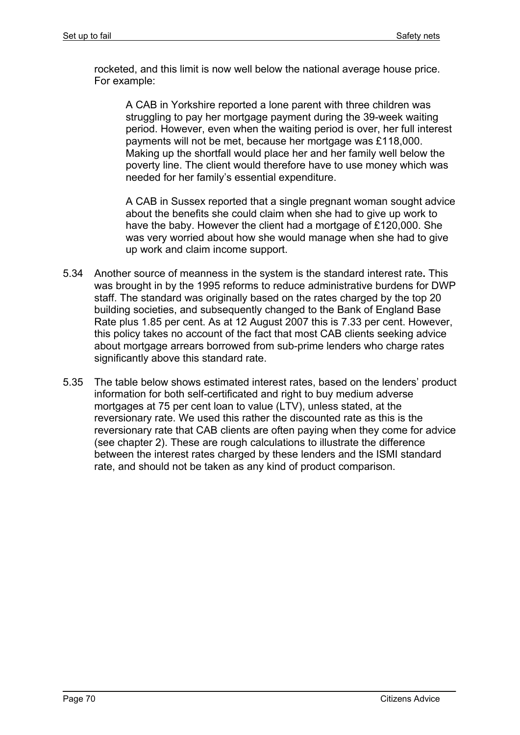rocketed, and this limit is now well below the national average house price. For example:

> A CAB in Yorkshire reported a lone parent with three children was struggling to pay her mortgage payment during the 39-week waiting period. However, even when the waiting period is over, her full interest payments will not be met, because her mortgage was £118,000. Making up the shortfall would place her and her family well below the poverty line. The client would therefore have to use money which was needed for her family's essential expenditure.

> A CAB in Sussex reported that a single pregnant woman sought advice about the benefits she could claim when she had to give up work to have the baby. However the client had a mortgage of £120,000. She was very worried about how she would manage when she had to give up work and claim income support.

5.34 Another source of meanness in the system is the standard interest rate**.** This was brought in by the 1995 reforms to reduce administrative burdens for DWP staff. The standard was originally based on the rates charged by the top 20 building societies, and subsequently changed to the Bank of England Base Rate plus 1.85 per cent. As at 12 August 2007 this is 7.33 per cent. However, this policy takes no account of the fact that most CAB clients seeking advice about mortgage arrears borrowed from sub-prime lenders who charge rates significantly above this standard rate.

5.35 The table below shows estimated interest rates, based on the lenders' product information for both self-certificated and right to buy medium adverse mortgages at 75 per cent loan to value (LTV), unless stated, at the reversionary rate. We used this rather the discounted rate as this is the reversionary rate that CAB clients are often paying when they come for advice (see chapter 2). These are rough calculations to illustrate the difference between the interest rates charged by these lenders and the ISMI standard rate, and should not be taken as any kind of product comparison.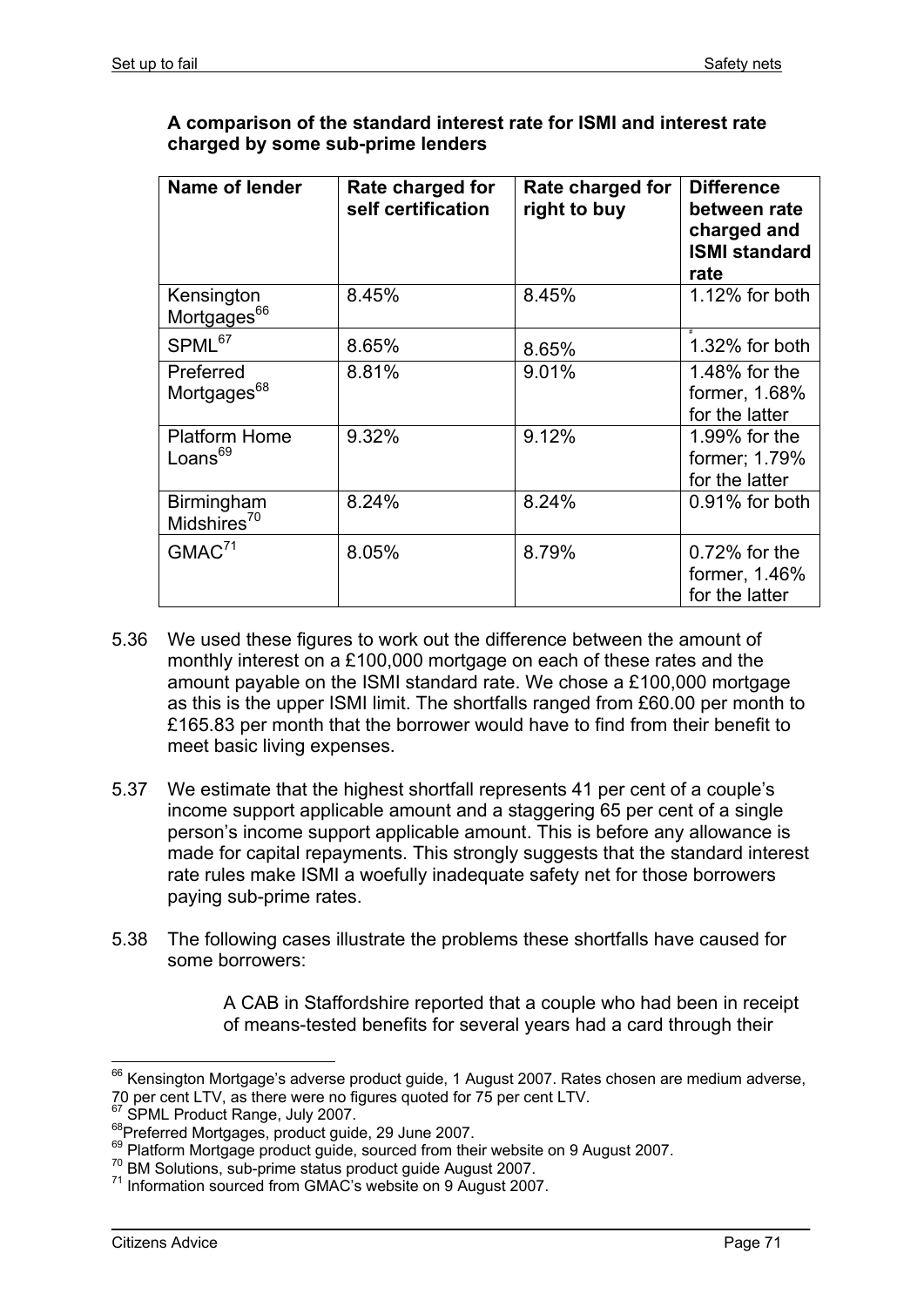**A comparison of the standard interest rate for ISMI and interest rate charged by some sub-prime lenders**

| Name of lender | Rate charged for self certification | Rate charged for right to buy | Difference between rate charged and ISMI standard rate |
|---|---|---|---|
| Kensington Mortgages[66] | 8.45% | 8.45% | 1.12% for both |
| SPML[67] | 8.65% | 8.65% | 1.32% for both |
| Preferred Mortgages[68] | 8.81% | 9.01% | 1.48% for the former, 1.68% for the latter |
| Platform Home Loans[69] | 9.32% | 9.12% | 1.99% for the former; 1.79% for the latter |
| Birmingham Midshires[70] | 8.24% | 8.24% | 0.91% for both |
| GMAC[71] | 8.05% | 8.79% | 0.72% for the former, 1.46% for the latter |

5.36 We used these figures to work out the difference between the amount of monthly interest on a £100,000 mortgage on each of these rates and the amount payable on the ISMI standard rate. We chose a £100,000 mortgage as this is the upper ISMI limit. The shortfalls ranged from £60.00 per month to £165.83 per month that the borrower would have to find from their benefit to meet basic living expenses.

5.37 We estimate that the highest shortfall represents 41 per cent of a couple's income support applicable amount and a staggering 65 per cent of a single person's income support applicable amount. This is before any allowance is made for capital repayments. This strongly suggests that the standard interest rate rules make ISMI a woefully inadequate safety net for those borrowers paying sub-prime rates.

5.38 The following cases illustrate the problems these shortfalls have caused for some borrowers:

> A CAB in Staffordshire reported that a couple who had been in receipt of means-tested benefits for several years had a card through their

---

[66] Kensington Mortgage's adverse product guide, 1 August 2007. Rates chosen are medium adverse, 70 per cent LTV, as there were no figures quoted for 75 per cent LTV.

[67] SPML Product Range, July 2007.

[68] Preferred Mortgages, product guide, 29 June 2007.

[69] Platform Mortgage product guide, sourced from their website on 9 August 2007.

[70] BM Solutions, sub-prime status product guide August 2007.

[71] Information sourced from GMAC's website on 9 August 2007.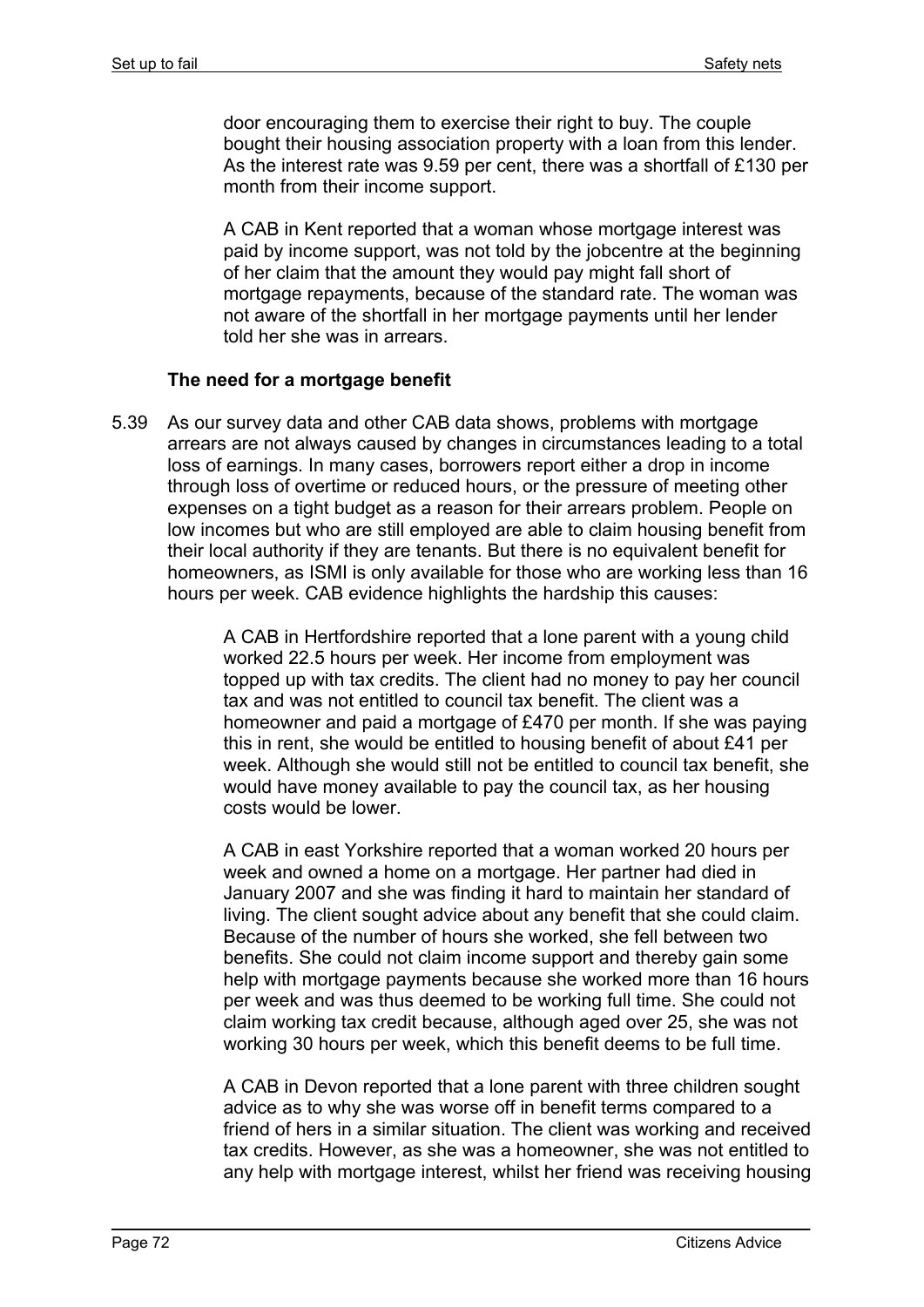door encouraging them to exercise their right to buy. The couple bought their housing association property with a loan from this lender. As the interest rate was 9.59 per cent, there was a shortfall of £130 per month from their income support.

A CAB in Kent reported that a woman whose mortgage interest was paid by income support, was not told by the jobcentre at the beginning of her claim that the amount they would pay might fall short of mortgage repayments, because of the standard rate. The woman was not aware of the shortfall in her mortgage payments until her lender told her she was in arrears.

**The need for a mortgage benefit**

5.39 As our survey data and other CAB data shows, problems with mortgage arrears are not always caused by changes in circumstances leading to a total loss of earnings. In many cases, borrowers report either a drop in income through loss of overtime or reduced hours, or the pressure of meeting other expenses on a tight budget as a reason for their arrears problem. People on low incomes but who are still employed are able to claim housing benefit from their local authority if they are tenants. But there is no equivalent benefit for homeowners, as ISMI is only available for those who are working less than 16 hours per week. CAB evidence highlights the hardship this causes:

> A CAB in Hertfordshire reported that a lone parent with a young child worked 22.5 hours per week. Her income from employment was topped up with tax credits. The client had no money to pay her council tax and was not entitled to council tax benefit. The client was a homeowner and paid a mortgage of £470 per month. If she was paying this in rent, she would be entitled to housing benefit of about £41 per week. Although she would still not be entitled to council tax benefit, she would have money available to pay the council tax, as her housing costs would be lower.
>
> A CAB in east Yorkshire reported that a woman worked 20 hours per week and owned a home on a mortgage. Her partner had died in January 2007 and she was finding it hard to maintain her standard of living. The client sought advice about any benefit that she could claim. Because of the number of hours she worked, she fell between two benefits. She could not claim income support and thereby gain some help with mortgage payments because she worked more than 16 hours per week and was thus deemed to be working full time. She could not claim working tax credit because, although aged over 25, she was not working 30 hours per week, which this benefit deems to be full time.
>
> A CAB in Devon reported that a lone parent with three children sought advice as to why she was worse off in benefit terms compared to a friend of hers in a similar situation. The client was working and received tax credits. However, as she was a homeowner, she was not entitled to any help with mortgage interest, whilst her friend was receiving housing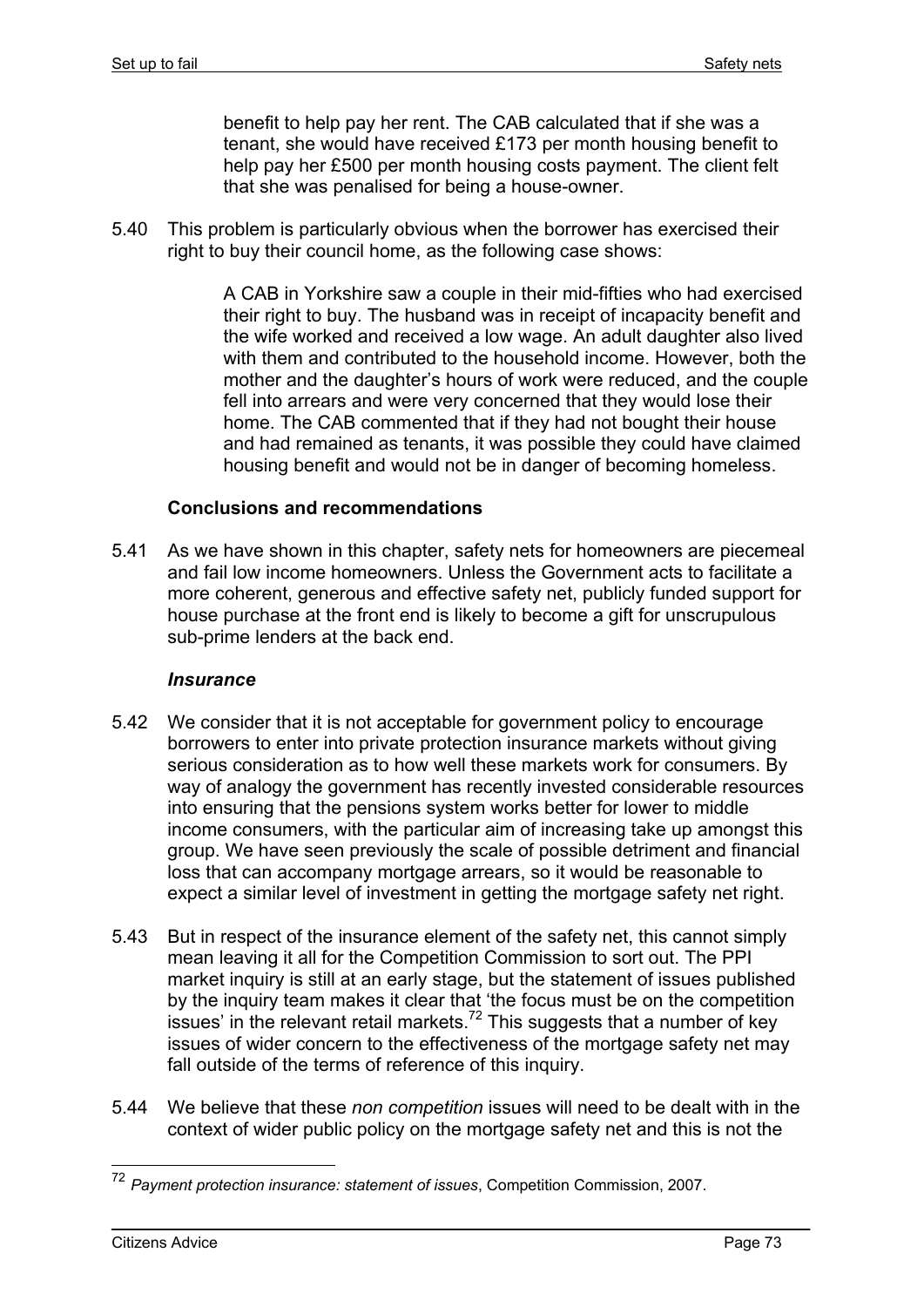benefit to help pay her rent. The CAB calculated that if she was a tenant, she would have received £173 per month housing benefit to help pay her £500 per month housing costs payment. The client felt that she was penalised for being a house-owner.

5.40 This problem is particularly obvious when the borrower has exercised their right to buy their council home, as the following case shows:

> A CAB in Yorkshire saw a couple in their mid-fifties who had exercised their right to buy. The husband was in receipt of incapacity benefit and the wife worked and received a low wage. An adult daughter also lived with them and contributed to the household income. However, both the mother and the daughter's hours of work were reduced, and the couple fell into arrears and were very concerned that they would lose their home. The CAB commented that if they had not bought their house and had remained as tenants, it was possible they could have claimed housing benefit and would not be in danger of becoming homeless.

### Conclusions and recommendations

5.41 As we have shown in this chapter, safety nets for homeowners are piecemeal and fail low income homeowners. Unless the Government acts to facilitate a more coherent, generous and effective safety net, publicly funded support for house purchase at the front end is likely to become a gift for unscrupulous sub-prime lenders at the back end.

#### *Insurance*

5.42 We consider that it is not acceptable for government policy to encourage borrowers to enter into private protection insurance markets without giving serious consideration as to how well these markets work for consumers. By way of analogy the government has recently invested considerable resources into ensuring that the pensions system works better for lower to middle income consumers, with the particular aim of increasing take up amongst this group. We have seen previously the scale of possible detriment and financial loss that can accompany mortgage arrears, so it would be reasonable to expect a similar level of investment in getting the mortgage safety net right.

5.43 But in respect of the insurance element of the safety net, this cannot simply mean leaving it all for the Competition Commission to sort out. The PPI market inquiry is still at an early stage, but the statement of issues published by the inquiry team makes it clear that 'the focus must be on the competition issues' in the relevant retail markets.[72] This suggests that a number of key issues of wider concern to the effectiveness of the mortgage safety net may fall outside of the terms of reference of this inquiry.

5.44 We believe that these *non competition* issues will need to be dealt with in the context of wider public policy on the mortgage safety net and this is not the

---

[72] *Payment protection insurance: statement of issues*, Competition Commission, 2007.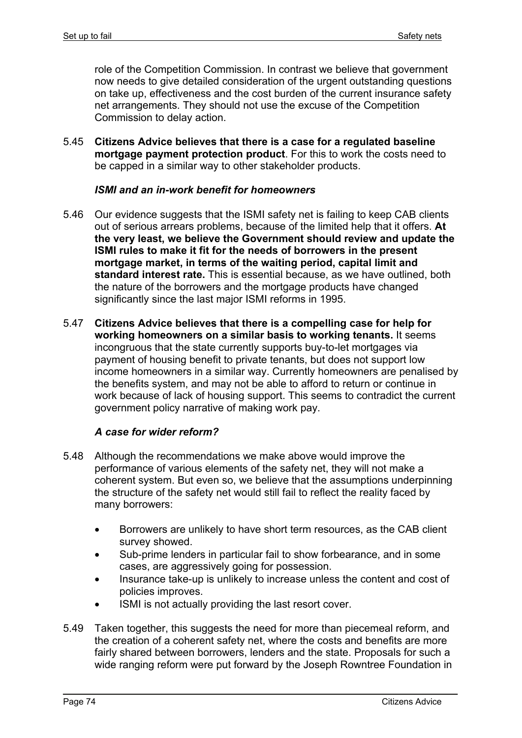role of the Competition Commission. In contrast we believe that government now needs to give detailed consideration of the urgent outstanding questions on take up, effectiveness and the cost burden of the current insurance safety net arrangements. They should not use the excuse of the Competition Commission to delay action.

5.45 **Citizens Advice believes that there is a case for a regulated baseline mortgage payment protection product**. For this to work the costs need to be capped in a similar way to other stakeholder products.

***ISMI and an in-work benefit for homeowners***

5.46 Our evidence suggests that the ISMI safety net is failing to keep CAB clients out of serious arrears problems, because of the limited help that it offers. **At the very least, we believe the Government should review and update the ISMI rules to make it fit for the needs of borrowers in the present mortgage market, in terms of the waiting period, capital limit and standard interest rate.** This is essential because, as we have outlined, both the nature of the borrowers and the mortgage products have changed significantly since the last major ISMI reforms in 1995.

5.47 **Citizens Advice believes that there is a compelling case for help for working homeowners on a similar basis to working tenants.** It seems incongruous that the state currently supports buy-to-let mortgages via payment of housing benefit to private tenants, but does not support low income homeowners in a similar way. Currently homeowners are penalised by the benefits system, and may not be able to afford to return or continue in work because of lack of housing support. This seems to contradict the current government policy narrative of making work pay.

***A case for wider reform?***

5.48 Although the recommendations we make above would improve the performance of various elements of the safety net, they will not make a coherent system. But even so, we believe that the assumptions underpinning the structure of the safety net would still fail to reflect the reality faced by many borrowers:

- Borrowers are unlikely to have short term resources, as the CAB client survey showed.
- Sub-prime lenders in particular fail to show forbearance, and in some cases, are aggressively going for possession.
- Insurance take-up is unlikely to increase unless the content and cost of policies improves.
- ISMI is not actually providing the last resort cover.

5.49 Taken together, this suggests the need for more than piecemeal reform, and the creation of a coherent safety net, where the costs and benefits are more fairly shared between borrowers, lenders and the state. Proposals for such a wide ranging reform were put forward by the Joseph Rowntree Foundation in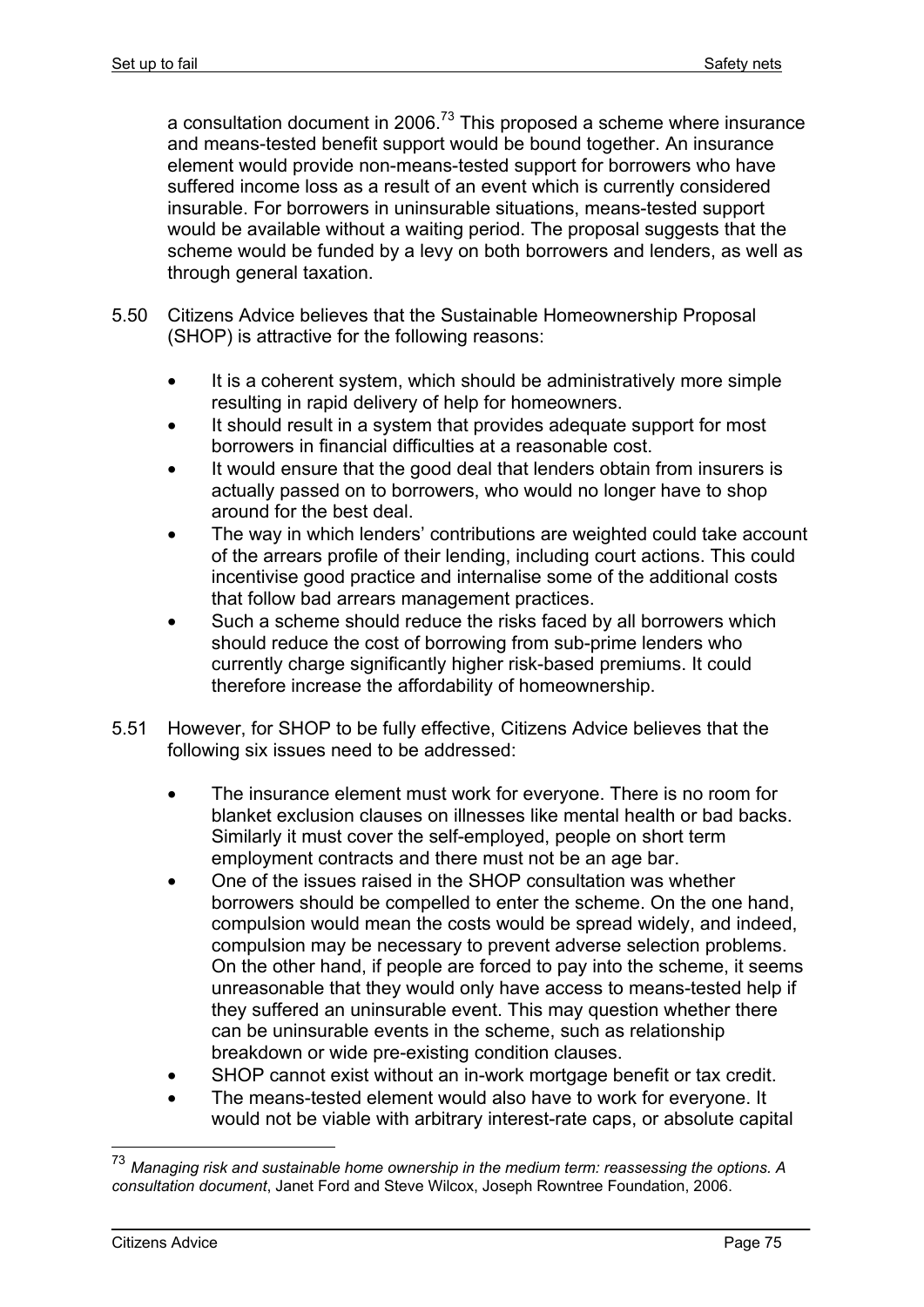a consultation document in 2006.[73] This proposed a scheme where insurance and means-tested benefit support would be bound together. An insurance element would provide non-means-tested support for borrowers who have suffered income loss as a result of an event which is currently considered insurable. For borrowers in uninsurable situations, means-tested support would be available without a waiting period. The proposal suggests that the scheme would be funded by a levy on both borrowers and lenders, as well as through general taxation.

5.50 Citizens Advice believes that the Sustainable Homeownership Proposal (SHOP) is attractive for the following reasons:

- It is a coherent system, which should be administratively more simple resulting in rapid delivery of help for homeowners.
- It should result in a system that provides adequate support for most borrowers in financial difficulties at a reasonable cost.
- It would ensure that the good deal that lenders obtain from insurers is actually passed on to borrowers, who would no longer have to shop around for the best deal.
- The way in which lenders' contributions are weighted could take account of the arrears profile of their lending, including court actions. This could incentivise good practice and internalise some of the additional costs that follow bad arrears management practices.
- Such a scheme should reduce the risks faced by all borrowers which should reduce the cost of borrowing from sub-prime lenders who currently charge significantly higher risk-based premiums. It could therefore increase the affordability of homeownership.

5.51 However, for SHOP to be fully effective, Citizens Advice believes that the following six issues need to be addressed:

- The insurance element must work for everyone. There is no room for blanket exclusion clauses on illnesses like mental health or bad backs. Similarly it must cover the self-employed, people on short term employment contracts and there must not be an age bar.
- One of the issues raised in the SHOP consultation was whether borrowers should be compelled to enter the scheme. On the one hand, compulsion would mean the costs would be spread widely, and indeed, compulsion may be necessary to prevent adverse selection problems. On the other hand, if people are forced to pay into the scheme, it seems unreasonable that they would only have access to means-tested help if they suffered an uninsurable event. This may question whether there can be uninsurable events in the scheme, such as relationship breakdown or wide pre-existing condition clauses.
- SHOP cannot exist without an in-work mortgage benefit or tax credit.
- The means-tested element would also have to work for everyone. It would not be viable with arbitrary interest-rate caps, or absolute capital

[73] *Managing risk and sustainable home ownership in the medium term: reassessing the options. A consultation document*, Janet Ford and Steve Wilcox, Joseph Rowntree Foundation, 2006.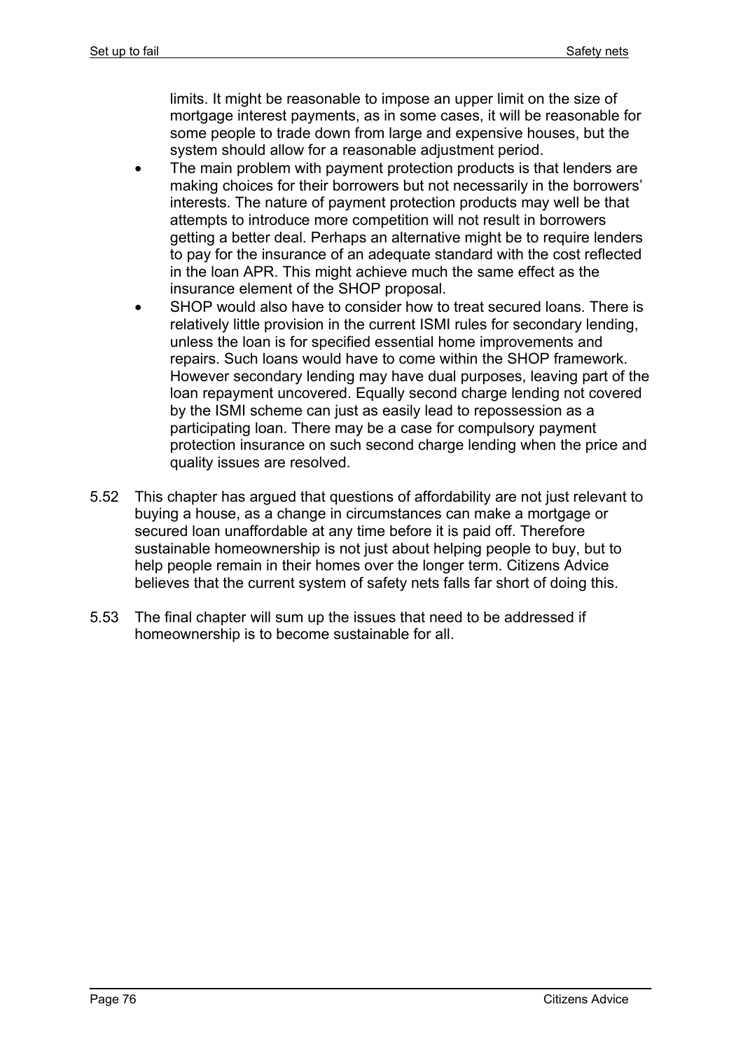limits. It might be reasonable to impose an upper limit on the size of mortgage interest payments, as in some cases, it will be reasonable for some people to trade down from large and expensive houses, but the system should allow for a reasonable adjustment period.

- The main problem with payment protection products is that lenders are making choices for their borrowers but not necessarily in the borrowers' interests. The nature of payment protection products may well be that attempts to introduce more competition will not result in borrowers getting a better deal. Perhaps an alternative might be to require lenders to pay for the insurance of an adequate standard with the cost reflected in the loan APR. This might achieve much the same effect as the insurance element of the SHOP proposal.
- SHOP would also have to consider how to treat secured loans. There is relatively little provision in the current ISMI rules for secondary lending, unless the loan is for specified essential home improvements and repairs. Such loans would have to come within the SHOP framework. However secondary lending may have dual purposes, leaving part of the loan repayment uncovered. Equally second charge lending not covered by the ISMI scheme can just as easily lead to repossession as a participating loan. There may be a case for compulsory payment protection insurance on such second charge lending when the price and quality issues are resolved.

5.52 This chapter has argued that questions of affordability are not just relevant to buying a house, as a change in circumstances can make a mortgage or secured loan unaffordable at any time before it is paid off. Therefore sustainable homeownership is not just about helping people to buy, but to help people remain in their homes over the longer term. Citizens Advice believes that the current system of safety nets falls far short of doing this.

5.53 The final chapter will sum up the issues that need to be addressed if homeownership is to become sustainable for all.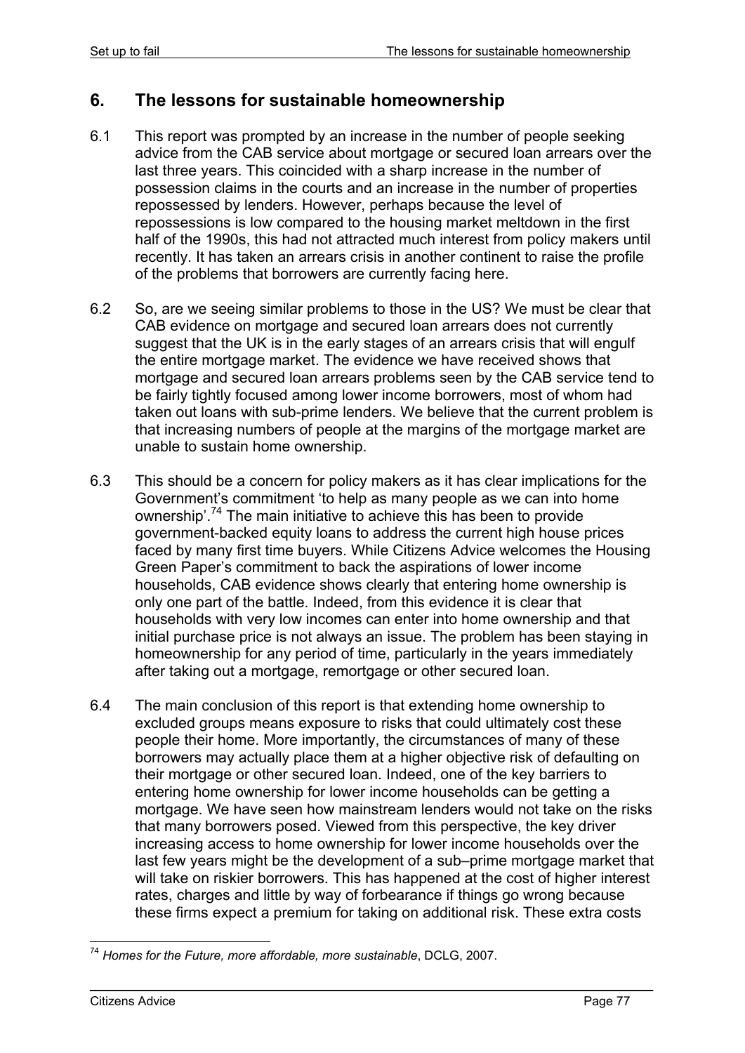## 6. The lessons for sustainable homeownership

6.1 This report was prompted by an increase in the number of people seeking advice from the CAB service about mortgage or secured loan arrears over the last three years. This coincided with a sharp increase in the number of possession claims in the courts and an increase in the number of properties repossessed by lenders. However, perhaps because the level of repossessions is low compared to the housing market meltdown in the first half of the 1990s, this had not attracted much interest from policy makers until recently. It has taken an arrears crisis in another continent to raise the profile of the problems that borrowers are currently facing here.

6.2 So, are we seeing similar problems to those in the US? We must be clear that CAB evidence on mortgage and secured loan arrears does not currently suggest that the UK is in the early stages of an arrears crisis that will engulf the entire mortgage market. The evidence we have received shows that mortgage and secured loan arrears problems seen by the CAB service tend to be fairly tightly focused among lower income borrowers, most of whom had taken out loans with sub-prime lenders. We believe that the current problem is that increasing numbers of people at the margins of the mortgage market are unable to sustain home ownership.

6.3 This should be a concern for policy makers as it has clear implications for the Government's commitment 'to help as many people as we can into home ownership'.[74] The main initiative to achieve this has been to provide government-backed equity loans to address the current high house prices faced by many first time buyers. While Citizens Advice welcomes the Housing Green Paper's commitment to back the aspirations of lower income households, CAB evidence shows clearly that entering home ownership is only one part of the battle. Indeed, from this evidence it is clear that households with very low incomes can enter into home ownership and that initial purchase price is not always an issue. The problem has been staying in homeownership for any period of time, particularly in the years immediately after taking out a mortgage, remortgage or other secured loan.

6.4 The main conclusion of this report is that extending home ownership to excluded groups means exposure to risks that could ultimately cost these people their home. More importantly, the circumstances of many of these borrowers may actually place them at a higher objective risk of defaulting on their mortgage or other secured loan. Indeed, one of the key barriers to entering home ownership for lower income households can be getting a mortgage. We have seen how mainstream lenders would not take on the risks that many borrowers posed. Viewed from this perspective, the key driver increasing access to home ownership for lower income households over the last few years might be the development of a sub–prime mortgage market that will take on riskier borrowers. This has happened at the cost of higher interest rates, charges and little by way of forbearance if things go wrong because these firms expect a premium for taking on additional risk. These extra costs

---

[74] *Homes for the Future, more affordable, more sustainable*, DCLG, 2007.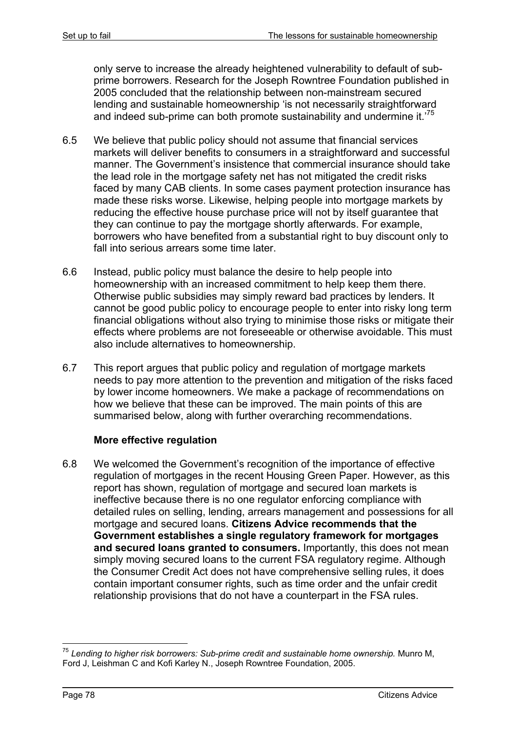only serve to increase the already heightened vulnerability to default of sub-prime borrowers. Research for the Joseph Rowntree Foundation published in 2005 concluded that the relationship between non-mainstream secured lending and sustainable homeownership 'is not necessarily straightforward and indeed sub-prime can both promote sustainability and undermine it.'[75]

6.5 We believe that public policy should not assume that financial services markets will deliver benefits to consumers in a straightforward and successful manner. The Government's insistence that commercial insurance should take the lead role in the mortgage safety net has not mitigated the credit risks faced by many CAB clients. In some cases payment protection insurance has made these risks worse. Likewise, helping people into mortgage markets by reducing the effective house purchase price will not by itself guarantee that they can continue to pay the mortgage shortly afterwards. For example, borrowers who have benefited from a substantial right to buy discount only to fall into serious arrears some time later.

6.6 Instead, public policy must balance the desire to help people into homeownership with an increased commitment to help keep them there. Otherwise public subsidies may simply reward bad practices by lenders. It cannot be good public policy to encourage people to enter into risky long term financial obligations without also trying to minimise those risks or mitigate their effects where problems are not foreseeable or otherwise avoidable. This must also include alternatives to homeownership.

6.7 This report argues that public policy and regulation of mortgage markets needs to pay more attention to the prevention and mitigation of the risks faced by lower income homeowners. We make a package of recommendations on how we believe that these can be improved. The main points of this are summarised below, along with further overarching recommendations.

**More effective regulation**

6.8 We welcomed the Government's recognition of the importance of effective regulation of mortgages in the recent Housing Green Paper. However, as this report has shown, regulation of mortgage and secured loan markets is ineffective because there is no one regulator enforcing compliance with detailed rules on selling, lending, arrears management and possessions for all mortgage and secured loans. **Citizens Advice recommends that the Government establishes a single regulatory framework for mortgages and secured loans granted to consumers.** Importantly, this does not mean simply moving secured loans to the current FSA regulatory regime. Although the Consumer Credit Act does not have comprehensive selling rules, it does contain important consumer rights, such as time order and the unfair credit relationship provisions that do not have a counterpart in the FSA rules.

---

[75] *Lending to higher risk borrowers: Sub-prime credit and sustainable home ownership.* Munro M, Ford J, Leishman C and Kofi Karley N., Joseph Rowntree Foundation, 2005.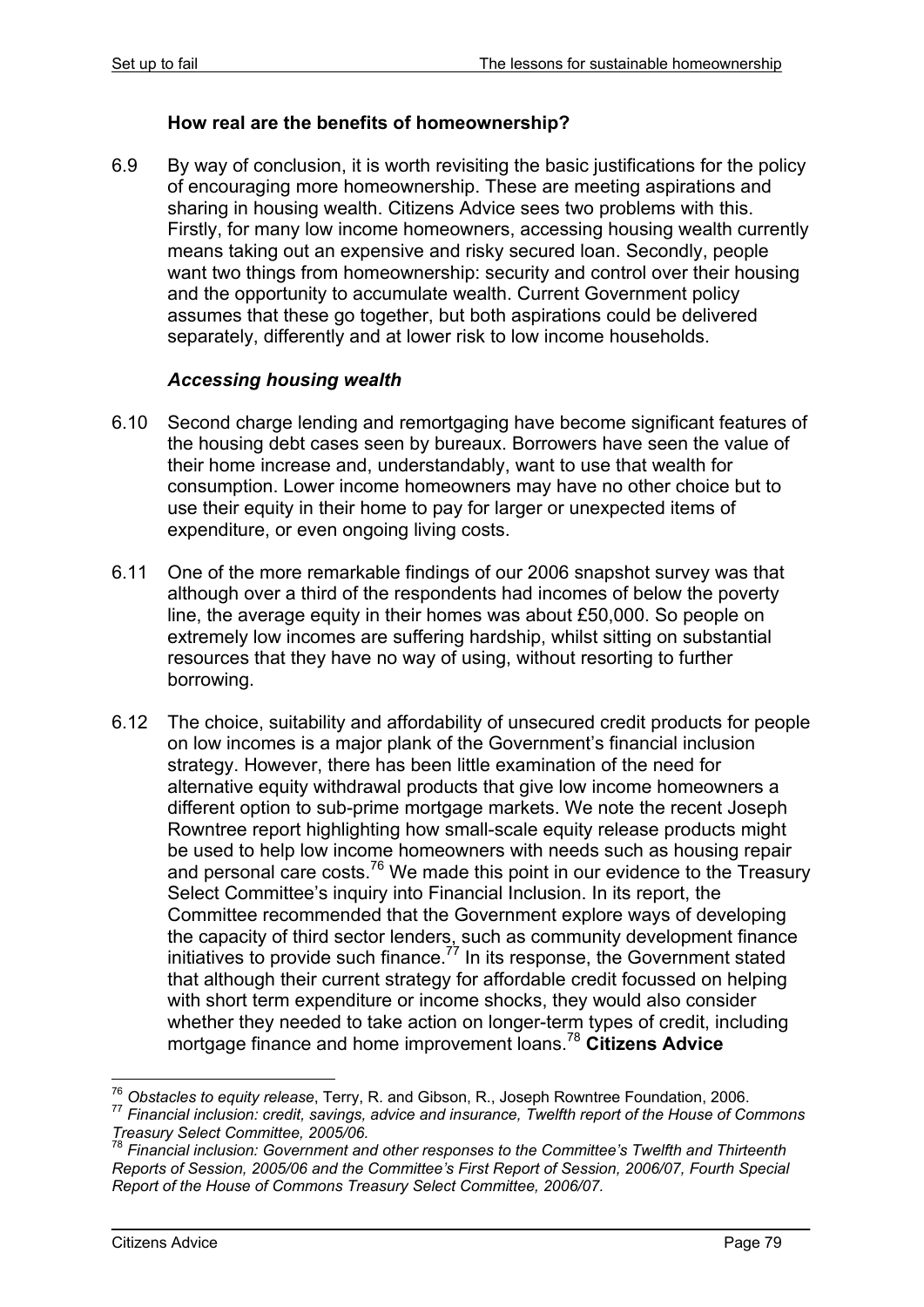### How real are the benefits of homeownership?

6.9 By way of conclusion, it is worth revisiting the basic justifications for the policy of encouraging more homeownership. These are meeting aspirations and sharing in housing wealth. Citizens Advice sees two problems with this. Firstly, for many low income homeowners, accessing housing wealth currently means taking out an expensive and risky secured loan. Secondly, people want two things from homeownership: security and control over their housing and the opportunity to accumulate wealth. Current Government policy assumes that these go together, but both aspirations could be delivered separately, differently and at lower risk to low income households.

#### *Accessing housing wealth*

6.10 Second charge lending and remortgaging have become significant features of the housing debt cases seen by bureaux. Borrowers have seen the value of their home increase and, understandably, want to use that wealth for consumption. Lower income homeowners may have no other choice but to use their equity in their home to pay for larger or unexpected items of expenditure, or even ongoing living costs.

6.11 One of the more remarkable findings of our 2006 snapshot survey was that although over a third of the respondents had incomes of below the poverty line, the average equity in their homes was about £50,000. So people on extremely low incomes are suffering hardship, whilst sitting on substantial resources that they have no way of using, without resorting to further borrowing.

6.12 The choice, suitability and affordability of unsecured credit products for people on low incomes is a major plank of the Government's financial inclusion strategy. However, there has been little examination of the need for alternative equity withdrawal products that give low income homeowners a different option to sub-prime mortgage markets. We note the recent Joseph Rowntree report highlighting how small-scale equity release products might be used to help low income homeowners with needs such as housing repair and personal care costs.[76] We made this point in our evidence to the Treasury Select Committee's inquiry into Financial Inclusion. In its report, the Committee recommended that the Government explore ways of developing the capacity of third sector lenders, such as community development finance initiatives to provide such finance.[77] In its response, the Government stated that although their current strategy for affordable credit focussed on helping with short term expenditure or income shocks, they would also consider whether they needed to take action on longer-term types of credit, including mortgage finance and home improvement loans.[78] **Citizens Advice**

---

[76] *Obstacles to equity release*, Terry, R. and Gibson, R., Joseph Rowntree Foundation, 2006.

[77] *Financial inclusion: credit, savings, advice and insurance, Twelfth report of the House of Commons Treasury Select Committee, 2005/06.*

[78] *Financial inclusion: Government and other responses to the Committee's Twelfth and Thirteenth Reports of Session, 2005/06 and the Committee's First Report of Session, 2006/07, Fourth Special Report of the House of Commons Treasury Select Committee, 2006/07.*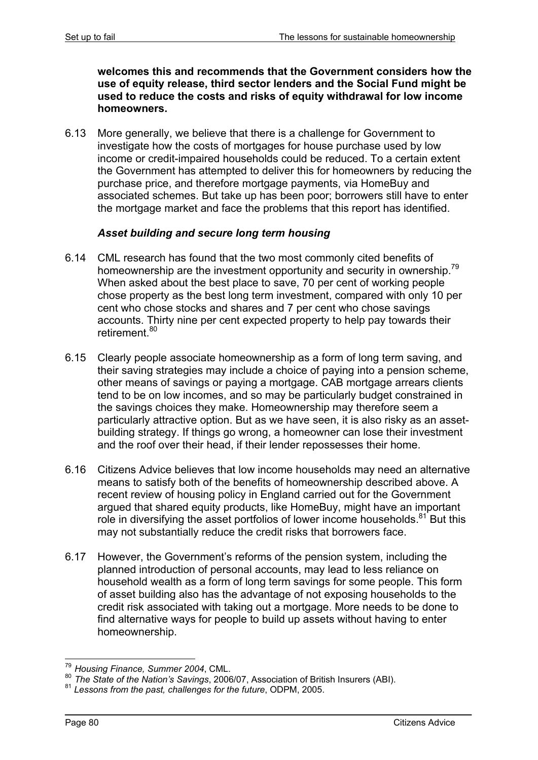**welcomes this and recommends that the Government considers how the use of equity release, third sector lenders and the Social Fund might be used to reduce the costs and risks of equity withdrawal for low income homeowners.**

6.13 More generally, we believe that there is a challenge for Government to investigate how the costs of mortgages for house purchase used by low income or credit-impaired households could be reduced. To a certain extent the Government has attempted to deliver this for homeowners by reducing the purchase price, and therefore mortgage payments, via HomeBuy and associated schemes. But take up has been poor; borrowers still have to enter the mortgage market and face the problems that this report has identified.

### *Asset building and secure long term housing*

6.14 CML research has found that the two most commonly cited benefits of homeownership are the investment opportunity and security in ownership.[79] When asked about the best place to save, 70 per cent of working people chose property as the best long term investment, compared with only 10 per cent who chose stocks and shares and 7 per cent who chose savings accounts. Thirty nine per cent expected property to help pay towards their retirement.[80]

6.15 Clearly people associate homeownership as a form of long term saving, and their saving strategies may include a choice of paying into a pension scheme, other means of savings or paying a mortgage. CAB mortgage arrears clients tend to be on low incomes, and so may be particularly budget constrained in the savings choices they make. Homeownership may therefore seem a particularly attractive option. But as we have seen, it is also risky as an asset-building strategy. If things go wrong, a homeowner can lose their investment and the roof over their head, if their lender repossesses their home.

6.16 Citizens Advice believes that low income households may need an alternative means to satisfy both of the benefits of homeownership described above. A recent review of housing policy in England carried out for the Government argued that shared equity products, like HomeBuy, might have an important role in diversifying the asset portfolios of lower income households.[81] But this may not substantially reduce the credit risks that borrowers face.

6.17 However, the Government's reforms of the pension system, including the planned introduction of personal accounts, may lead to less reliance on household wealth as a form of long term savings for some people. This form of asset building also has the advantage of not exposing households to the credit risk associated with taking out a mortgage. More needs to be done to find alternative ways for people to build up assets without having to enter homeownership.

---

[79] *Housing Finance, Summer 2004*, CML.

[80] *The State of the Nation's Savings*, 2006/07, Association of British Insurers (ABI).

[81] *Lessons from the past, challenges for the future*, ODPM, 2005.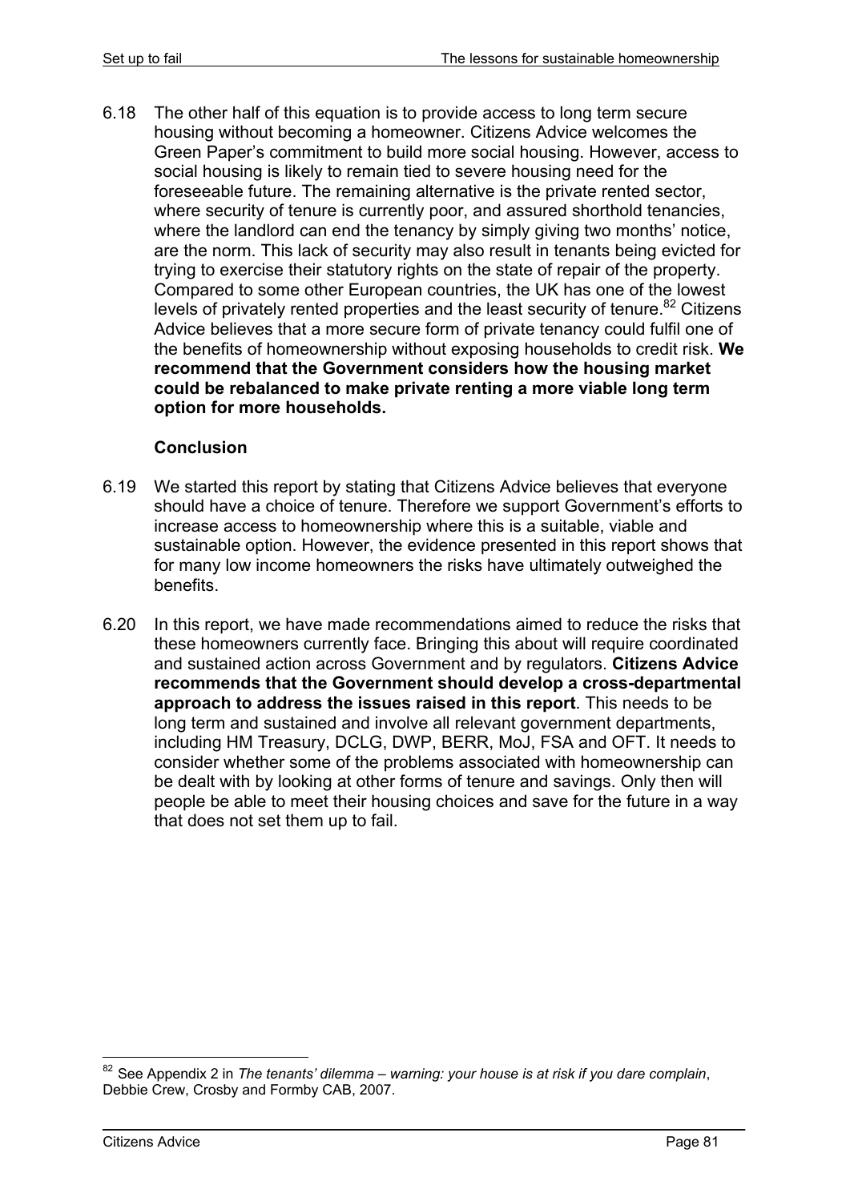6.18 The other half of this equation is to provide access to long term secure housing without becoming a homeowner. Citizens Advice welcomes the Green Paper's commitment to build more social housing. However, access to social housing is likely to remain tied to severe housing need for the foreseeable future. The remaining alternative is the private rented sector, where security of tenure is currently poor, and assured shorthold tenancies, where the landlord can end the tenancy by simply giving two months' notice, are the norm. This lack of security may also result in tenants being evicted for trying to exercise their statutory rights on the state of repair of the property. Compared to some other European countries, the UK has one of the lowest levels of privately rented properties and the least security of tenure.[82] Citizens Advice believes that a more secure form of private tenancy could fulfil one of the benefits of homeownership without exposing households to credit risk. **We recommend that the Government considers how the housing market could be rebalanced to make private renting a more viable long term option for more households.**

## Conclusion

6.19 We started this report by stating that Citizens Advice believes that everyone should have a choice of tenure. Therefore we support Government's efforts to increase access to homeownership where this is a suitable, viable and sustainable option. However, the evidence presented in this report shows that for many low income homeowners the risks have ultimately outweighed the benefits.

6.20 In this report, we have made recommendations aimed to reduce the risks that these homeowners currently face. Bringing this about will require coordinated and sustained action across Government and by regulators. **Citizens Advice recommends that the Government should develop a cross-departmental approach to address the issues raised in this report**. This needs to be long term and sustained and involve all relevant government departments, including HM Treasury, DCLG, DWP, BERR, MoJ, FSA and OFT. It needs to consider whether some of the problems associated with homeownership can be dealt with by looking at other forms of tenure and savings. Only then will people be able to meet their housing choices and save for the future in a way that does not set them up to fail.

---

[82] See Appendix 2 in *The tenants' dilemma – warning: your house is at risk if you dare complain*, Debbie Crew, Crosby and Formby CAB, 2007.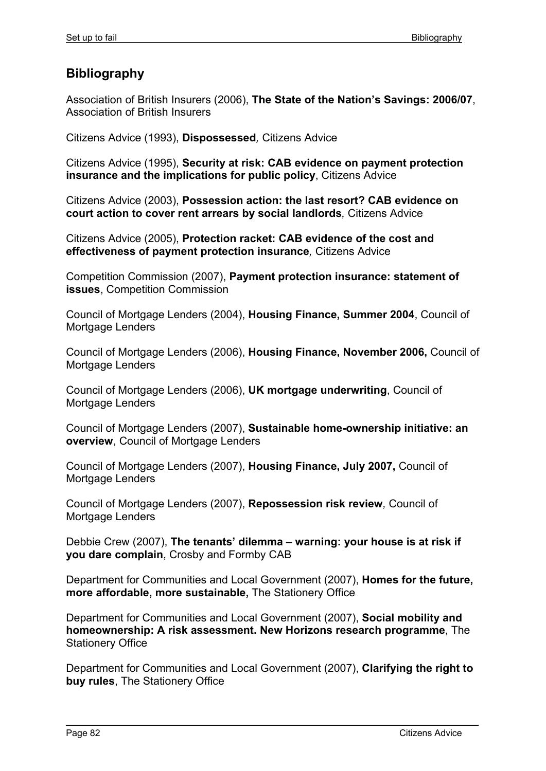## Bibliography

Association of British Insurers (2006), **The State of the Nation's Savings: 2006/07**, Association of British Insurers

Citizens Advice (1993), **Dispossessed***,* Citizens Advice

Citizens Advice (1995), **Security at risk: CAB evidence on payment protection insurance and the implications for public policy**, Citizens Advice

Citizens Advice (2003), **Possession action: the last resort? CAB evidence on court action to cover rent arrears by social landlords***,* Citizens Advice

Citizens Advice (2005), **Protection racket: CAB evidence of the cost and effectiveness of payment protection insurance***,* Citizens Advice

Competition Commission (2007), **Payment protection insurance: statement of issues**, Competition Commission

Council of Mortgage Lenders (2004), **Housing Finance, Summer 2004**, Council of Mortgage Lenders

Council of Mortgage Lenders (2006), **Housing Finance, November 2006,** Council of Mortgage Lenders

Council of Mortgage Lenders (2006), **UK mortgage underwriting**, Council of Mortgage Lenders

Council of Mortgage Lenders (2007), **Sustainable home-ownership initiative: an overview**, Council of Mortgage Lenders

Council of Mortgage Lenders (2007), **Housing Finance, July 2007,** Council of Mortgage Lenders

Council of Mortgage Lenders (2007), **Repossession risk review***,* Council of Mortgage Lenders

Debbie Crew (2007), **The tenants' dilemma – warning: your house is at risk if you dare complain**, Crosby and Formby CAB

Department for Communities and Local Government (2007), **Homes for the future, more affordable, more sustainable,** The Stationery Office

Department for Communities and Local Government (2007), **Social mobility and homeownership: A risk assessment. New Horizons research programme**, The Stationery Office

Department for Communities and Local Government (2007), **Clarifying the right to buy rules**, The Stationery Office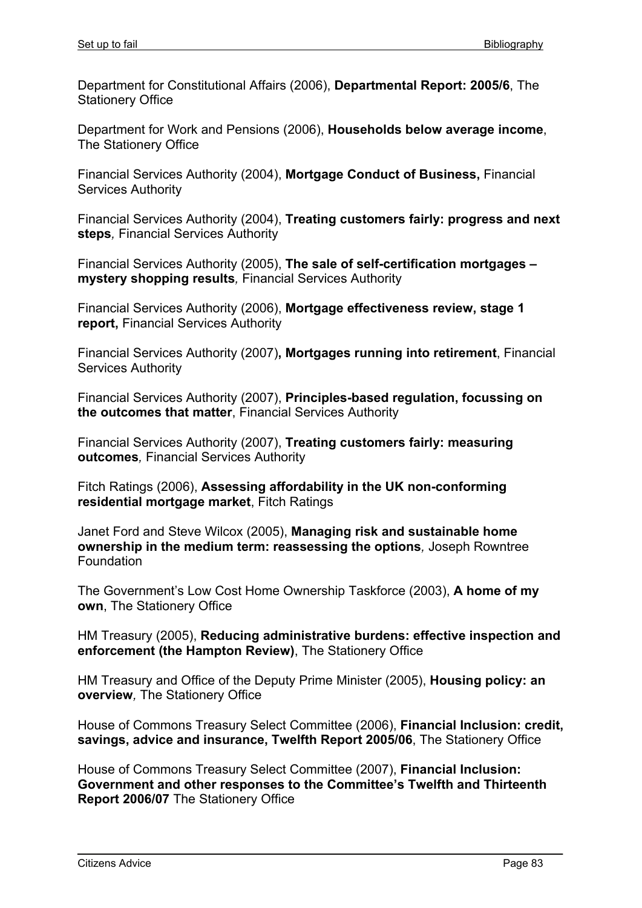Department for Constitutional Affairs (2006), **Departmental Report: 2005/6**, The Stationery Office

Department for Work and Pensions (2006), **Households below average income**, The Stationery Office

Financial Services Authority (2004), **Mortgage Conduct of Business,** Financial Services Authority

Financial Services Authority (2004), **Treating customers fairly: progress and next steps***,* Financial Services Authority

Financial Services Authority (2005), **The sale of self-certification mortgages – mystery shopping results***,* Financial Services Authority

Financial Services Authority (2006), **Mortgage effectiveness review, stage 1 report,** Financial Services Authority

Financial Services Authority (2007)**, Mortgages running into retirement**, Financial Services Authority

Financial Services Authority (2007), **Principles-based regulation, focussing on the outcomes that matter**, Financial Services Authority

Financial Services Authority (2007), **Treating customers fairly: measuring outcomes***,* Financial Services Authority

Fitch Ratings (2006), **Assessing affordability in the UK non-conforming residential mortgage market**, Fitch Ratings

Janet Ford and Steve Wilcox (2005), **Managing risk and sustainable home ownership in the medium term: reassessing the options***,* Joseph Rowntree Foundation

The Government's Low Cost Home Ownership Taskforce (2003), **A home of my own**, The Stationery Office

HM Treasury (2005), **Reducing administrative burdens: effective inspection and enforcement (the Hampton Review)**, The Stationery Office

HM Treasury and Office of the Deputy Prime Minister (2005), **Housing policy: an overview***,* The Stationery Office

House of Commons Treasury Select Committee (2006), **Financial Inclusion: credit, savings, advice and insurance, Twelfth Report 2005/06**, The Stationery Office

House of Commons Treasury Select Committee (2007), **Financial Inclusion: Government and other responses to the Committee's Twelfth and Thirteenth Report 2006/07** The Stationery Office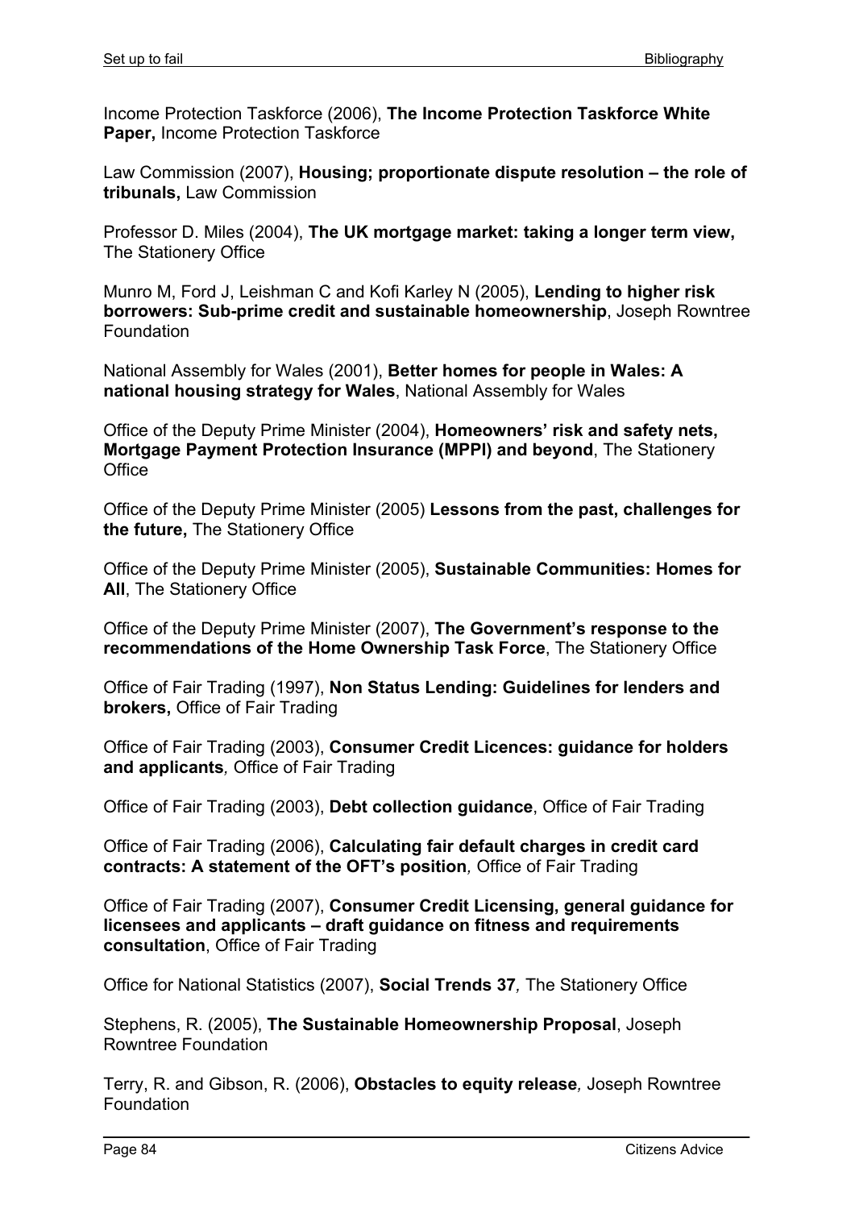Income Protection Taskforce (2006), **The Income Protection Taskforce White Paper,** Income Protection Taskforce

Law Commission (2007), **Housing; proportionate dispute resolution – the role of tribunals,** Law Commission

Professor D. Miles (2004), **The UK mortgage market: taking a longer term view,** The Stationery Office

Munro M, Ford J, Leishman C and Kofi Karley N (2005), **Lending to higher risk borrowers: Sub-prime credit and sustainable homeownership**, Joseph Rowntree Foundation

National Assembly for Wales (2001), **Better homes for people in Wales: A national housing strategy for Wales**, National Assembly for Wales

Office of the Deputy Prime Minister (2004), **Homeowners' risk and safety nets, Mortgage Payment Protection Insurance (MPPI) and beyond**, The Stationery Office

Office of the Deputy Prime Minister (2005) **Lessons from the past, challenges for the future,** The Stationery Office

Office of the Deputy Prime Minister (2005), **Sustainable Communities: Homes for All**, The Stationery Office

Office of the Deputy Prime Minister (2007), **The Government's response to the recommendations of the Home Ownership Task Force**, The Stationery Office

Office of Fair Trading (1997), **Non Status Lending: Guidelines for lenders and brokers,** Office of Fair Trading

Office of Fair Trading (2003), **Consumer Credit Licences: guidance for holders and applicants***,* Office of Fair Trading

Office of Fair Trading (2003), **Debt collection guidance**, Office of Fair Trading

Office of Fair Trading (2006), **Calculating fair default charges in credit card contracts: A statement of the OFT's position***,* Office of Fair Trading

Office of Fair Trading (2007), **Consumer Credit Licensing, general guidance for licensees and applicants – draft guidance on fitness and requirements consultation**, Office of Fair Trading

Office for National Statistics (2007), **Social Trends 37***,* The Stationery Office

Stephens, R. (2005), **The Sustainable Homeownership Proposal**, Joseph Rowntree Foundation

Terry, R. and Gibson, R. (2006), **Obstacles to equity release***,* Joseph Rowntree Foundation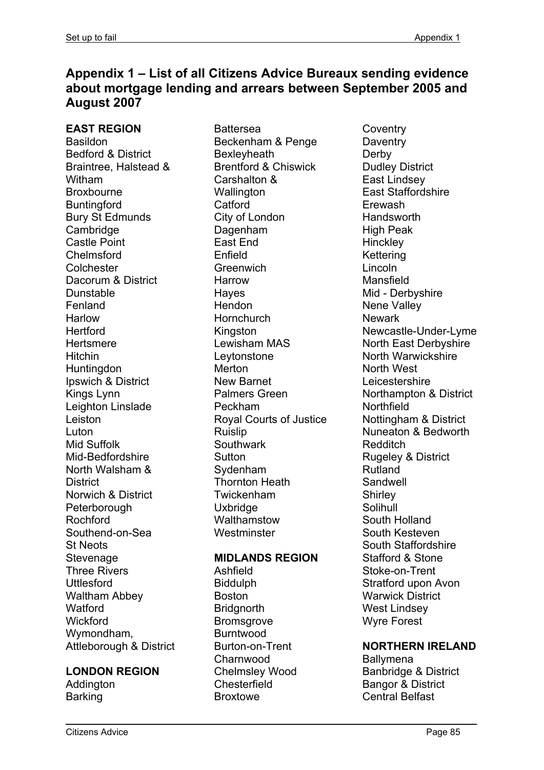# Appendix 1 – List of all Citizens Advice Bureaux sending evidence about mortgage lending and arrears between September 2005 and August 2007

**EAST REGION**

Basildon
Bedford & District
Braintree, Halstead & Witham
Broxbourne
Buntingford
Bury St Edmunds
Cambridge
Castle Point
Chelmsford
Colchester
Dacorum & District
Dunstable
Fenland
Harlow
Hertford
Hertsmere
Hitchin
Huntingdon
Ipswich & District
Kings Lynn
Leighton Linslade
Leiston
Luton
Mid Suffolk
Mid-Bedfordshire
North Walsham & District
Norwich & District
Peterborough
Rochford
Southend-on-Sea
St Neots
Stevenage
Three Rivers
Uttlesford
Waltham Abbey
Watford
Wickford
Wymondham, Attleborough & District

**LONDON REGION**

Addington
Barking
Battersea
Beckenham & Penge
Bexleyheath
Brentford & Chiswick
Carshalton & Wallington
Catford
City of London
Dagenham
East End
Enfield
Greenwich
Harrow
Hayes
Hendon
Hornchurch
Kingston
Lewisham MAS
Leytonstone
Merton
New Barnet
Palmers Green
Peckham
Royal Courts of Justice
Ruislip
Southwark
Sutton
Sydenham
Thornton Heath
Twickenham
Uxbridge
Walthamstow
Westminster

**MIDLANDS REGION**

Ashfield
Biddulph
Boston
Bridgnorth
Bromsgrove
Burntwood
Burton-on-Trent
Charnwood
Chelmsley Wood
Chesterfield
Broxtowe
Coventry
Daventry
Derby
Dudley District
East Lindsey
East Staffordshire
Erewash
Handsworth
High Peak
Hinckley
Kettering
Lincoln
Mansfield
Mid - Derbyshire
Nene Valley
Newark
Newcastle-Under-Lyme
North East Derbyshire
North Warwickshire
North West Leicestershire
Northampton & District
Northfield
Nottingham & District
Nuneaton & Bedworth
Redditch
Rugeley & District
Rutland
Sandwell
Shirley
Solihull
South Holland
South Kesteven
South Staffordshire
Stafford & Stone
Stoke-on-Trent
Stratford upon Avon
Warwick District
West Lindsey
Wyre Forest

**NORTHERN IRELAND**

Ballymena
Banbridge & District
Bangor & District
Central Belfast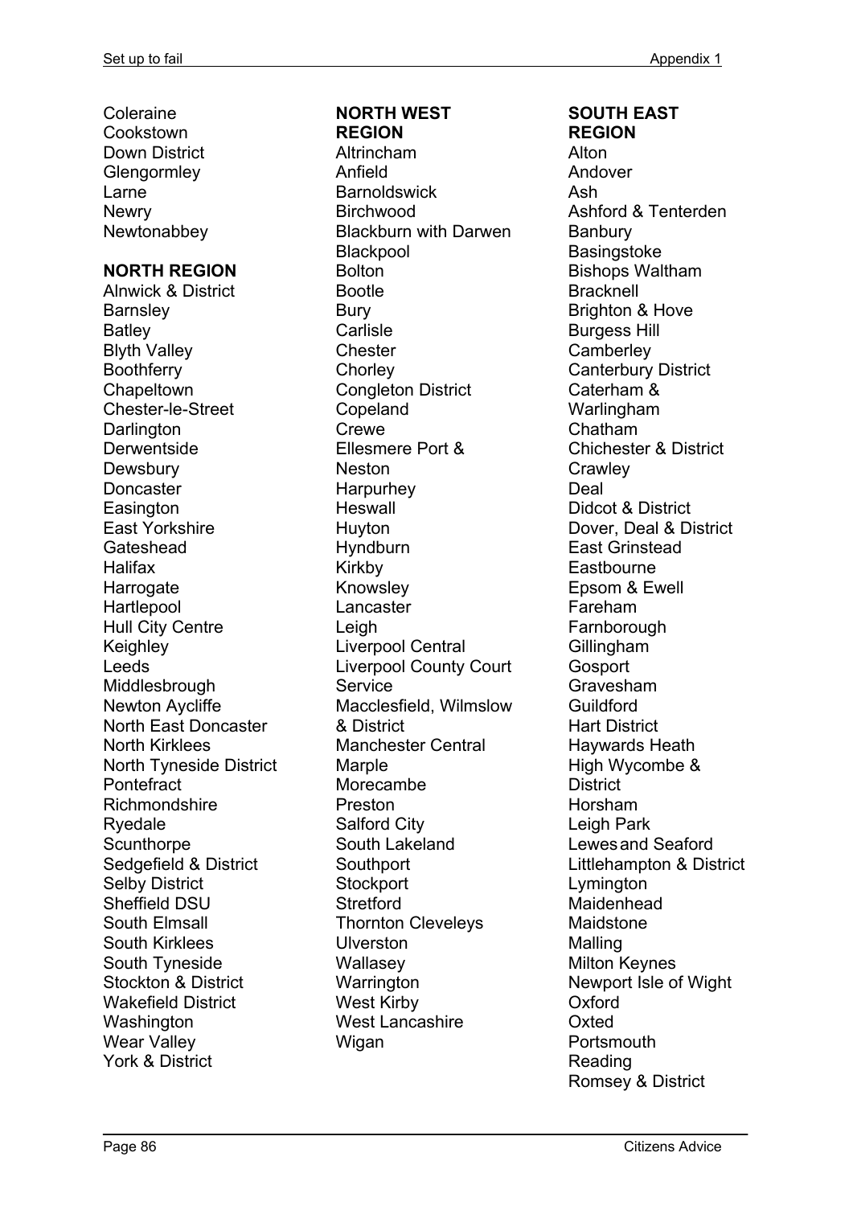Coleraine
Cookstown
Down District
Glengormley
Larne
Newry
Newtonabbey

**NORTH REGION**

Alnwick & District
Barnsley
Batley
Blyth Valley
Boothferry
Chapeltown
Chester-le-Street
Darlington
Derwentside
Dewsbury
Doncaster
Easington
East Yorkshire
Gateshead
Halifax
Harrogate
Hartlepool
Hull City Centre
Keighley
Leeds
Middlesbrough
Newton Aycliffe
North East Doncaster
North Kirklees
North Tyneside District
Pontefract
Richmondshire
Ryedale
Scunthorpe
Sedgefield & District
Selby District
Sheffield DSU
South Elmsall
South Kirklees
South Tyneside
Stockton & District
Wakefield District
Washington
Wear Valley
York & District

**NORTH WEST REGION**

Altrincham
Anfield
Barnoldswick
Birchwood
Blackburn with Darwen
Blackpool
Bolton
Bootle
Bury
Carlisle
Chester
Chorley
Congleton District
Copeland
Crewe
Ellesmere Port & Neston
Harpurhey
Heswall
Huyton
Hyndburn
Kirkby
Knowsley
Lancaster
Leigh
Liverpool Central
Liverpool County Court Service
Macclesfield, Wilmslow & District
Manchester Central
Marple
Morecambe
Preston
Salford City
South Lakeland
Southport
Stockport
Stretford
Thornton Cleveleys
Ulverston
Wallasey
Warrington
West Kirby
West Lancashire
Wigan

**SOUTH EAST REGION**

Alton
Andover
Ash
Ashford & Tenterden
Banbury
Basingstoke
Bishops Waltham
Bracknell
Brighton & Hove
Burgess Hill
Camberley
Canterbury District
Caterham & Warlingham
Chatham
Chichester & District
Crawley
Deal
Didcot & District
Dover, Deal & District
East Grinstead
Eastbourne
Epsom & Ewell
Fareham
Farnborough
Gillingham
Gosport
Gravesham
Guildford
Hart District
Haywards Heath
High Wycombe & District
Horsham
Leigh Park
Lewes and Seaford
Littlehampton & District
Lymington
Maidenhead
Maidstone
Malling
Milton Keynes
Newport Isle of Wight
Oxford
Oxted
Portsmouth
Reading
Romsey & District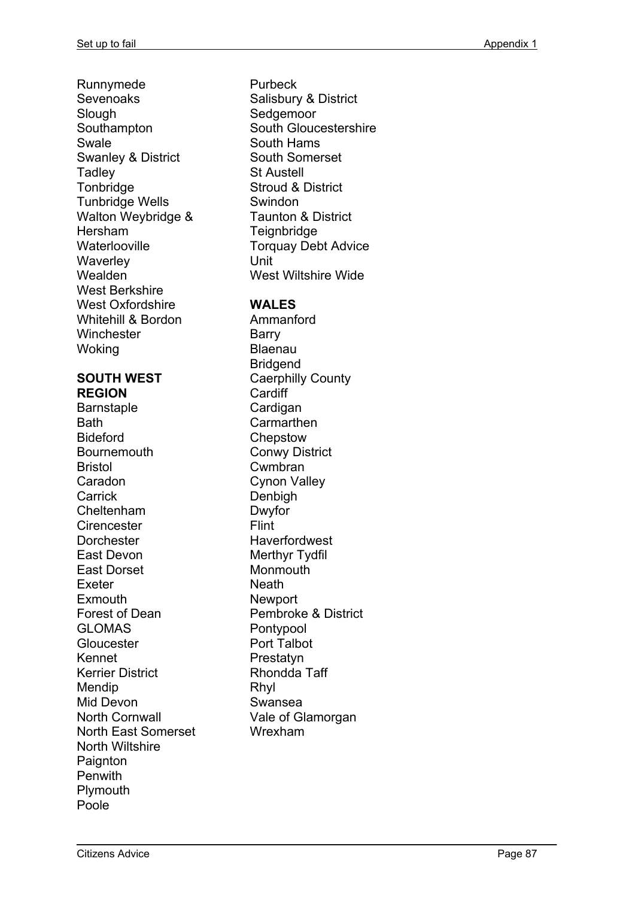Runnymede
Sevenoaks
Slough
Southampton
Swale
Swanley & District
Tadley
Tonbridge
Tunbridge Wells
Walton Weybridge & Hersham
Waterlooville
Waverley
Wealden
West Berkshire
West Oxfordshire
Whitehill & Bordon
Winchester
Woking

**SOUTH WEST REGION**

Barnstaple
Bath
Bideford
Bournemouth
Bristol
Caradon
Carrick
Cheltenham
Cirencester
Dorchester
East Devon
East Dorset
Exeter
Exmouth
Forest of Dean
GLOMAS
Gloucester
Kennet
Kerrier District
Mendip
Mid Devon
North Cornwall
North East Somerset
North Wiltshire
Paignton
Penwith
Plymouth
Poole
Purbeck
Salisbury & District
Sedgemoor
South Gloucestershire
South Hams
South Somerset
St Austell
Stroud & District
Swindon
Taunton & District
Teignbridge
Torquay Debt Advice Unit
West Wiltshire Wide

**WALES**

Ammanford
Barry
Blaenau
Bridgend
Caerphilly County
Cardiff
Cardigan
Carmarthen
Chepstow
Conwy District
Cwmbran
Cynon Valley
Denbigh
Dwyfor
Flint
Haverfordwest
Merthyr Tydfil
Monmouth
Neath
Newport
Pembroke & District
Pontypool
Port Talbot
Prestatyn
Rhondda Taff
Rhyl
Swansea
Vale of Glamorgan
Wrexham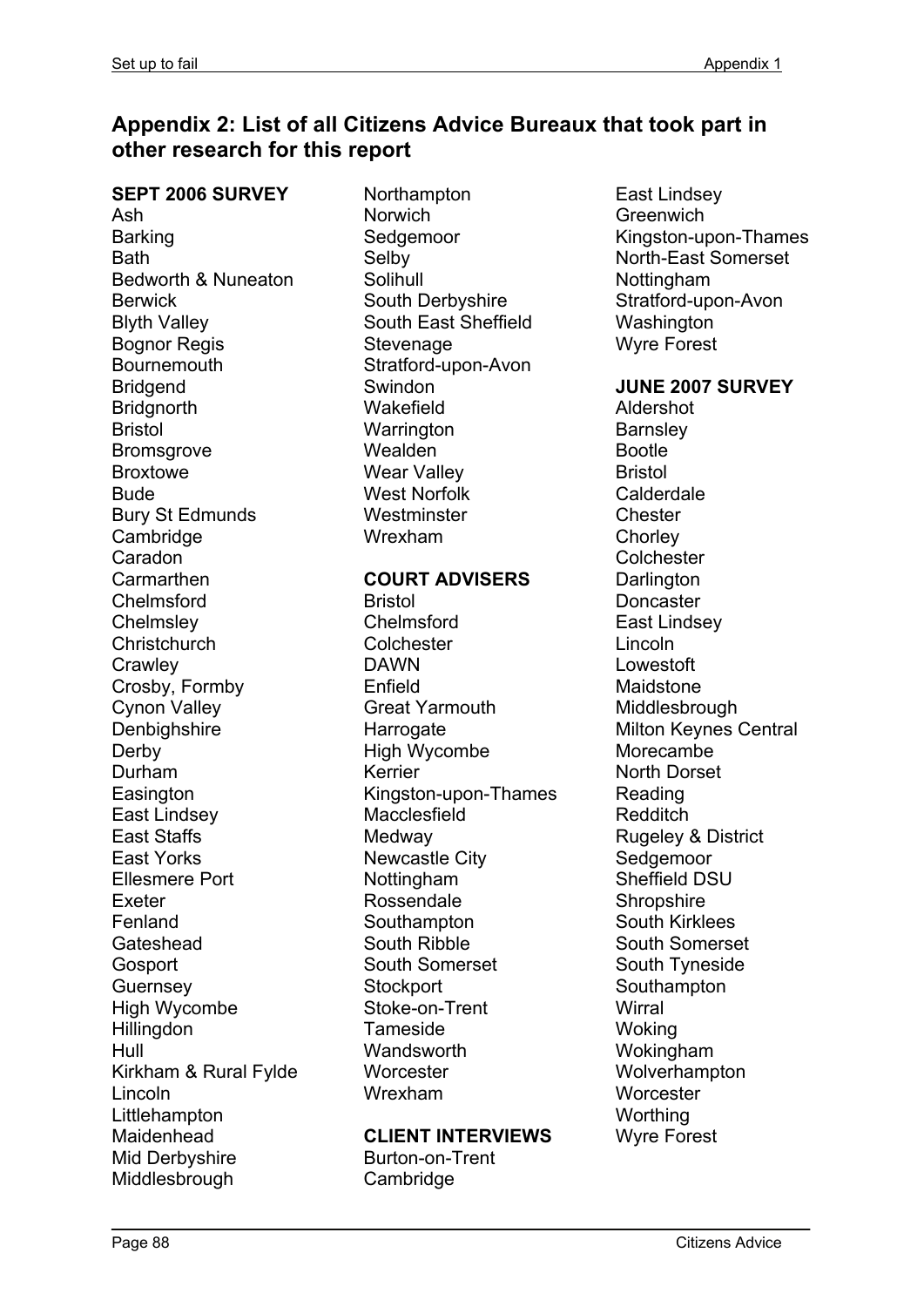## Appendix 2: List of all Citizens Advice Bureaux that took part in other research for this report

**SEPT 2006 SURVEY**

Ash
Barking
Bath
Bedworth & Nuneaton
Berwick
Blyth Valley
Bognor Regis
Bournemouth
Bridgend
Bridgnorth
Bristol
Bromsgrove
Broxtowe
Bude
Bury St Edmunds
Cambridge
Caradon
Carmarthen
Chelmsford
Chelmsley
Christchurch
Crawley
Crosby, Formby
Cynon Valley
Denbighshire
Derby
Durham
Easington
East Lindsey
East Staffs
East Yorks
Ellesmere Port
Exeter
Fenland
Gateshead
Gosport
Guernsey
High Wycombe
Hillingdon
Hull
Kirkham & Rural Fylde
Lincoln
Littlehampton
Maidenhead
Mid Derbyshire
Middlesbrough
Northampton
Norwich
Sedgemoor
Selby
Solihull
South Derbyshire
South East Sheffield
Stevenage
Stratford-upon-Avon
Swindon
Wakefield
Warrington
Wealden
Wear Valley
West Norfolk
Westminster
Wrexham

**COURT ADVISERS**

Bristol
Chelmsford
Colchester
DAWN
Enfield
Great Yarmouth
Harrogate
High Wycombe
Kerrier
Kingston-upon-Thames
Macclesfield
Medway
Newcastle City
Nottingham
Rossendale
Southampton
South Ribble
South Somerset
Stockport
Stoke-on-Trent
Tameside
Wandsworth
Worcester
Wrexham

**CLIENT INTERVIEWS**

Burton-on-Trent
Cambridge
East Lindsey
Greenwich
Kingston-upon-Thames
North-East Somerset
Nottingham
Stratford-upon-Avon
Washington
Wyre Forest

**JUNE 2007 SURVEY**

Aldershot
Barnsley
Bootle
Bristol
Calderdale
Chester
Chorley
Colchester
Darlington
Doncaster
East Lindsey
Lincoln
Lowestoft
Maidstone
Middlesbrough
Milton Keynes Central
Morecambe
North Dorset
Reading
Redditch
Rugeley & District
Sedgemoor
Sheffield DSU
Shropshire
South Kirklees
South Somerset
South Tyneside
Southampton
Wirral
Woking
Wokingham
Wolverhampton
Worcester
Worthing
Wyre Forest